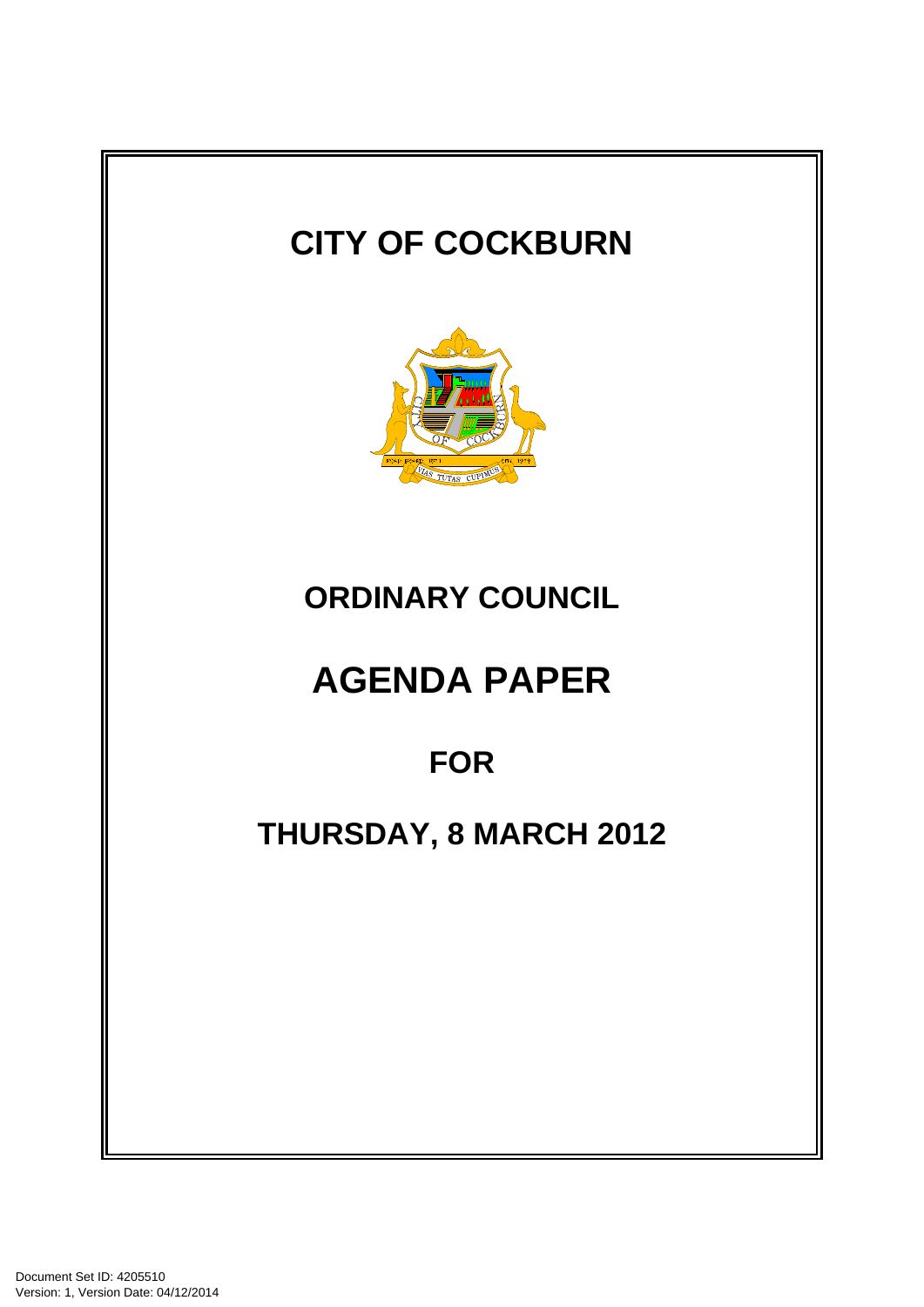# CITY OF COCKBURN

# ORDINARY COUNCIL

# AGENDA PAPER

## FOR

## THURSDAY, 8 MARCH 2012

Document Set ID: 4205510
Version: 1, Version Date: 04/12/2014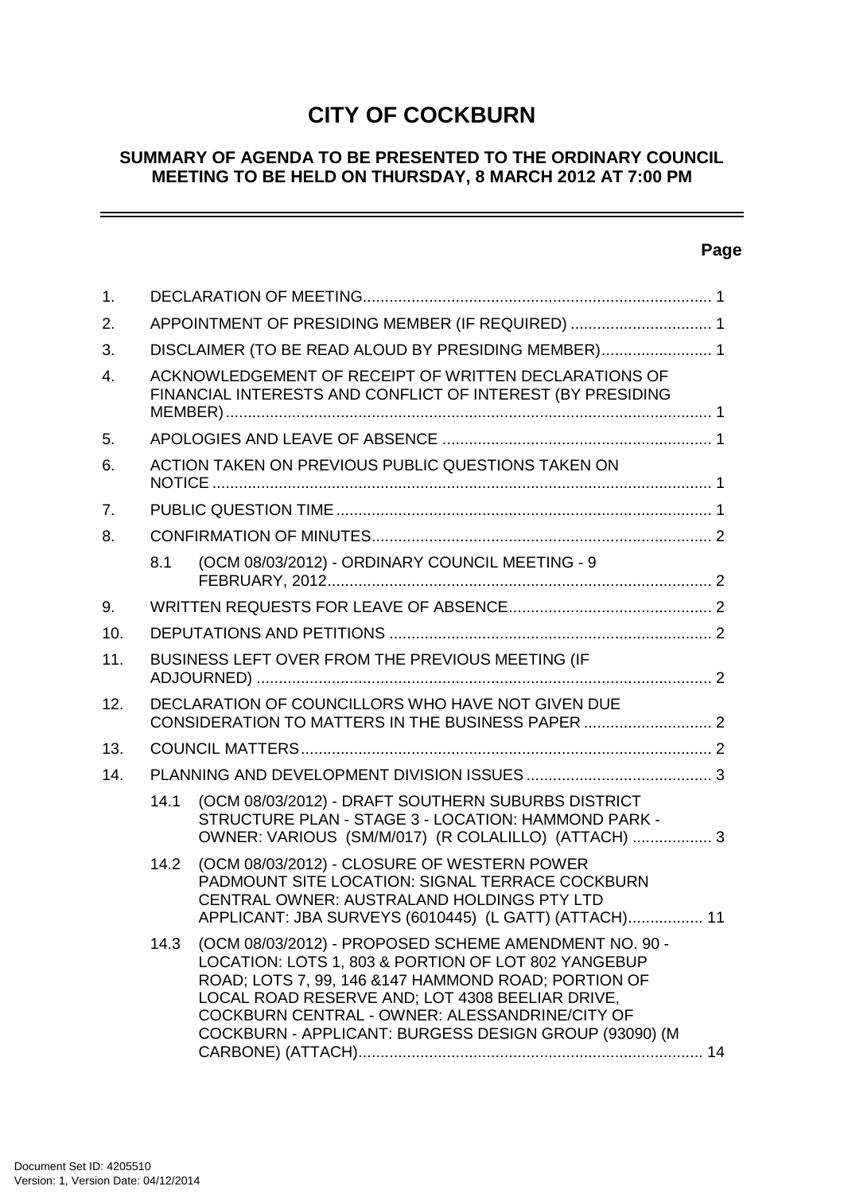# CITY OF COCKBURN

## SUMMARY OF AGENDA TO BE PRESENTED TO THE ORDINARY COUNCIL MEETING TO BE HELD ON THURSDAY, 8 MARCH 2012 AT 7:00 PM

---

**Page**

1. DECLARATION OF MEETING ........ 1
2. APPOINTMENT OF PRESIDING MEMBER (IF REQUIRED) ........ 1
3. DISCLAIMER (TO BE READ ALOUD BY PRESIDING MEMBER) ........ 1
4. ACKNOWLEDGEMENT OF RECEIPT OF WRITTEN DECLARATIONS OF FINANCIAL INTERESTS AND CONFLICT OF INTEREST (BY PRESIDING MEMBER) ........ 1
5. APOLOGIES AND LEAVE OF ABSENCE ........ 1
6. ACTION TAKEN ON PREVIOUS PUBLIC QUESTIONS TAKEN ON NOTICE ........ 1
7. PUBLIC QUESTION TIME ........ 1
8. CONFIRMATION OF MINUTES ........ 2
   - 8.1 (OCM 08/03/2012) - ORDINARY COUNCIL MEETING - 9 FEBRUARY, 2012 ........ 2
9. WRITTEN REQUESTS FOR LEAVE OF ABSENCE ........ 2
10. DEPUTATIONS AND PETITIONS ........ 2
11. BUSINESS LEFT OVER FROM THE PREVIOUS MEETING (IF ADJOURNED) ........ 2
12. DECLARATION OF COUNCILLORS WHO HAVE NOT GIVEN DUE CONSIDERATION TO MATTERS IN THE BUSINESS PAPER ........ 2
13. COUNCIL MATTERS ........ 2
14. PLANNING AND DEVELOPMENT DIVISION ISSUES ........ 3
   - 14.1 (OCM 08/03/2012) - DRAFT SOUTHERN SUBURBS DISTRICT STRUCTURE PLAN - STAGE 3 - LOCATION: HAMMOND PARK - OWNER: VARIOUS (SM/M/017) (R COLALILLO) (ATTACH) ........ 3
   - 14.2 (OCM 08/03/2012) - CLOSURE OF WESTERN POWER PADMOUNT SITE LOCATION: SIGNAL TERRACE COCKBURN CENTRAL OWNER: AUSTRALAND HOLDINGS PTY LTD APPLICANT: JBA SURVEYS (6010445) (L GATT) (ATTACH) ........ 11
   - 14.3 (OCM 08/03/2012) - PROPOSED SCHEME AMENDMENT NO. 90 - LOCATION: LOTS 1, 803 & PORTION OF LOT 802 YANGEBUP ROAD; LOTS 7, 99, 146 &147 HAMMOND ROAD; PORTION OF LOCAL ROAD RESERVE AND; LOT 4308 BEELIAR DRIVE, COCKBURN CENTRAL - OWNER: ALESSANDRINE/CITY OF COCKBURN - APPLICANT: BURGESS DESIGN GROUP (93090) (M CARBONE) (ATTACH) ........ 14

Document Set ID: 4205510
Version: 1, Version Date: 04/12/2014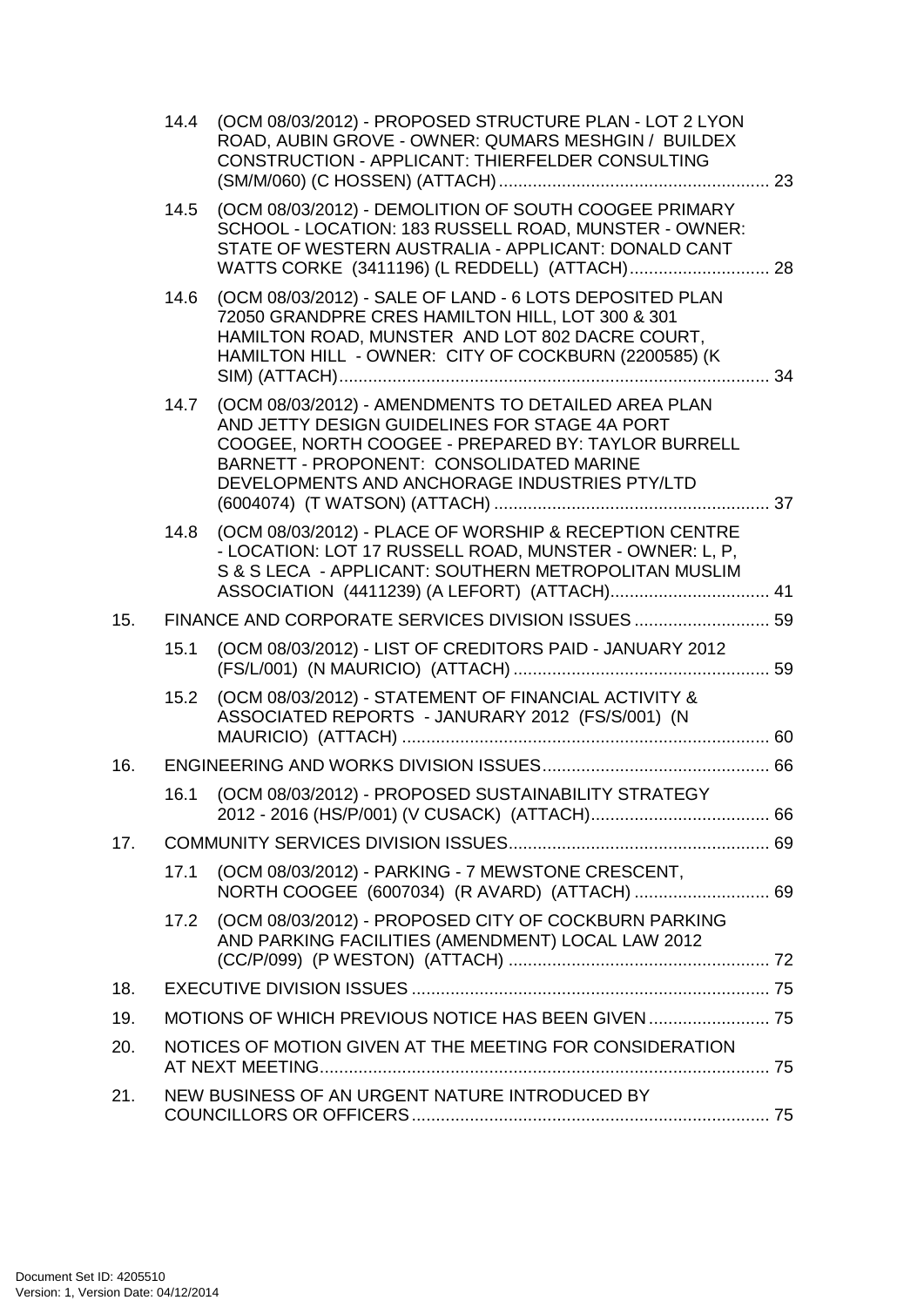14.4 (OCM 08/03/2012) - PROPOSED STRUCTURE PLAN - LOT 2 LYON ROAD, AUBIN GROVE - OWNER: QUMARS MESHGIN / BUILDEX CONSTRUCTION - APPLICANT: THIERFELDER CONSULTING (SM/M/060) (C HOSSEN) (ATTACH) ........................................................ 23

14.5 (OCM 08/03/2012) - DEMOLITION OF SOUTH COOGEE PRIMARY SCHOOL - LOCATION: 183 RUSSELL ROAD, MUNSTER - OWNER: STATE OF WESTERN AUSTRALIA - APPLICANT: DONALD CANT WATTS CORKE (3411196) (L REDDELL) (ATTACH) ............................. 28

14.6 (OCM 08/03/2012) - SALE OF LAND - 6 LOTS DEPOSITED PLAN 72050 GRANDPRE CRES HAMILTON HILL, LOT 300 & 301 HAMILTON ROAD, MUNSTER AND LOT 802 DACRE COURT, HAMILTON HILL - OWNER: CITY OF COCKBURN (2200585) (K SIM) (ATTACH) ........................................................................................ 34

14.7 (OCM 08/03/2012) - AMENDMENTS TO DETAILED AREA PLAN AND JETTY DESIGN GUIDELINES FOR STAGE 4A PORT COOGEE, NORTH COOGEE - PREPARED BY: TAYLOR BURRELL BARNETT - PROPONENT: CONSOLIDATED MARINE DEVELOPMENTS AND ANCHORAGE INDUSTRIES PTY/LTD (6004074) (T WATSON) (ATTACH) ......................................................... 37

14.8 (OCM 08/03/2012) - PLACE OF WORSHIP & RECEPTION CENTRE - LOCATION: LOT 17 RUSSELL ROAD, MUNSTER - OWNER: L, P, S & S LECA - APPLICANT: SOUTHERN METROPOLITAN MUSLIM ASSOCIATION (4411239) (A LEFORT) (ATTACH) ................................. 41

15. FINANCE AND CORPORATE SERVICES DIVISION ISSUES ............................ 59

15.1 (OCM 08/03/2012) - LIST OF CREDITORS PAID - JANUARY 2012 (FS/L/001) (N MAURICIO) (ATTACH) ..................................................... 59

15.2 (OCM 08/03/2012) - STATEMENT OF FINANCIAL ACTIVITY & ASSOCIATED REPORTS - JANURARY 2012 (FS/S/001) (N MAURICIO) (ATTACH) ............................................................................ 60

16. ENGINEERING AND WORKS DIVISION ISSUES ............................................... 66

16.1 (OCM 08/03/2012) - PROPOSED SUSTAINABILITY STRATEGY 2012 - 2016 (HS/P/001) (V CUSACK) (ATTACH) ..................................... 66

17. COMMUNITY SERVICES DIVISION ISSUES ...................................................... 69

17.1 (OCM 08/03/2012) - PARKING - 7 MEWSTONE CRESCENT, NORTH COOGEE (6007034) (R AVARD) (ATTACH) ............................ 69

17.2 (OCM 08/03/2012) - PROPOSED CITY OF COCKBURN PARKING AND PARKING FACILITIES (AMENDMENT) LOCAL LAW 2012 (CC/P/099) (P WESTON) (ATTACH) ...................................................... 72

18. EXECUTIVE DIVISION ISSUES .......................................................................... 75

19. MOTIONS OF WHICH PREVIOUS NOTICE HAS BEEN GIVEN ......................... 75

20. NOTICES OF MOTION GIVEN AT THE MEETING FOR CONSIDERATION AT NEXT MEETING............................................................................................. 75

21. NEW BUSINESS OF AN URGENT NATURE INTRODUCED BY COUNCILLORS OR OFFICERS .......................................................................... 75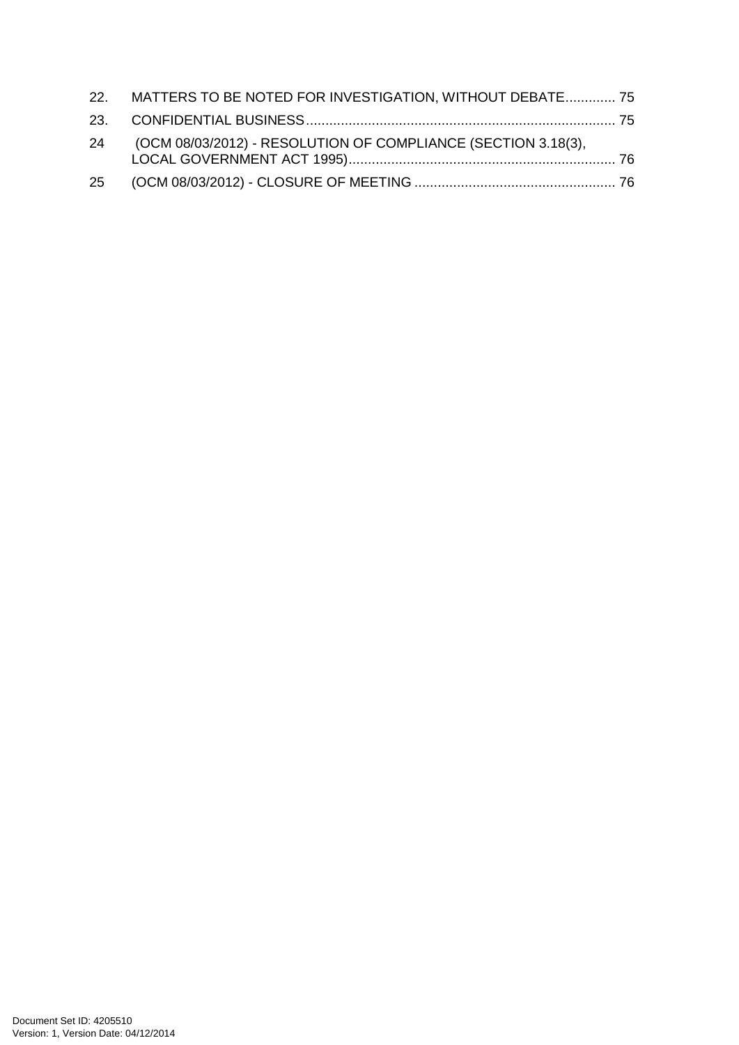22. MATTERS TO BE NOTED FOR INVESTIGATION, WITHOUT DEBATE............. 75

23. CONFIDENTIAL BUSINESS............................................................................... 75

24 (OCM 08/03/2012) - RESOLUTION OF COMPLIANCE (SECTION 3.18(3), LOCAL GOVERNMENT ACT 1995)..................................................................... 76

25 (OCM 08/03/2012) - CLOSURE OF MEETING .................................................... 76

Document Set ID: 4205510
Version: 1, Version Date: 04/12/2014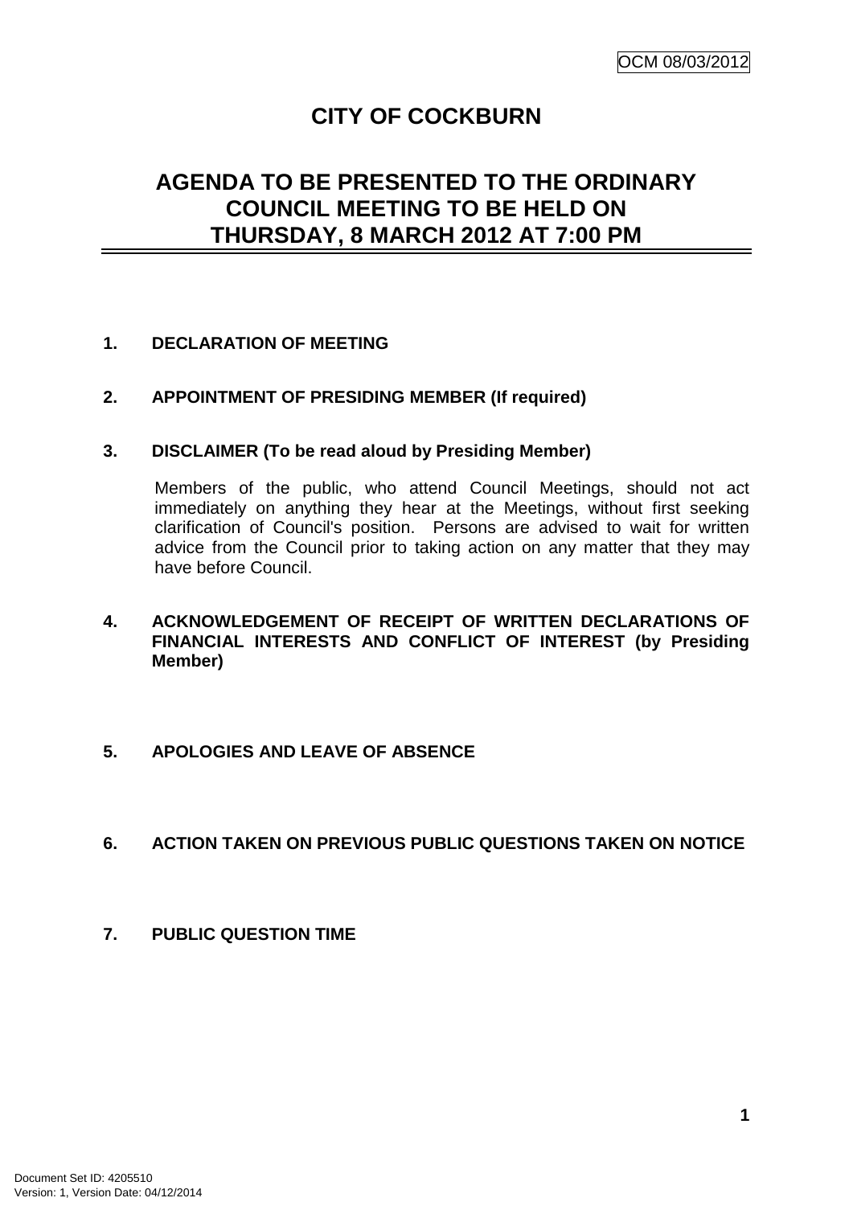# CITY OF COCKBURN

## AGENDA TO BE PRESENTED TO THE ORDINARY COUNCIL MEETING TO BE HELD ON THURSDAY, 8 MARCH 2012 AT 7:00 PM

**1. DECLARATION OF MEETING**

**2. APPOINTMENT OF PRESIDING MEMBER (If required)**

**3. DISCLAIMER (To be read aloud by Presiding Member)**

Members of the public, who attend Council Meetings, should not act immediately on anything they hear at the Meetings, without first seeking clarification of Council's position. Persons are advised to wait for written advice from the Council prior to taking action on any matter that they may have before Council.

**4. ACKNOWLEDGEMENT OF RECEIPT OF WRITTEN DECLARATIONS OF FINANCIAL INTERESTS AND CONFLICT OF INTEREST (by Presiding Member)**

**5. APOLOGIES AND LEAVE OF ABSENCE**

**6. ACTION TAKEN ON PREVIOUS PUBLIC QUESTIONS TAKEN ON NOTICE**

**7. PUBLIC QUESTION TIME**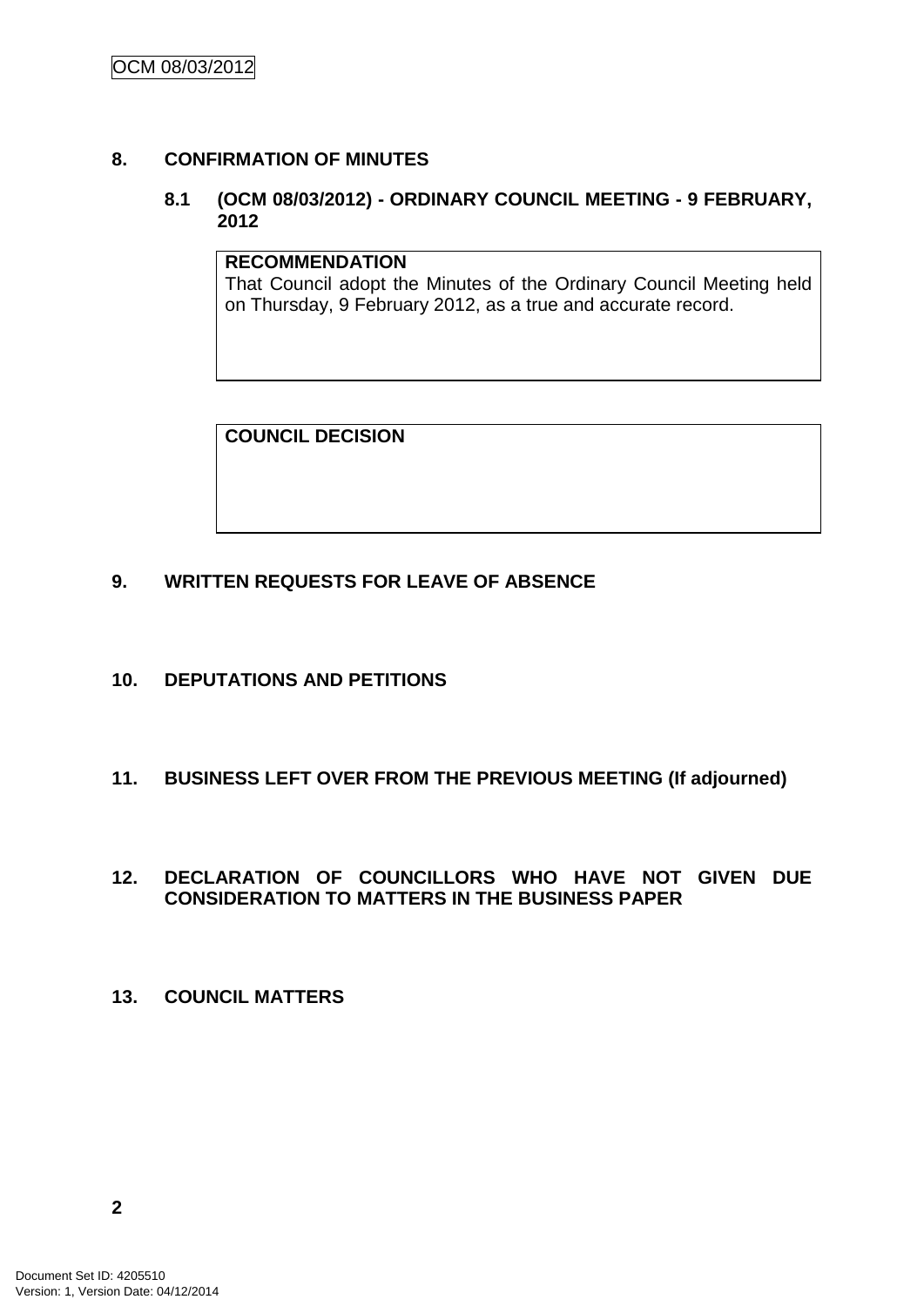## 8. CONFIRMATION OF MINUTES

### 8.1 (OCM 08/03/2012) - ORDINARY COUNCIL MEETING - 9 FEBRUARY, 2012

**RECOMMENDATION**
That Council adopt the Minutes of the Ordinary Council Meeting held on Thursday, 9 February 2012, as a true and accurate record.

**COUNCIL DECISION**

## 9. WRITTEN REQUESTS FOR LEAVE OF ABSENCE

## 10. DEPUTATIONS AND PETITIONS

## 11. BUSINESS LEFT OVER FROM THE PREVIOUS MEETING (If adjourned)

## 12. DECLARATION OF COUNCILLORS WHO HAVE NOT GIVEN DUE CONSIDERATION TO MATTERS IN THE BUSINESS PAPER

## 13. COUNCIL MATTERS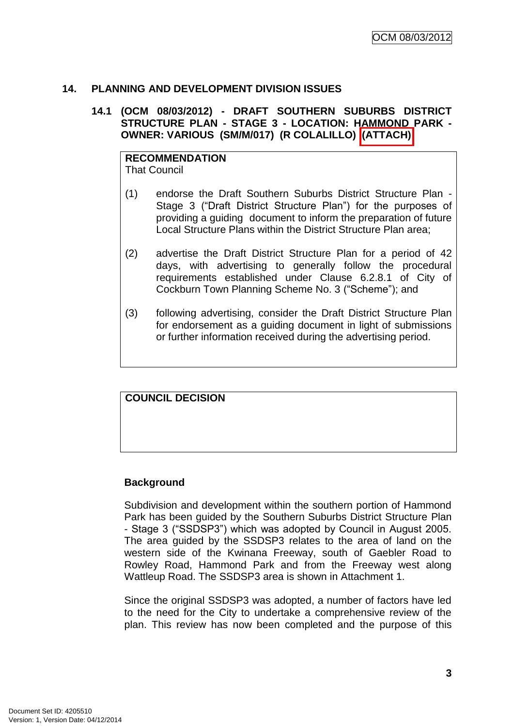## 14. PLANNING AND DEVELOPMENT DIVISION ISSUES

### 14.1 (OCM 08/03/2012) - DRAFT SOUTHERN SUBURBS DISTRICT STRUCTURE PLAN - STAGE 3 - LOCATION: HAMMOND PARK - OWNER: VARIOUS (SM/M/017) (R COLALILLO) (ATTACH)

**RECOMMENDATION**
That Council

(1) endorse the Draft Southern Suburbs District Structure Plan - Stage 3 ("Draft District Structure Plan") for the purposes of providing a guiding document to inform the preparation of future Local Structure Plans within the District Structure Plan area;

(2) advertise the Draft District Structure Plan for a period of 42 days, with advertising to generally follow the procedural requirements established under Clause 6.2.8.1 of City of Cockburn Town Planning Scheme No. 3 ("Scheme"); and

(3) following advertising, consider the Draft District Structure Plan for endorsement as a guiding document in light of submissions or further information received during the advertising period.

**COUNCIL DECISION**

**Background**

Subdivision and development within the southern portion of Hammond Park has been guided by the Southern Suburbs District Structure Plan - Stage 3 ("SSDSP3") which was adopted by Council in August 2005. The area guided by the SSDSP3 relates to the area of land on the western side of the Kwinana Freeway, south of Gaebler Road to Rowley Road, Hammond Park and from the Freeway west along Wattleup Road. The SSDSP3 area is shown in Attachment 1.

Since the original SSDSP3 was adopted, a number of factors have led to the need for the City to undertake a comprehensive review of the plan. This review has now been completed and the purpose of this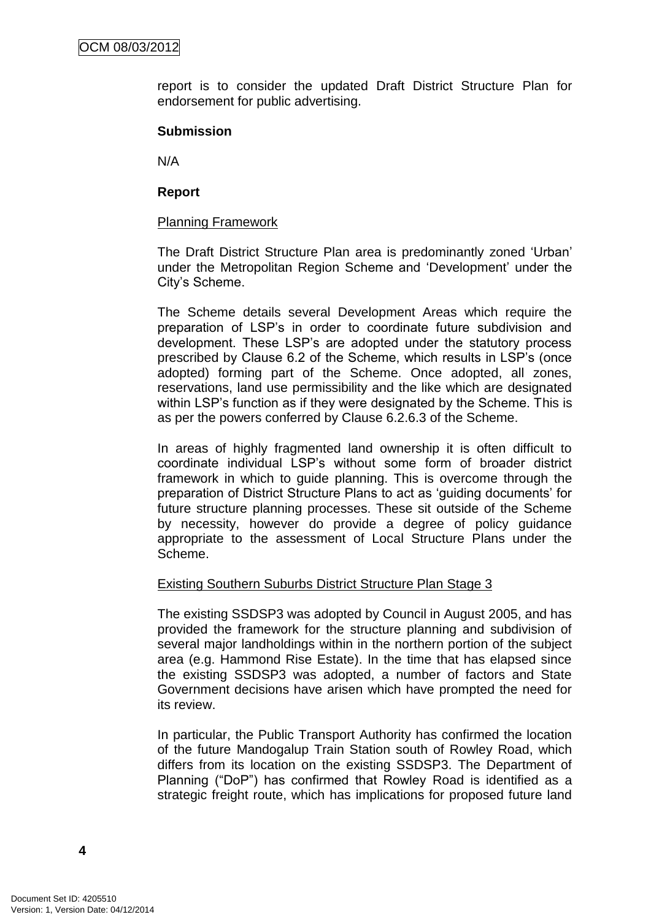report is to consider the updated Draft District Structure Plan for endorsement for public advertising.

**Submission**

N/A

**Report**

Planning Framework

The Draft District Structure Plan area is predominantly zoned 'Urban' under the Metropolitan Region Scheme and 'Development' under the City's Scheme.

The Scheme details several Development Areas which require the preparation of LSP's in order to coordinate future subdivision and development. These LSP's are adopted under the statutory process prescribed by Clause 6.2 of the Scheme, which results in LSP's (once adopted) forming part of the Scheme. Once adopted, all zones, reservations, land use permissibility and the like which are designated within LSP's function as if they were designated by the Scheme. This is as per the powers conferred by Clause 6.2.6.3 of the Scheme.

In areas of highly fragmented land ownership it is often difficult to coordinate individual LSP's without some form of broader district framework in which to guide planning. This is overcome through the preparation of District Structure Plans to act as 'guiding documents' for future structure planning processes. These sit outside of the Scheme by necessity, however do provide a degree of policy guidance appropriate to the assessment of Local Structure Plans under the Scheme.

Existing Southern Suburbs District Structure Plan Stage 3

The existing SSDSP3 was adopted by Council in August 2005, and has provided the framework for the structure planning and subdivision of several major landholdings within in the northern portion of the subject area (e.g. Hammond Rise Estate). In the time that has elapsed since the existing SSDSP3 was adopted, a number of factors and State Government decisions have arisen which have prompted the need for its review.

In particular, the Public Transport Authority has confirmed the location of the future Mandogalup Train Station south of Rowley Road, which differs from its location on the existing SSDSP3. The Department of Planning ("DoP") has confirmed that Rowley Road is identified as a strategic freight route, which has implications for proposed future land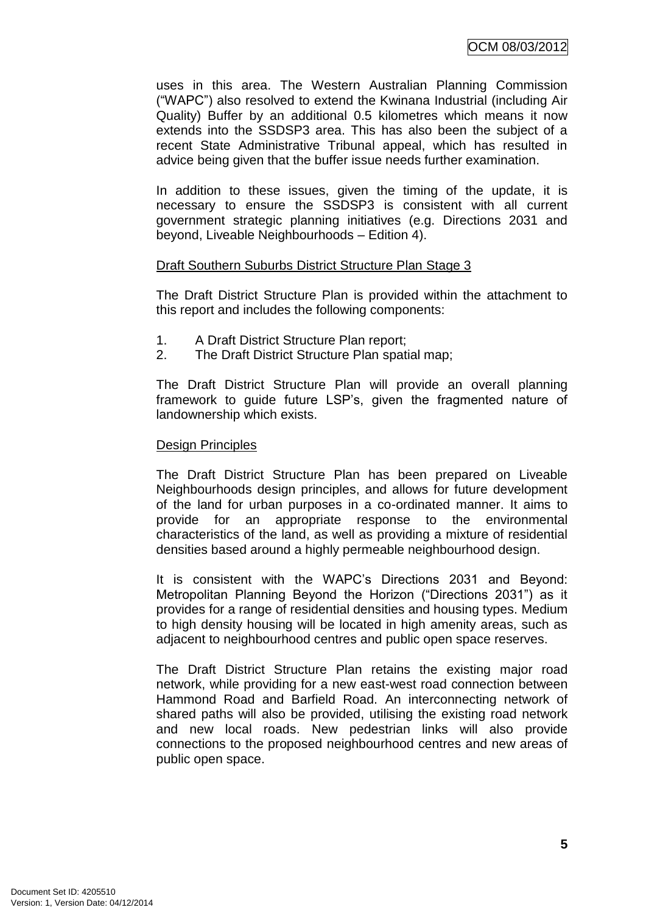uses in this area. The Western Australian Planning Commission ("WAPC") also resolved to extend the Kwinana Industrial (including Air Quality) Buffer by an additional 0.5 kilometres which means it now extends into the SSDSP3 area. This has also been the subject of a recent State Administrative Tribunal appeal, which has resulted in advice being given that the buffer issue needs further examination.

In addition to these issues, given the timing of the update, it is necessary to ensure the SSDSP3 is consistent with all current government strategic planning initiatives (e.g. Directions 2031 and beyond, Liveable Neighbourhoods – Edition 4).

Draft Southern Suburbs District Structure Plan Stage 3

The Draft District Structure Plan is provided within the attachment to this report and includes the following components:

1. A Draft District Structure Plan report;
2. The Draft District Structure Plan spatial map;

The Draft District Structure Plan will provide an overall planning framework to guide future LSP's, given the fragmented nature of landownership which exists.

Design Principles

The Draft District Structure Plan has been prepared on Liveable Neighbourhoods design principles, and allows for future development of the land for urban purposes in a co-ordinated manner. It aims to provide for an appropriate response to the environmental characteristics of the land, as well as providing a mixture of residential densities based around a highly permeable neighbourhood design.

It is consistent with the WAPC's Directions 2031 and Beyond: Metropolitan Planning Beyond the Horizon ("Directions 2031") as it provides for a range of residential densities and housing types. Medium to high density housing will be located in high amenity areas, such as adjacent to neighbourhood centres and public open space reserves.

The Draft District Structure Plan retains the existing major road network, while providing for a new east-west road connection between Hammond Road and Barfield Road. An interconnecting network of shared paths will also be provided, utilising the existing road network and new local roads. New pedestrian links will also provide connections to the proposed neighbourhood centres and new areas of public open space.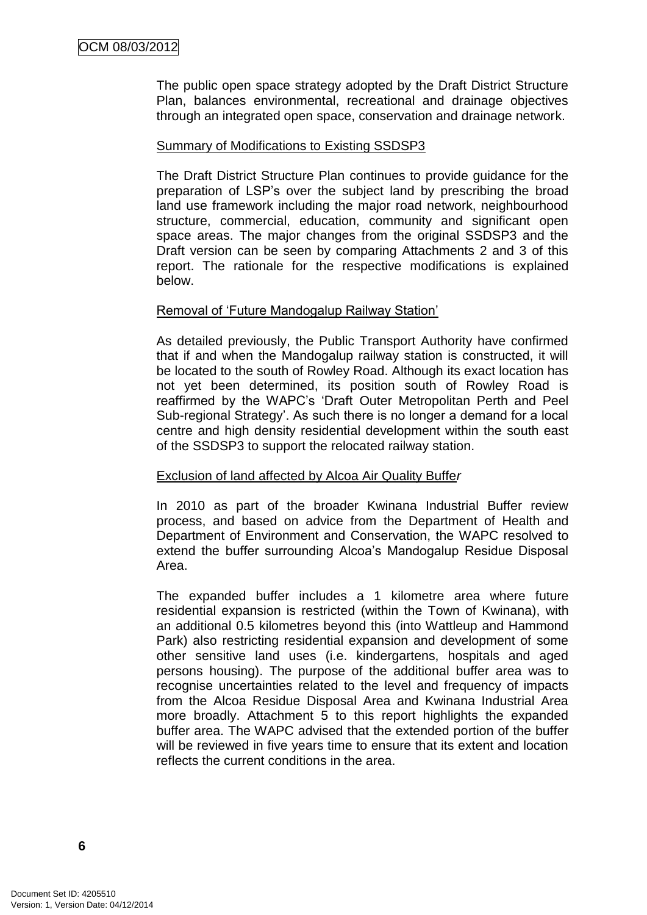The public open space strategy adopted by the Draft District Structure Plan, balances environmental, recreational and drainage objectives through an integrated open space, conservation and drainage network.

Summary of Modifications to Existing SSDSP3

The Draft District Structure Plan continues to provide guidance for the preparation of LSP's over the subject land by prescribing the broad land use framework including the major road network, neighbourhood structure, commercial, education, community and significant open space areas. The major changes from the original SSDSP3 and the Draft version can be seen by comparing Attachments 2 and 3 of this report. The rationale for the respective modifications is explained below.

Removal of 'Future Mandogalup Railway Station'

As detailed previously, the Public Transport Authority have confirmed that if and when the Mandogalup railway station is constructed, it will be located to the south of Rowley Road. Although its exact location has not yet been determined, its position south of Rowley Road is reaffirmed by the WAPC's 'Draft Outer Metropolitan Perth and Peel Sub-regional Strategy'. As such there is no longer a demand for a local centre and high density residential development within the south east of the SSDSP3 to support the relocated railway station.

Exclusion of land affected by Alcoa Air Quality Buffer

In 2010 as part of the broader Kwinana Industrial Buffer review process, and based on advice from the Department of Health and Department of Environment and Conservation, the WAPC resolved to extend the buffer surrounding Alcoa's Mandogalup Residue Disposal Area.

The expanded buffer includes a 1 kilometre area where future residential expansion is restricted (within the Town of Kwinana), with an additional 0.5 kilometres beyond this (into Wattleup and Hammond Park) also restricting residential expansion and development of some other sensitive land uses (i.e. kindergartens, hospitals and aged persons housing). The purpose of the additional buffer area was to recognise uncertainties related to the level and frequency of impacts from the Alcoa Residue Disposal Area and Kwinana Industrial Area more broadly. Attachment 5 to this report highlights the expanded buffer area. The WAPC advised that the extended portion of the buffer will be reviewed in five years time to ensure that its extent and location reflects the current conditions in the area.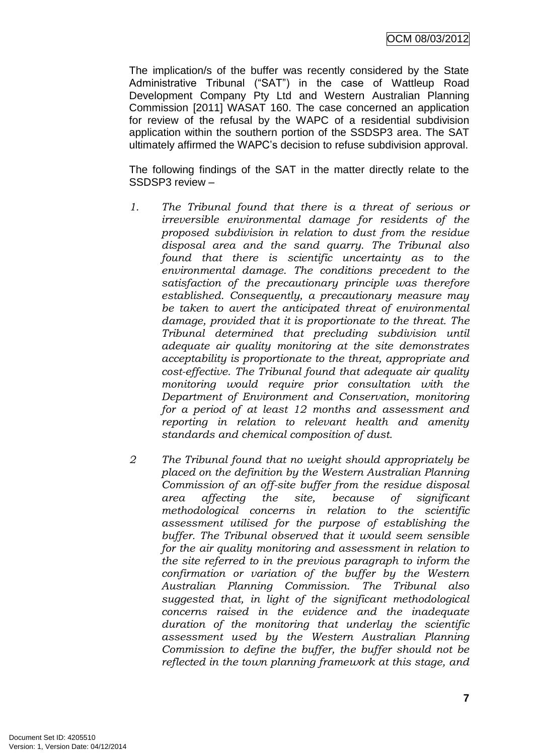The implication/s of the buffer was recently considered by the State Administrative Tribunal ("SAT") in the case of Wattleup Road Development Company Pty Ltd and Western Australian Planning Commission [2011] WASAT 160. The case concerned an application for review of the refusal by the WAPC of a residential subdivision application within the southern portion of the SSDSP3 area. The SAT ultimately affirmed the WAPC's decision to refuse subdivision approval.

The following findings of the SAT in the matter directly relate to the SSDSP3 review –

1. *The Tribunal found that there is a threat of serious or irreversible environmental damage for residents of the proposed subdivision in relation to dust from the residue disposal area and the sand quarry. The Tribunal also found that there is scientific uncertainty as to the environmental damage. The conditions precedent to the satisfaction of the precautionary principle was therefore established. Consequently, a precautionary measure may be taken to avert the anticipated threat of environmental damage, provided that it is proportionate to the threat. The Tribunal determined that precluding subdivision until adequate air quality monitoring at the site demonstrates acceptability is proportionate to the threat, appropriate and cost-effective. The Tribunal found that adequate air quality monitoring would require prior consultation with the Department of Environment and Conservation, monitoring for a period of at least 12 months and assessment and reporting in relation to relevant health and amenity standards and chemical composition of dust.*

2 *The Tribunal found that no weight should appropriately be placed on the definition by the Western Australian Planning Commission of an off-site buffer from the residue disposal area affecting the site, because of significant methodological concerns in relation to the scientific assessment utilised for the purpose of establishing the buffer. The Tribunal observed that it would seem sensible for the air quality monitoring and assessment in relation to the site referred to in the previous paragraph to inform the confirmation or variation of the buffer by the Western Australian Planning Commission. The Tribunal also suggested that, in light of the significant methodological concerns raised in the evidence and the inadequate duration of the monitoring that underlay the scientific assessment used by the Western Australian Planning Commission to define the buffer, the buffer should not be reflected in the town planning framework at this stage, and*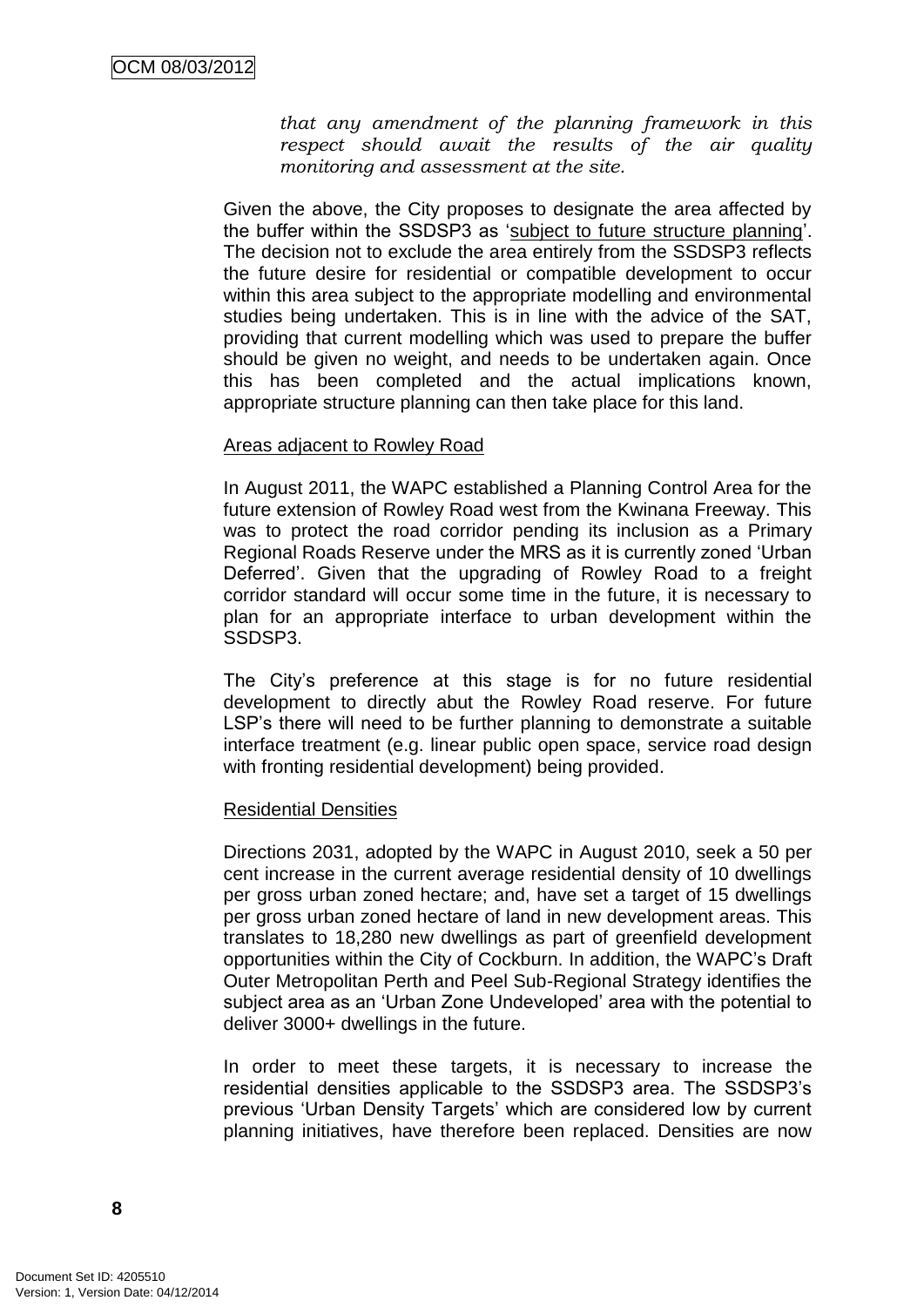*that any amendment of the planning framework in this respect should await the results of the air quality monitoring and assessment at the site.*

Given the above, the City proposes to designate the area affected by the buffer within the SSDSP3 as 'subject to future structure planning'. The decision not to exclude the area entirely from the SSDSP3 reflects the future desire for residential or compatible development to occur within this area subject to the appropriate modelling and environmental studies being undertaken. This is in line with the advice of the SAT, providing that current modelling which was used to prepare the buffer should be given no weight, and needs to be undertaken again. Once this has been completed and the actual implications known, appropriate structure planning can then take place for this land.

Areas adjacent to Rowley Road

In August 2011, the WAPC established a Planning Control Area for the future extension of Rowley Road west from the Kwinana Freeway. This was to protect the road corridor pending its inclusion as a Primary Regional Roads Reserve under the MRS as it is currently zoned 'Urban Deferred'. Given that the upgrading of Rowley Road to a freight corridor standard will occur some time in the future, it is necessary to plan for an appropriate interface to urban development within the SSDSP3.

The City's preference at this stage is for no future residential development to directly abut the Rowley Road reserve. For future LSP's there will need to be further planning to demonstrate a suitable interface treatment (e.g. linear public open space, service road design with fronting residential development) being provided.

Residential Densities

Directions 2031, adopted by the WAPC in August 2010, seek a 50 per cent increase in the current average residential density of 10 dwellings per gross urban zoned hectare; and, have set a target of 15 dwellings per gross urban zoned hectare of land in new development areas. This translates to 18,280 new dwellings as part of greenfield development opportunities within the City of Cockburn. In addition, the WAPC's Draft Outer Metropolitan Perth and Peel Sub-Regional Strategy identifies the subject area as an 'Urban Zone Undeveloped' area with the potential to deliver 3000+ dwellings in the future.

In order to meet these targets, it is necessary to increase the residential densities applicable to the SSDSP3 area. The SSDSP3's previous 'Urban Density Targets' which are considered low by current planning initiatives, have therefore been replaced. Densities are now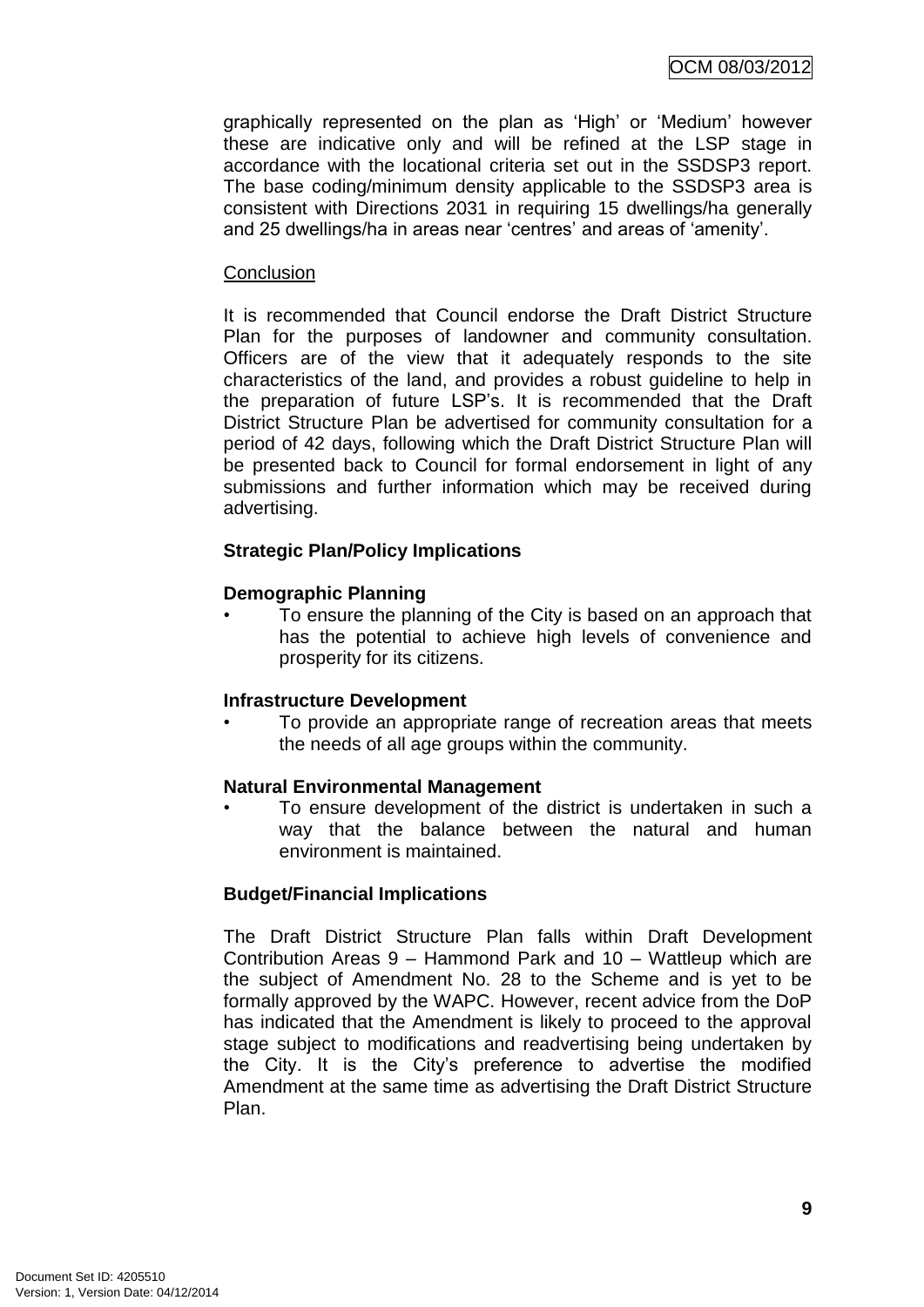graphically represented on the plan as 'High' or 'Medium' however these are indicative only and will be refined at the LSP stage in accordance with the locational criteria set out in the SSDSP3 report. The base coding/minimum density applicable to the SSDSP3 area is consistent with Directions 2031 in requiring 15 dwellings/ha generally and 25 dwellings/ha in areas near 'centres' and areas of 'amenity'.

Conclusion

It is recommended that Council endorse the Draft District Structure Plan for the purposes of landowner and community consultation. Officers are of the view that it adequately responds to the site characteristics of the land, and provides a robust guideline to help in the preparation of future LSP's. It is recommended that the Draft District Structure Plan be advertised for community consultation for a period of 42 days, following which the Draft District Structure Plan will be presented back to Council for formal endorsement in light of any submissions and further information which may be received during advertising.

**Strategic Plan/Policy Implications**

**Demographic Planning**

- To ensure the planning of the City is based on an approach that has the potential to achieve high levels of convenience and prosperity for its citizens.

**Infrastructure Development**

- To provide an appropriate range of recreation areas that meets the needs of all age groups within the community.

**Natural Environmental Management**

- To ensure development of the district is undertaken in such a way that the balance between the natural and human environment is maintained.

**Budget/Financial Implications**

The Draft District Structure Plan falls within Draft Development Contribution Areas 9 – Hammond Park and 10 – Wattleup which are the subject of Amendment No. 28 to the Scheme and is yet to be formally approved by the WAPC. However, recent advice from the DoP has indicated that the Amendment is likely to proceed to the approval stage subject to modifications and readvertising being undertaken by the City. It is the City's preference to advertise the modified Amendment at the same time as advertising the Draft District Structure Plan.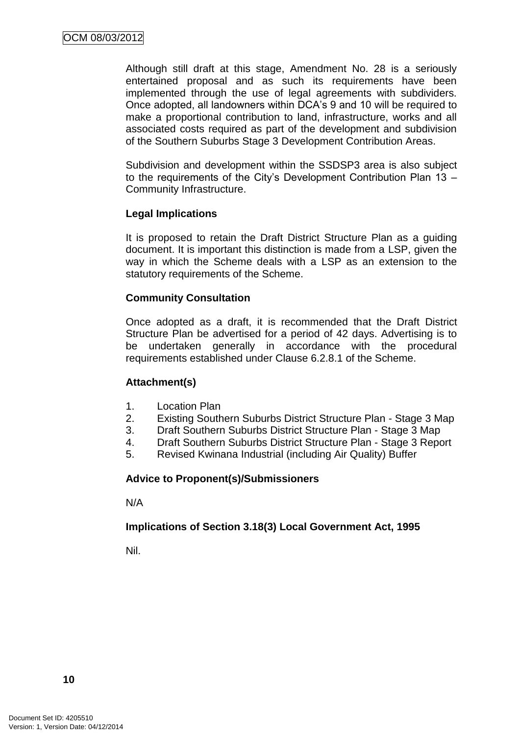Although still draft at this stage, Amendment No. 28 is a seriously entertained proposal and as such its requirements have been implemented through the use of legal agreements with subdividers. Once adopted, all landowners within DCA's 9 and 10 will be required to make a proportional contribution to land, infrastructure, works and all associated costs required as part of the development and subdivision of the Southern Suburbs Stage 3 Development Contribution Areas.

Subdivision and development within the SSDSP3 area is also subject to the requirements of the City's Development Contribution Plan 13 – Community Infrastructure.

**Legal Implications**

It is proposed to retain the Draft District Structure Plan as a guiding document. It is important this distinction is made from a LSP, given the way in which the Scheme deals with a LSP as an extension to the statutory requirements of the Scheme.

**Community Consultation**

Once adopted as a draft, it is recommended that the Draft District Structure Plan be advertised for a period of 42 days. Advertising is to be undertaken generally in accordance with the procedural requirements established under Clause 6.2.8.1 of the Scheme.

**Attachment(s)**

1. Location Plan
2. Existing Southern Suburbs District Structure Plan - Stage 3 Map
3. Draft Southern Suburbs District Structure Plan - Stage 3 Map
4. Draft Southern Suburbs District Structure Plan - Stage 3 Report
5. Revised Kwinana Industrial (including Air Quality) Buffer

**Advice to Proponent(s)/Submissioners**

N/A

**Implications of Section 3.18(3) Local Government Act, 1995**

Nil.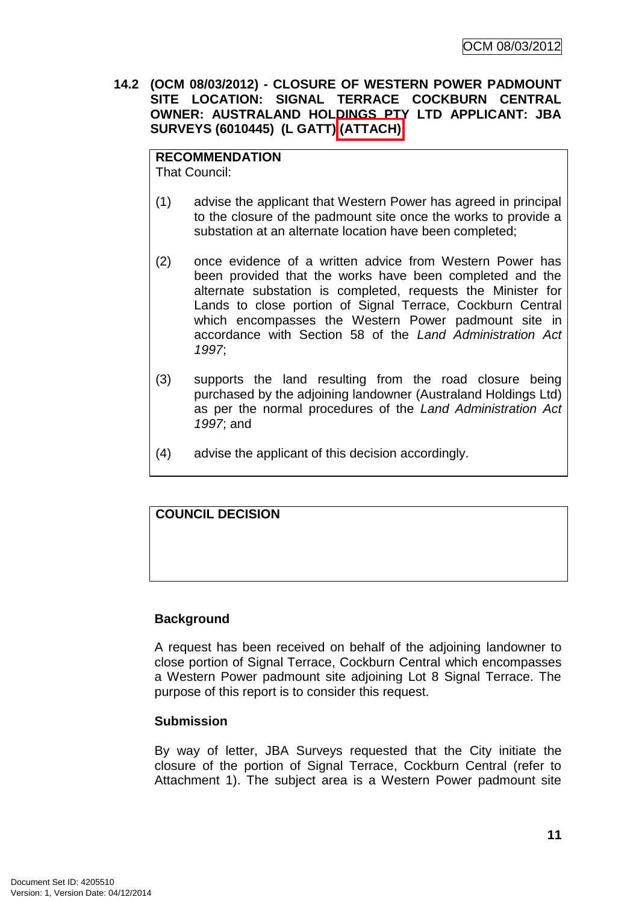**14.2 (OCM 08/03/2012) - CLOSURE OF WESTERN POWER PADMOUNT SITE LOCATION: SIGNAL TERRACE COCKBURN CENTRAL OWNER: AUSTRALAND HOLDINGS PTY LTD APPLICANT: JBA SURVEYS (6010445) (L GATT) (ATTACH)**

**RECOMMENDATION**
That Council:

(1) advise the applicant that Western Power has agreed in principal to the closure of the padmount site once the works to provide a substation at an alternate location have been completed;

(2) once evidence of a written advice from Western Power has been provided that the works have been completed and the alternate substation is completed, requests the Minister for Lands to close portion of Signal Terrace, Cockburn Central which encompasses the Western Power padmount site in accordance with Section 58 of the *Land Administration Act 1997*;

(3) supports the land resulting from the road closure being purchased by the adjoining landowner (Australand Holdings Ltd) as per the normal procedures of the *Land Administration Act 1997*; and

(4) advise the applicant of this decision accordingly.

**COUNCIL DECISION**

**Background**

A request has been received on behalf of the adjoining landowner to close portion of Signal Terrace, Cockburn Central which encompasses a Western Power padmount site adjoining Lot 8 Signal Terrace. The purpose of this report is to consider this request.

**Submission**

By way of letter, JBA Surveys requested that the City initiate the closure of the portion of Signal Terrace, Cockburn Central (refer to Attachment 1). The subject area is a Western Power padmount site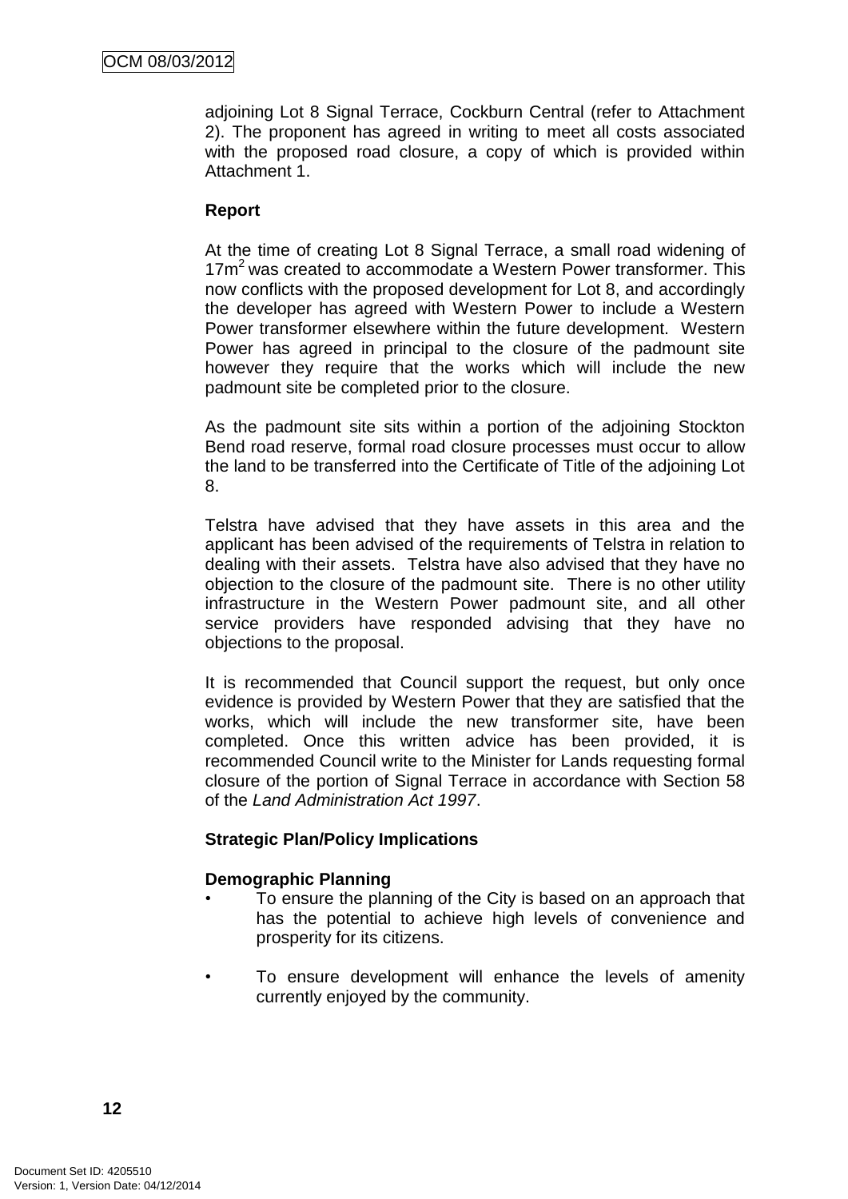adjoining Lot 8 Signal Terrace, Cockburn Central (refer to Attachment 2). The proponent has agreed in writing to meet all costs associated with the proposed road closure, a copy of which is provided within Attachment 1.

**Report**

At the time of creating Lot 8 Signal Terrace, a small road widening of $17m^2$ was created to accommodate a Western Power transformer. This now conflicts with the proposed development for Lot 8, and accordingly the developer has agreed with Western Power to include a Western Power transformer elsewhere within the future development. Western Power has agreed in principal to the closure of the padmount site however they require that the works which will include the new padmount site be completed prior to the closure.

As the padmount site sits within a portion of the adjoining Stockton Bend road reserve, formal road closure processes must occur to allow the land to be transferred into the Certificate of Title of the adjoining Lot 8.

Telstra have advised that they have assets in this area and the applicant has been advised of the requirements of Telstra in relation to dealing with their assets. Telstra have also advised that they have no objection to the closure of the padmount site. There is no other utility infrastructure in the Western Power padmount site, and all other service providers have responded advising that they have no objections to the proposal.

It is recommended that Council support the request, but only once evidence is provided by Western Power that they are satisfied that the works, which will include the new transformer site, have been completed. Once this written advice has been provided, it is recommended Council write to the Minister for Lands requesting formal closure of the portion of Signal Terrace in accordance with Section 58 of the *Land Administration Act 1997*.

**Strategic Plan/Policy Implications**

**Demographic Planning**

- To ensure the planning of the City is based on an approach that has the potential to achieve high levels of convenience and prosperity for its citizens.
- To ensure development will enhance the levels of amenity currently enjoyed by the community.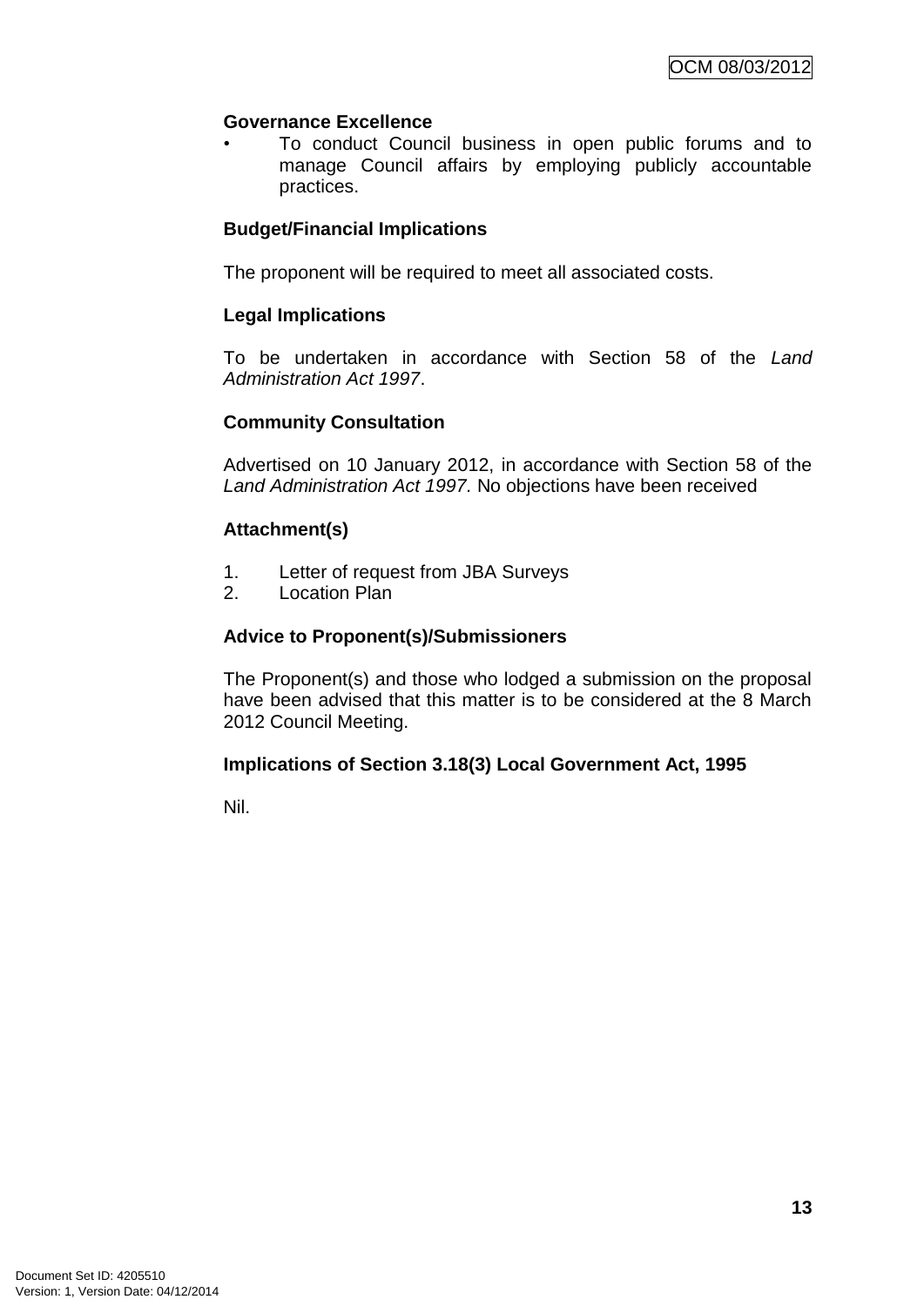**Governance Excellence**

- To conduct Council business in open public forums and to manage Council affairs by employing publicly accountable practices.

**Budget/Financial Implications**

The proponent will be required to meet all associated costs.

**Legal Implications**

To be undertaken in accordance with Section 58 of the *Land Administration Act 1997*.

**Community Consultation**

Advertised on 10 January 2012, in accordance with Section 58 of the *Land Administration Act 1997.* No objections have been received

**Attachment(s)**

1. Letter of request from JBA Surveys
2. Location Plan

**Advice to Proponent(s)/Submissioners**

The Proponent(s) and those who lodged a submission on the proposal have been advised that this matter is to be considered at the 8 March 2012 Council Meeting.

**Implications of Section 3.18(3) Local Government Act, 1995**

Nil.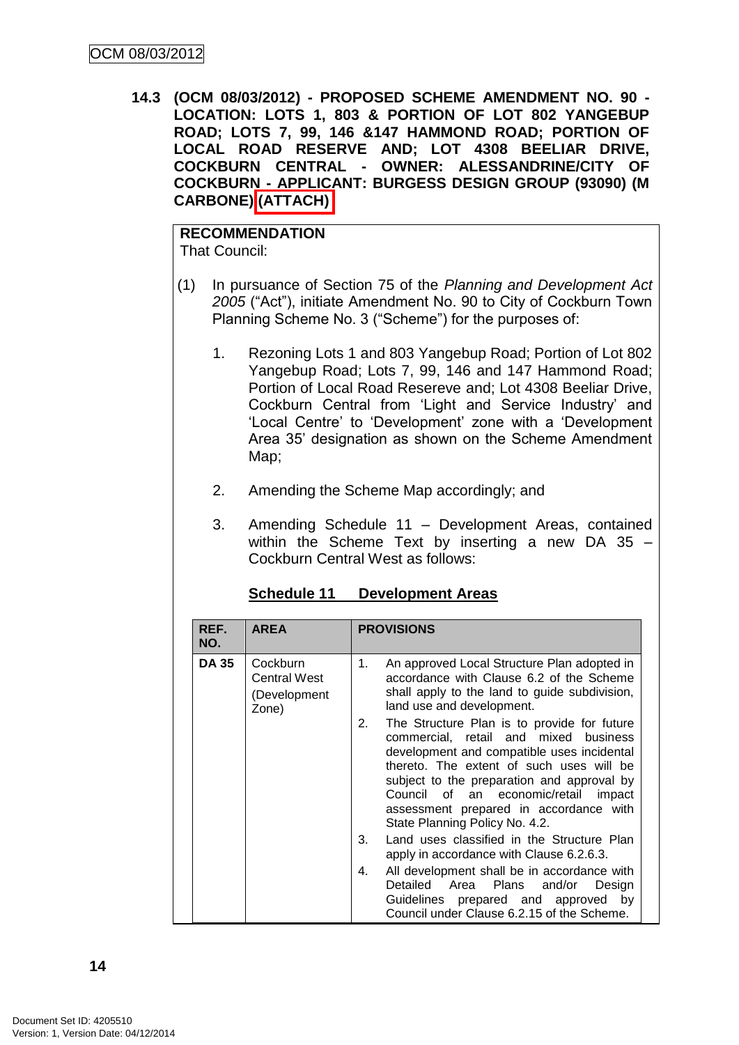**14.3 (OCM 08/03/2012) - PROPOSED SCHEME AMENDMENT NO. 90 - LOCATION: LOTS 1, 803 & PORTION OF LOT 802 YANGEBUP ROAD; LOTS 7, 99, 146 &147 HAMMOND ROAD; PORTION OF LOCAL ROAD RESERVE AND; LOT 4308 BEELIAR DRIVE, COCKBURN CENTRAL - OWNER: ALESSANDRINE/CITY OF COCKBURN - APPLICANT: BURGESS DESIGN GROUP (93090) (M CARBONE) (ATTACH)**

**RECOMMENDATION**

That Council:

(1) In pursuance of Section 75 of the *Planning and Development Act 2005* ("Act"), initiate Amendment No. 90 to City of Cockburn Town Planning Scheme No. 3 ("Scheme") for the purposes of:

1. Rezoning Lots 1 and 803 Yangebup Road; Portion of Lot 802 Yangebup Road; Lots 7, 99, 146 and 147 Hammond Road; Portion of Local Road Resereve and; Lot 4308 Beeliar Drive, Cockburn Central from 'Light and Service Industry' and 'Local Centre' to 'Development' zone with a 'Development Area 35' designation as shown on the Scheme Amendment Map;

2. Amending the Scheme Map accordingly; and

3. Amending Schedule 11 – Development Areas, contained within the Scheme Text by inserting a new DA 35 – Cockburn Central West as follows:

**Schedule 11 Development Areas**

| REF. NO. | AREA | PROVISIONS |
|---|---|---|
| **DA 35** | Cockburn Central West (Development Zone) | 1. An approved Local Structure Plan adopted in accordance with Clause 6.2 of the Scheme shall apply to the land to guide subdivision, land use and development.<br>2. The Structure Plan is to provide for future commercial, retail and mixed business development and compatible uses incidental thereto. The extent of such uses will be subject to the preparation and approval by Council of an economic/retail impact assessment prepared in accordance with State Planning Policy No. 4.2.<br>3. Land uses classified in the Structure Plan apply in accordance with Clause 6.2.6.3.<br>4. All development shall be in accordance with Detailed Area Plans and/or Design Guidelines prepared and approved by Council under Clause 6.2.15 of the Scheme. |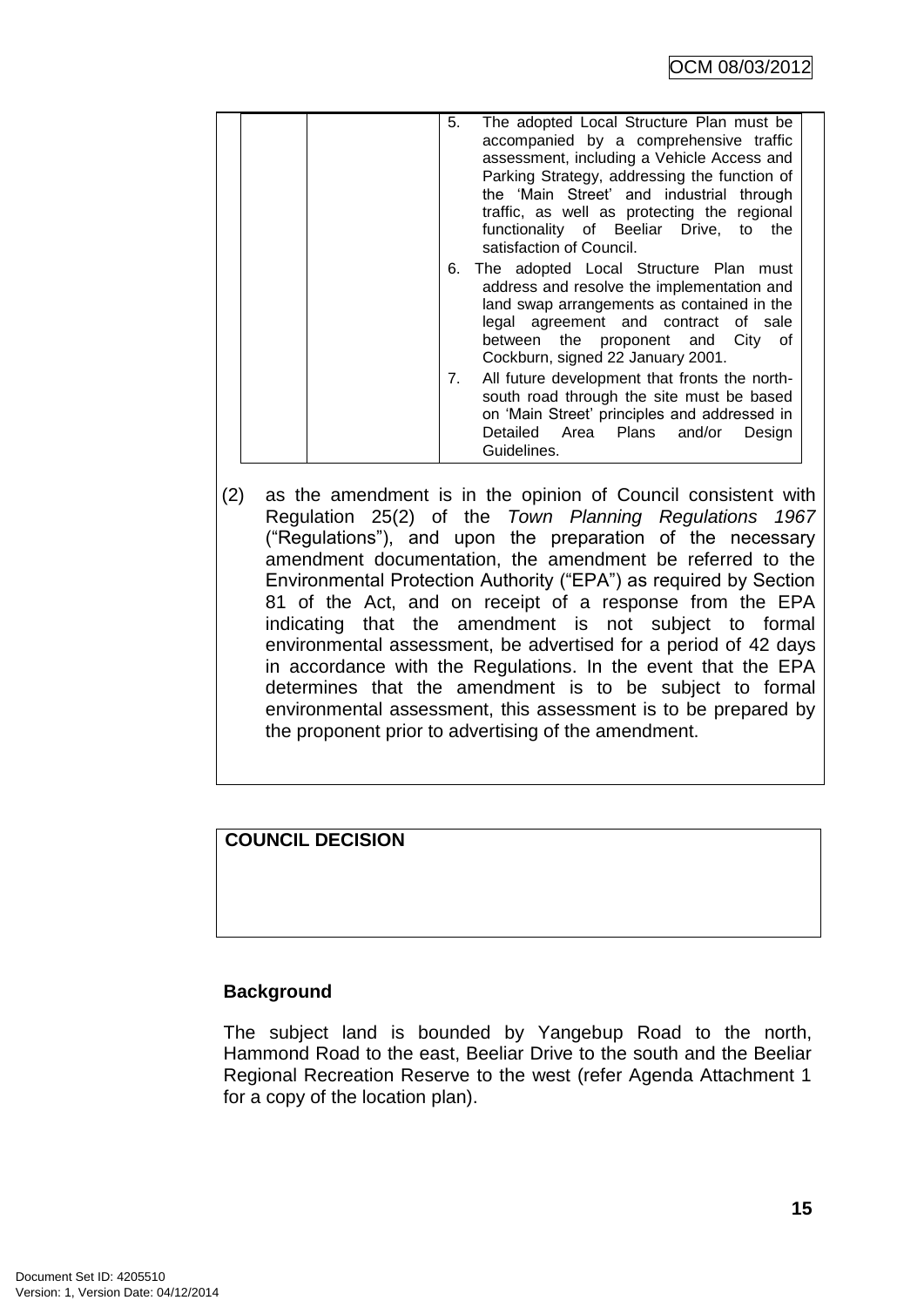| | | 5. The adopted Local Structure Plan must be accompanied by a comprehensive traffic assessment, including a Vehicle Access and Parking Strategy, addressing the function of the 'Main Street' and industrial through traffic, as well as protecting the regional functionality of Beeliar Drive, to the satisfaction of Council.<br>6. The adopted Local Structure Plan must address and resolve the implementation and land swap arrangements as contained in the legal agreement and contract of sale between the proponent and City of Cockburn, signed 22 January 2001.<br>7. All future development that fronts the north-south road through the site must be based on 'Main Street' principles and addressed in Detailed Area Plans and/or Design Guidelines. |
|---|---|---|

(2) as the amendment is in the opinion of Council consistent with Regulation 25(2) of the *Town Planning Regulations 1967* ("Regulations"), and upon the preparation of the necessary amendment documentation, the amendment be referred to the Environmental Protection Authority ("EPA") as required by Section 81 of the Act, and on receipt of a response from the EPA indicating that the amendment is not subject to formal environmental assessment, be advertised for a period of 42 days in accordance with the Regulations. In the event that the EPA determines that the amendment is to be subject to formal environmental assessment, this assessment is to be prepared by the proponent prior to advertising of the amendment.

**COUNCIL DECISION**

**Background**

The subject land is bounded by Yangebup Road to the north, Hammond Road to the east, Beeliar Drive to the south and the Beeliar Regional Recreation Reserve to the west (refer Agenda Attachment 1 for a copy of the location plan).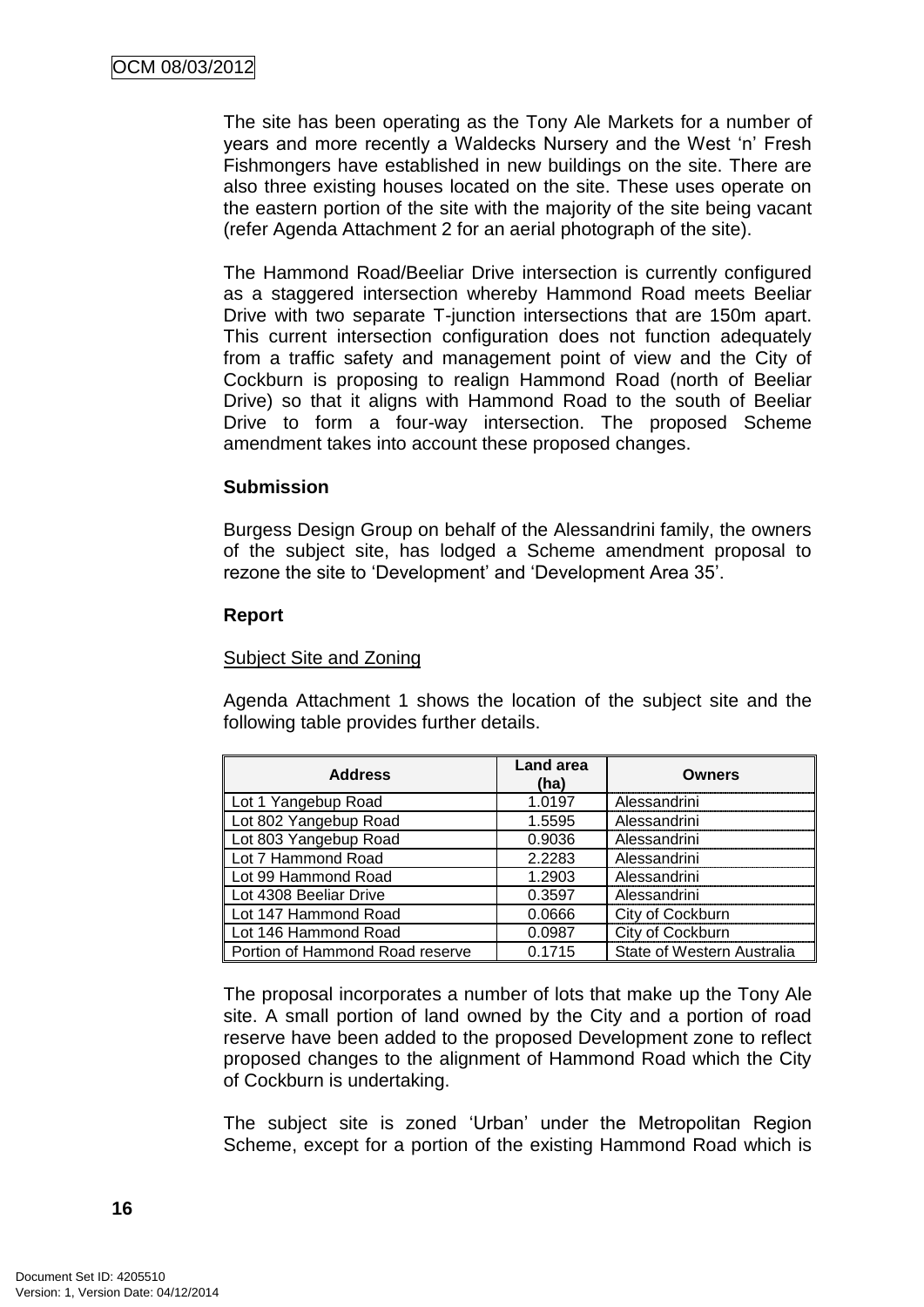The site has been operating as the Tony Ale Markets for a number of years and more recently a Waldecks Nursery and the West 'n' Fresh Fishmongers have established in new buildings on the site. There are also three existing houses located on the site. These uses operate on the eastern portion of the site with the majority of the site being vacant (refer Agenda Attachment 2 for an aerial photograph of the site).

The Hammond Road/Beeliar Drive intersection is currently configured as a staggered intersection whereby Hammond Road meets Beeliar Drive with two separate T-junction intersections that are 150m apart. This current intersection configuration does not function adequately from a traffic safety and management point of view and the City of Cockburn is proposing to realign Hammond Road (north of Beeliar Drive) so that it aligns with Hammond Road to the south of Beeliar Drive to form a four-way intersection. The proposed Scheme amendment takes into account these proposed changes.

**Submission**

Burgess Design Group on behalf of the Alessandrini family, the owners of the subject site, has lodged a Scheme amendment proposal to rezone the site to 'Development' and 'Development Area 35'.

**Report**

Subject Site and Zoning

Agenda Attachment 1 shows the location of the subject site and the following table provides further details.

| Address | Land area (ha) | Owners |
|---|---|---|
| Lot 1 Yangebup Road | 1.0197 | Alessandrini |
| Lot 802 Yangebup Road | 1.5595 | Alessandrini |
| Lot 803 Yangebup Road | 0.9036 | Alessandrini |
| Lot 7 Hammond Road | 2.2283 | Alessandrini |
| Lot 99 Hammond Road | 1.2903 | Alessandrini |
| Lot 4308 Beeliar Drive | 0.3597 | Alessandrini |
| Lot 147 Hammond Road | 0.0666 | City of Cockburn |
| Lot 146 Hammond Road | 0.0987 | City of Cockburn |
| Portion of Hammond Road reserve | 0.1715 | State of Western Australia |

The proposal incorporates a number of lots that make up the Tony Ale site. A small portion of land owned by the City and a portion of road reserve have been added to the proposed Development zone to reflect proposed changes to the alignment of Hammond Road which the City of Cockburn is undertaking.

The subject site is zoned 'Urban' under the Metropolitan Region Scheme, except for a portion of the existing Hammond Road which is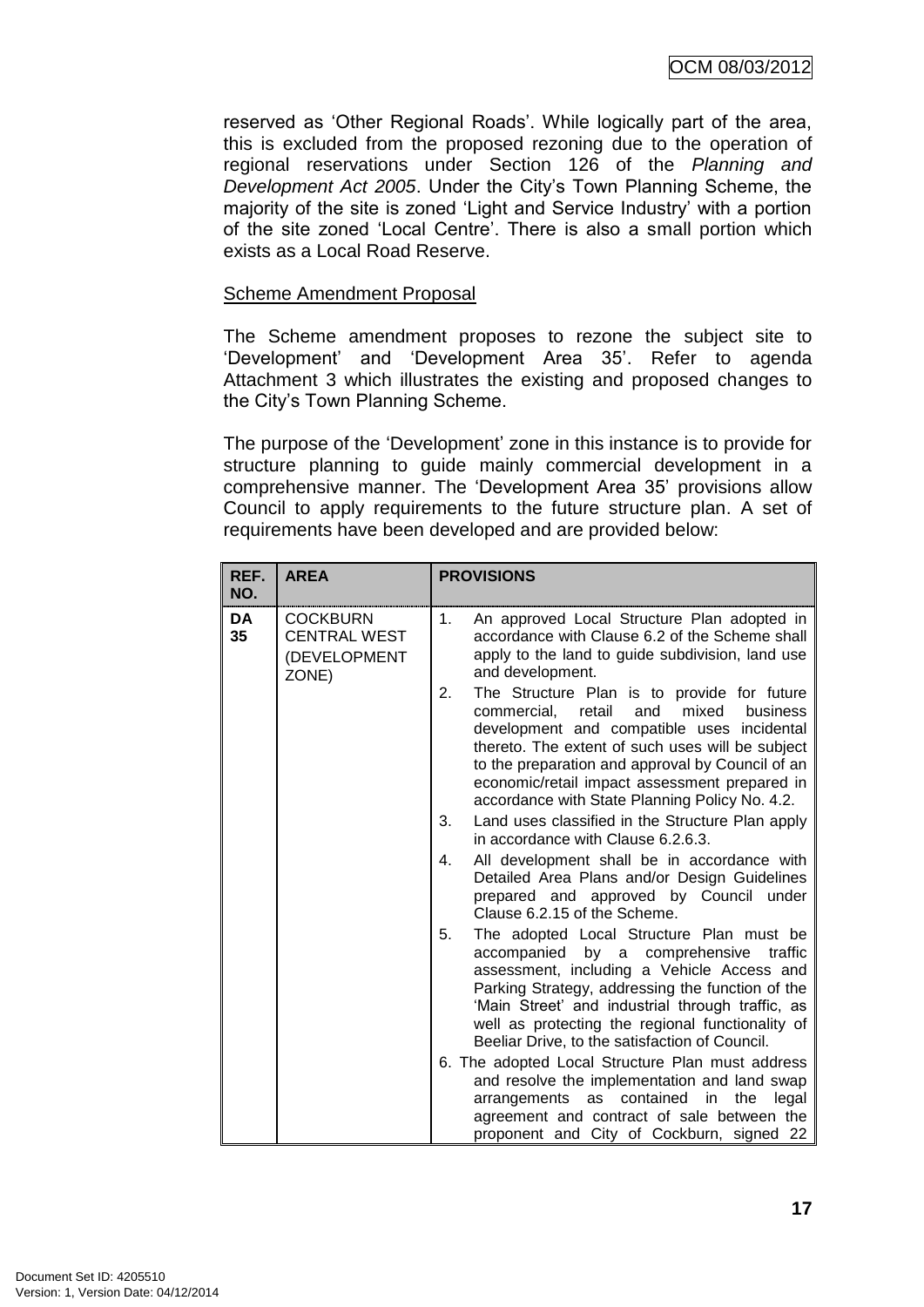reserved as 'Other Regional Roads'. While logically part of the area, this is excluded from the proposed rezoning due to the operation of regional reservations under Section 126 of the *Planning and Development Act 2005*. Under the City's Town Planning Scheme, the majority of the site is zoned 'Light and Service Industry' with a portion of the site zoned 'Local Centre'. There is also a small portion which exists as a Local Road Reserve.

Scheme Amendment Proposal

The Scheme amendment proposes to rezone the subject site to 'Development' and 'Development Area 35'. Refer to agenda Attachment 3 which illustrates the existing and proposed changes to the City's Town Planning Scheme.

The purpose of the 'Development' zone in this instance is to provide for structure planning to guide mainly commercial development in a comprehensive manner. The 'Development Area 35' provisions allow Council to apply requirements to the future structure plan. A set of requirements have been developed and are provided below:

| REF. NO. | AREA | PROVISIONS |
|---|---|---|
| DA 35 | COCKBURN CENTRAL WEST (DEVELOPMENT ZONE) | 1. An approved Local Structure Plan adopted in accordance with Clause 6.2 of the Scheme shall apply to the land to guide subdivision, land use and development.<br>2. The Structure Plan is to provide for future commercial, retail and mixed business development and compatible uses incidental thereto. The extent of such uses will be subject to the preparation and approval by Council of an economic/retail impact assessment prepared in accordance with State Planning Policy No. 4.2.<br>3. Land uses classified in the Structure Plan apply in accordance with Clause 6.2.6.3.<br>4. All development shall be in accordance with Detailed Area Plans and/or Design Guidelines prepared and approved by Council under Clause 6.2.15 of the Scheme.<br>5. The adopted Local Structure Plan must be accompanied by a comprehensive traffic assessment, including a Vehicle Access and Parking Strategy, addressing the function of the 'Main Street' and industrial through traffic, as well as protecting the regional functionality of Beeliar Drive, to the satisfaction of Council.<br>6. The adopted Local Structure Plan must address and resolve the implementation and land swap arrangements as contained in the legal agreement and contract of sale between the proponent and City of Cockburn, signed 22 |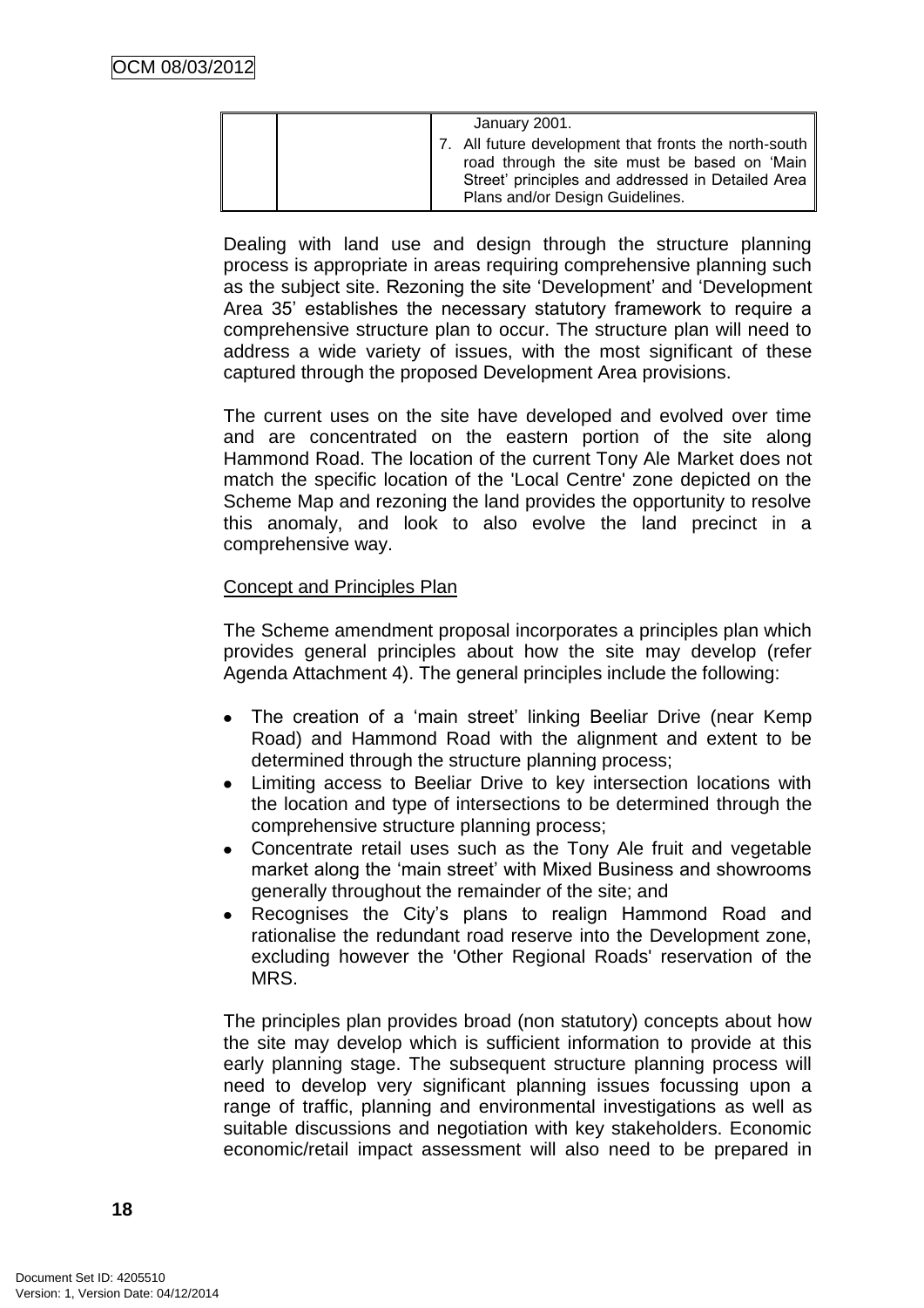| | | January 2001.<br>7. All future development that fronts the north-south road through the site must be based on 'Main Street' principles and addressed in Detailed Area Plans and/or Design Guidelines. |
|---|---|---|

Dealing with land use and design through the structure planning process is appropriate in areas requiring comprehensive planning such as the subject site. Rezoning the site 'Development' and 'Development Area 35' establishes the necessary statutory framework to require a comprehensive structure plan to occur. The structure plan will need to address a wide variety of issues, with the most significant of these captured through the proposed Development Area provisions.

The current uses on the site have developed and evolved over time and are concentrated on the eastern portion of the site along Hammond Road. The location of the current Tony Ale Market does not match the specific location of the 'Local Centre' zone depicted on the Scheme Map and rezoning the land provides the opportunity to resolve this anomaly, and look to also evolve the land precinct in a comprehensive way.

Concept and Principles Plan

The Scheme amendment proposal incorporates a principles plan which provides general principles about how the site may develop (refer Agenda Attachment 4). The general principles include the following:

- The creation of a 'main street' linking Beeliar Drive (near Kemp Road) and Hammond Road with the alignment and extent to be determined through the structure planning process;
- Limiting access to Beeliar Drive to key intersection locations with the location and type of intersections to be determined through the comprehensive structure planning process;
- Concentrate retail uses such as the Tony Ale fruit and vegetable market along the 'main street' with Mixed Business and showrooms generally throughout the remainder of the site; and
- Recognises the City's plans to realign Hammond Road and rationalise the redundant road reserve into the Development zone, excluding however the 'Other Regional Roads' reservation of the MRS.

The principles plan provides broad (non statutory) concepts about how the site may develop which is sufficient information to provide at this early planning stage. The subsequent structure planning process will need to develop very significant planning issues focussing upon a range of traffic, planning and environmental investigations as well as suitable discussions and negotiation with key stakeholders. Economic economic/retail impact assessment will also need to be prepared in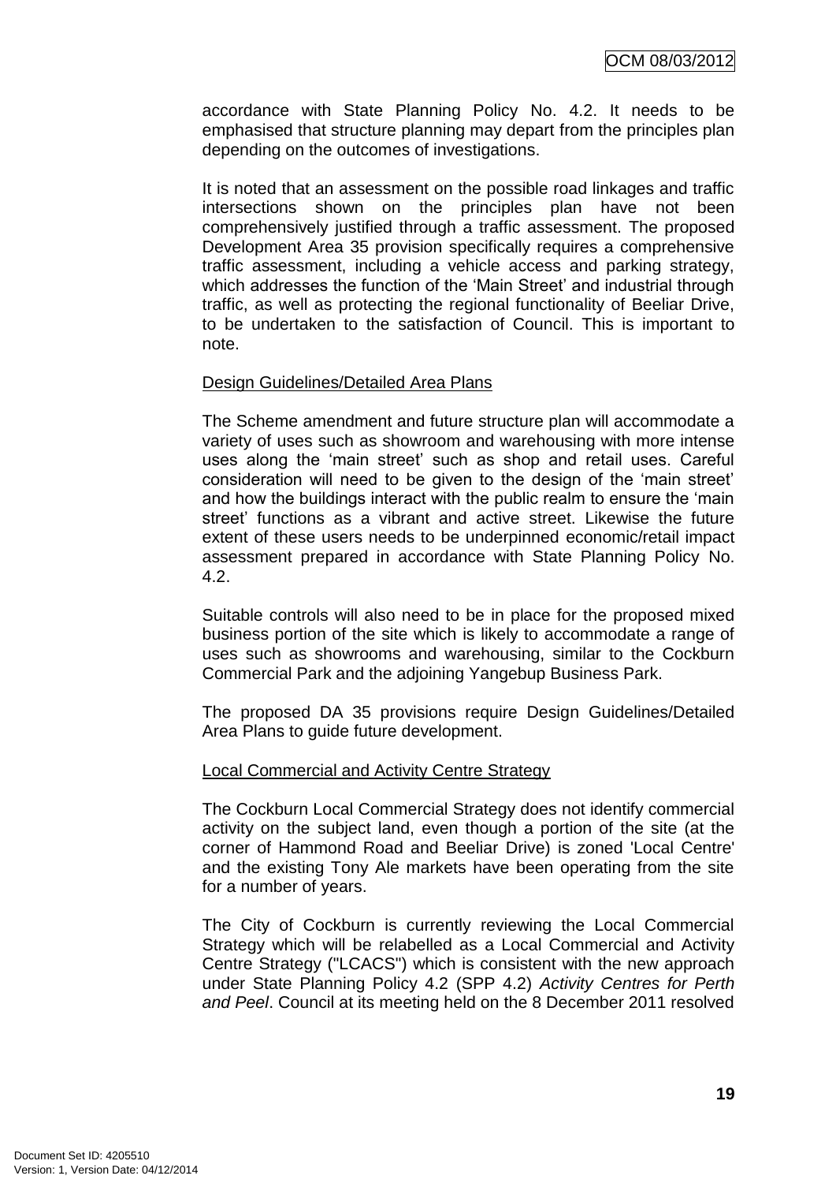accordance with State Planning Policy No. 4.2. It needs to be emphasised that structure planning may depart from the principles plan depending on the outcomes of investigations.

It is noted that an assessment on the possible road linkages and traffic intersections shown on the principles plan have not been comprehensively justified through a traffic assessment. The proposed Development Area 35 provision specifically requires a comprehensive traffic assessment, including a vehicle access and parking strategy, which addresses the function of the 'Main Street' and industrial through traffic, as well as protecting the regional functionality of Beeliar Drive, to be undertaken to the satisfaction of Council. This is important to note.

<u>Design Guidelines/Detailed Area Plans</u>

The Scheme amendment and future structure plan will accommodate a variety of uses such as showroom and warehousing with more intense uses along the 'main street' such as shop and retail uses. Careful consideration will need to be given to the design of the 'main street' and how the buildings interact with the public realm to ensure the 'main street' functions as a vibrant and active street. Likewise the future extent of these users needs to be underpinned economic/retail impact assessment prepared in accordance with State Planning Policy No. 4.2.

Suitable controls will also need to be in place for the proposed mixed business portion of the site which is likely to accommodate a range of uses such as showrooms and warehousing, similar to the Cockburn Commercial Park and the adjoining Yangebup Business Park.

The proposed DA 35 provisions require Design Guidelines/Detailed Area Plans to guide future development.

<u>Local Commercial and Activity Centre Strategy</u>

The Cockburn Local Commercial Strategy does not identify commercial activity on the subject land, even though a portion of the site (at the corner of Hammond Road and Beeliar Drive) is zoned 'Local Centre' and the existing Tony Ale markets have been operating from the site for a number of years.

The City of Cockburn is currently reviewing the Local Commercial Strategy which will be relabelled as a Local Commercial and Activity Centre Strategy ("LCACS") which is consistent with the new approach under State Planning Policy 4.2 (SPP 4.2) *Activity Centres for Perth and Peel*. Council at its meeting held on the 8 December 2011 resolved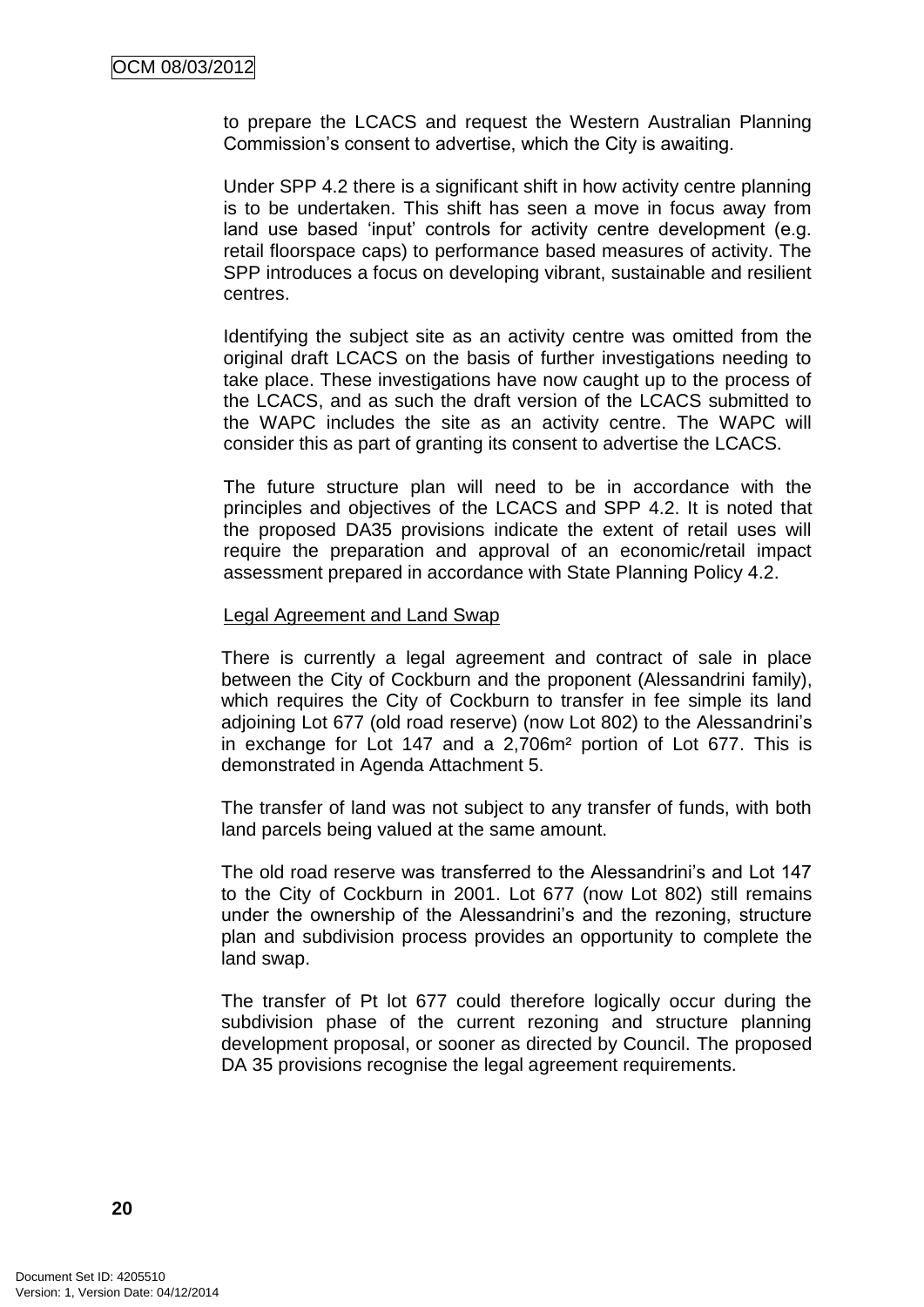to prepare the LCACS and request the Western Australian Planning Commission's consent to advertise, which the City is awaiting.

Under SPP 4.2 there is a significant shift in how activity centre planning is to be undertaken. This shift has seen a move in focus away from land use based 'input' controls for activity centre development (e.g. retail floorspace caps) to performance based measures of activity. The SPP introduces a focus on developing vibrant, sustainable and resilient centres.

Identifying the subject site as an activity centre was omitted from the original draft LCACS on the basis of further investigations needing to take place. These investigations have now caught up to the process of the LCACS, and as such the draft version of the LCACS submitted to the WAPC includes the site as an activity centre. The WAPC will consider this as part of granting its consent to advertise the LCACS.

The future structure plan will need to be in accordance with the principles and objectives of the LCACS and SPP 4.2. It is noted that the proposed DA35 provisions indicate the extent of retail uses will require the preparation and approval of an economic/retail impact assessment prepared in accordance with State Planning Policy 4.2.

Legal Agreement and Land Swap

There is currently a legal agreement and contract of sale in place between the City of Cockburn and the proponent (Alessandrini family), which requires the City of Cockburn to transfer in fee simple its land adjoining Lot 677 (old road reserve) (now Lot 802) to the Alessandrini's in exchange for Lot 147 and a 2,706m² portion of Lot 677. This is demonstrated in Agenda Attachment 5.

The transfer of land was not subject to any transfer of funds, with both land parcels being valued at the same amount.

The old road reserve was transferred to the Alessandrini's and Lot 147 to the City of Cockburn in 2001. Lot 677 (now Lot 802) still remains under the ownership of the Alessandrini's and the rezoning, structure plan and subdivision process provides an opportunity to complete the land swap.

The transfer of Pt lot 677 could therefore logically occur during the subdivision phase of the current rezoning and structure planning development proposal, or sooner as directed by Council. The proposed DA 35 provisions recognise the legal agreement requirements.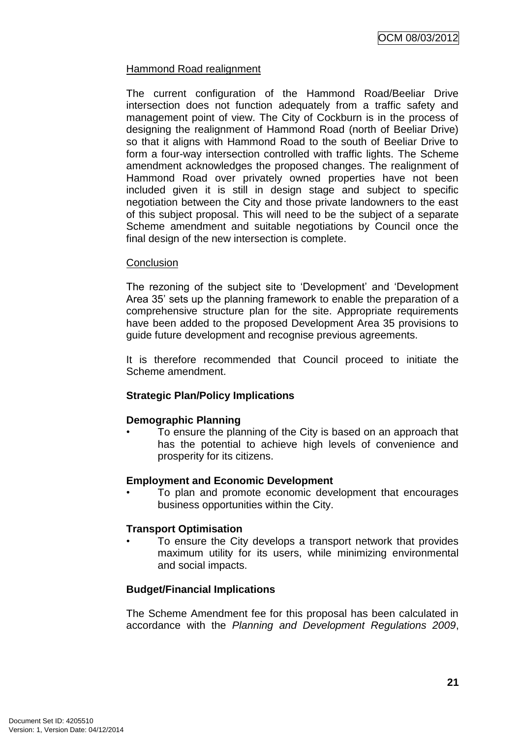Hammond Road realignment

The current configuration of the Hammond Road/Beeliar Drive intersection does not function adequately from a traffic safety and management point of view. The City of Cockburn is in the process of designing the realignment of Hammond Road (north of Beeliar Drive) so that it aligns with Hammond Road to the south of Beeliar Drive to form a four-way intersection controlled with traffic lights. The Scheme amendment acknowledges the proposed changes. The realignment of Hammond Road over privately owned properties have not been included given it is still in design stage and subject to specific negotiation between the City and those private landowners to the east of this subject proposal. This will need to be the subject of a separate Scheme amendment and suitable negotiations by Council once the final design of the new intersection is complete.

Conclusion

The rezoning of the subject site to 'Development' and 'Development Area 35' sets up the planning framework to enable the preparation of a comprehensive structure plan for the site. Appropriate requirements have been added to the proposed Development Area 35 provisions to guide future development and recognise previous agreements.

It is therefore recommended that Council proceed to initiate the Scheme amendment.

**Strategic Plan/Policy Implications**

**Demographic Planning**

- To ensure the planning of the City is based on an approach that has the potential to achieve high levels of convenience and prosperity for its citizens.

**Employment and Economic Development**

- To plan and promote economic development that encourages business opportunities within the City.

**Transport Optimisation**

- To ensure the City develops a transport network that provides maximum utility for its users, while minimizing environmental and social impacts.

**Budget/Financial Implications**

The Scheme Amendment fee for this proposal has been calculated in accordance with the *Planning and Development Regulations 2009*,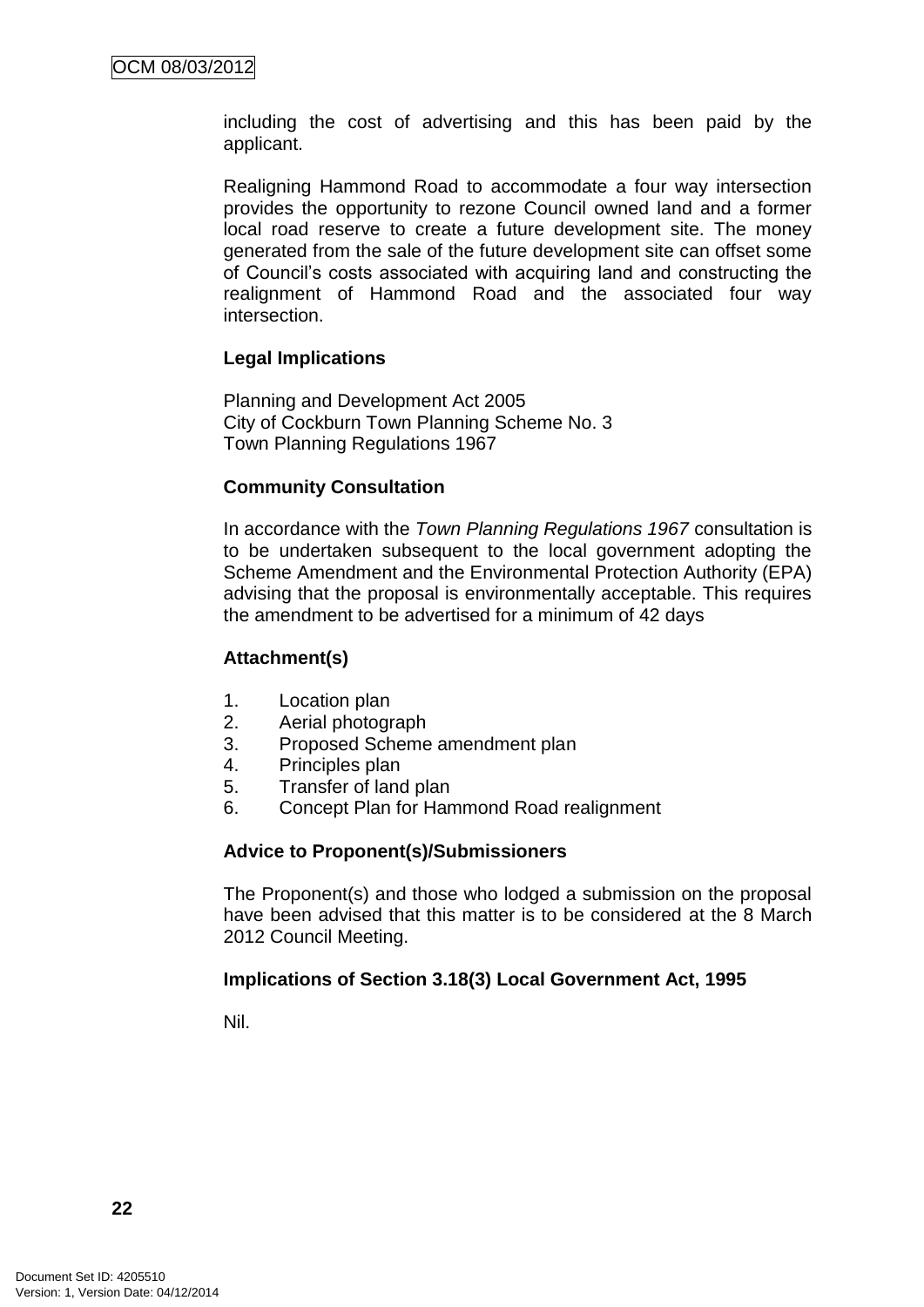including the cost of advertising and this has been paid by the applicant.

Realigning Hammond Road to accommodate a four way intersection provides the opportunity to rezone Council owned land and a former local road reserve to create a future development site. The money generated from the sale of the future development site can offset some of Council's costs associated with acquiring land and constructing the realignment of Hammond Road and the associated four way intersection.

**Legal Implications**

Planning and Development Act 2005
City of Cockburn Town Planning Scheme No. 3
Town Planning Regulations 1967

**Community Consultation**

In accordance with the *Town Planning Regulations 1967* consultation is to be undertaken subsequent to the local government adopting the Scheme Amendment and the Environmental Protection Authority (EPA) advising that the proposal is environmentally acceptable. This requires the amendment to be advertised for a minimum of 42 days

**Attachment(s)**

1. Location plan
2. Aerial photograph
3. Proposed Scheme amendment plan
4. Principles plan
5. Transfer of land plan
6. Concept Plan for Hammond Road realignment

**Advice to Proponent(s)/Submissioners**

The Proponent(s) and those who lodged a submission on the proposal have been advised that this matter is to be considered at the 8 March 2012 Council Meeting.

**Implications of Section 3.18(3) Local Government Act, 1995**

Nil.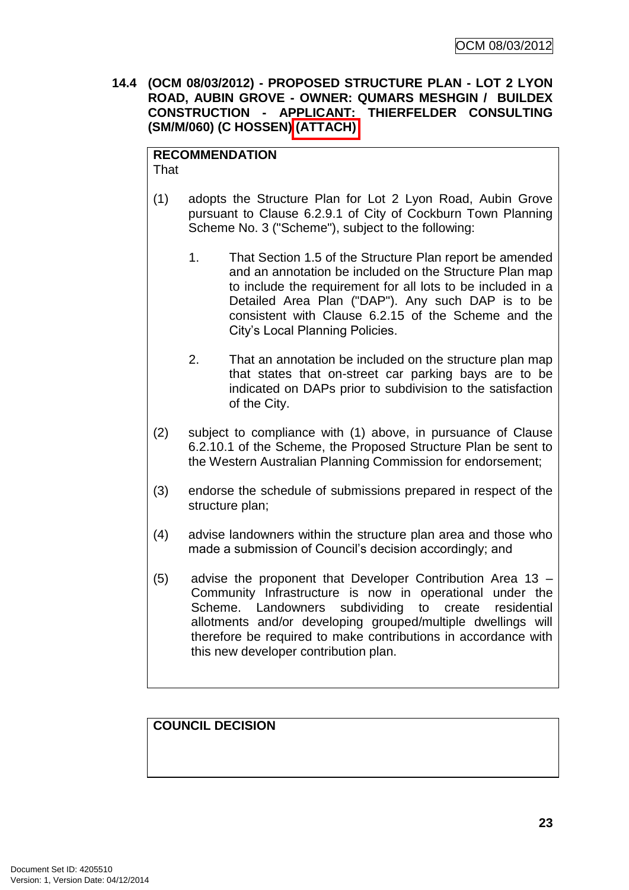**14.4 (OCM 08/03/2012) - PROPOSED STRUCTURE PLAN - LOT 2 LYON ROAD, AUBIN GROVE - OWNER: QUMARS MESHGIN / BUILDEX CONSTRUCTION - APPLICANT: THIERFELDER CONSULTING (SM/M/060) (C HOSSEN) (ATTACH)**

**RECOMMENDATION**

That

(1) adopts the Structure Plan for Lot 2 Lyon Road, Aubin Grove pursuant to Clause 6.2.9.1 of City of Cockburn Town Planning Scheme No. 3 ("Scheme"), subject to the following:

1. That Section 1.5 of the Structure Plan report be amended and an annotation be included on the Structure Plan map to include the requirement for all lots to be included in a Detailed Area Plan ("DAP"). Any such DAP is to be consistent with Clause 6.2.15 of the Scheme and the City's Local Planning Policies.

2. That an annotation be included on the structure plan map that states that on-street car parking bays are to be indicated on DAPs prior to subdivision to the satisfaction of the City.

(2) subject to compliance with (1) above, in pursuance of Clause 6.2.10.1 of the Scheme, the Proposed Structure Plan be sent to the Western Australian Planning Commission for endorsement;

(3) endorse the schedule of submissions prepared in respect of the structure plan;

(4) advise landowners within the structure plan area and those who made a submission of Council's decision accordingly; and

(5) advise the proponent that Developer Contribution Area 13 – Community Infrastructure is now in operational under the Scheme. Landowners subdividing to create residential allotments and/or developing grouped/multiple dwellings will therefore be required to make contributions in accordance with this new developer contribution plan.

**COUNCIL DECISION**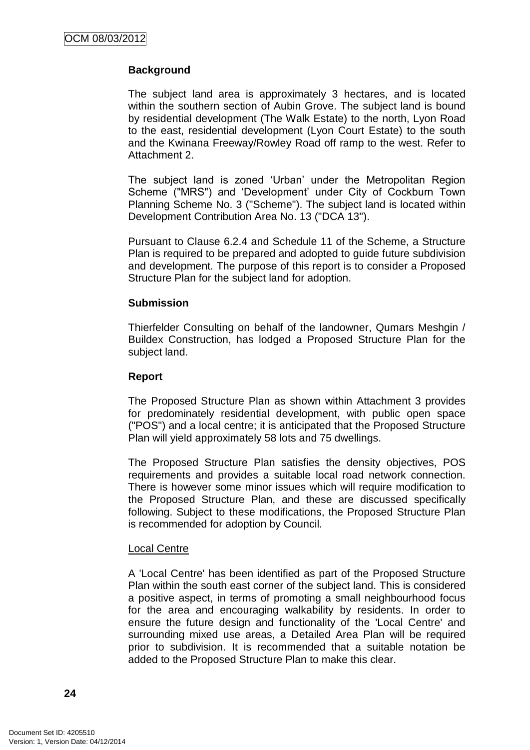**Background**

The subject land area is approximately 3 hectares, and is located within the southern section of Aubin Grove. The subject land is bound by residential development (The Walk Estate) to the north, Lyon Road to the east, residential development (Lyon Court Estate) to the south and the Kwinana Freeway/Rowley Road off ramp to the west. Refer to Attachment 2.

The subject land is zoned 'Urban' under the Metropolitan Region Scheme ("MRS") and 'Development' under City of Cockburn Town Planning Scheme No. 3 ("Scheme"). The subject land is located within Development Contribution Area No. 13 ("DCA 13").

Pursuant to Clause 6.2.4 and Schedule 11 of the Scheme, a Structure Plan is required to be prepared and adopted to guide future subdivision and development. The purpose of this report is to consider a Proposed Structure Plan for the subject land for adoption.

**Submission**

Thierfelder Consulting on behalf of the landowner, Qumars Meshgin / Buildex Construction, has lodged a Proposed Structure Plan for the subject land.

**Report**

The Proposed Structure Plan as shown within Attachment 3 provides for predominately residential development, with public open space ("POS") and a local centre; it is anticipated that the Proposed Structure Plan will yield approximately 58 lots and 75 dwellings.

The Proposed Structure Plan satisfies the density objectives, POS requirements and provides a suitable local road network connection. There is however some minor issues which will require modification to the Proposed Structure Plan, and these are discussed specifically following. Subject to these modifications, the Proposed Structure Plan is recommended for adoption by Council.

Local Centre

A 'Local Centre' has been identified as part of the Proposed Structure Plan within the south east corner of the subject land. This is considered a positive aspect, in terms of promoting a small neighbourhood focus for the area and encouraging walkability by residents. In order to ensure the future design and functionality of the 'Local Centre' and surrounding mixed use areas, a Detailed Area Plan will be required prior to subdivision. It is recommended that a suitable notation be added to the Proposed Structure Plan to make this clear.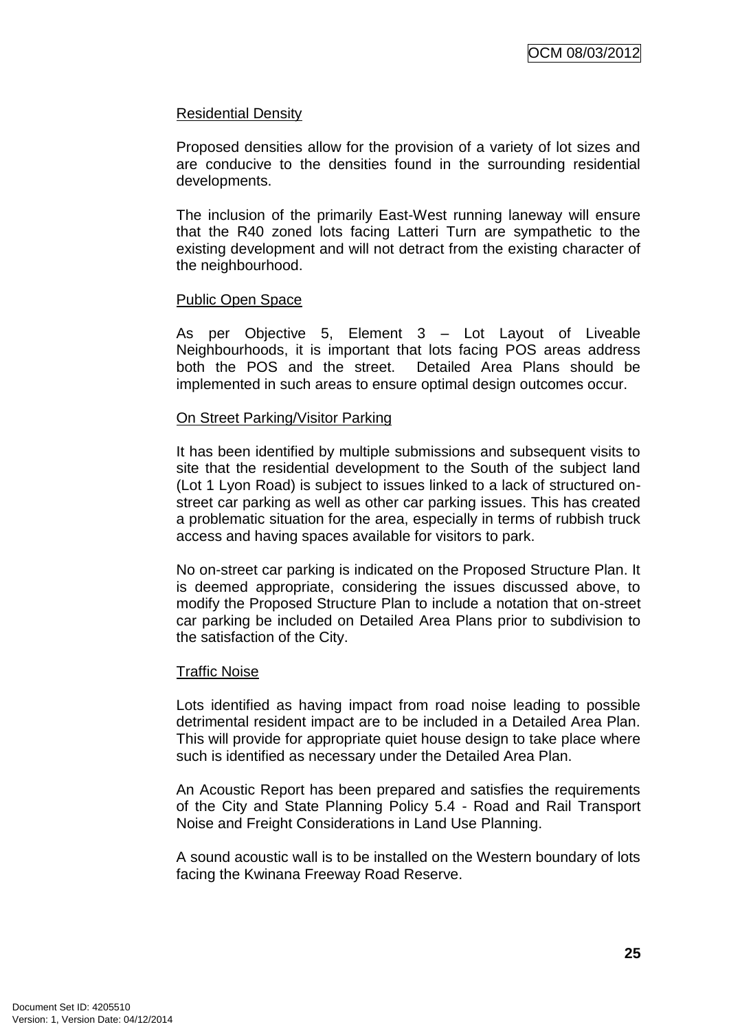Residential Density

Proposed densities allow for the provision of a variety of lot sizes and are conducive to the densities found in the surrounding residential developments.

The inclusion of the primarily East-West running laneway will ensure that the R40 zoned lots facing Latteri Turn are sympathetic to the existing development and will not detract from the existing character of the neighbourhood.

Public Open Space

As per Objective 5, Element 3 – Lot Layout of Liveable Neighbourhoods, it is important that lots facing POS areas address both the POS and the street. Detailed Area Plans should be implemented in such areas to ensure optimal design outcomes occur.

On Street Parking/Visitor Parking

It has been identified by multiple submissions and subsequent visits to site that the residential development to the South of the subject land (Lot 1 Lyon Road) is subject to issues linked to a lack of structured on-street car parking as well as other car parking issues. This has created a problematic situation for the area, especially in terms of rubbish truck access and having spaces available for visitors to park.

No on-street car parking is indicated on the Proposed Structure Plan. It is deemed appropriate, considering the issues discussed above, to modify the Proposed Structure Plan to include a notation that on-street car parking be included on Detailed Area Plans prior to subdivision to the satisfaction of the City.

Traffic Noise

Lots identified as having impact from road noise leading to possible detrimental resident impact are to be included in a Detailed Area Plan. This will provide for appropriate quiet house design to take place where such is identified as necessary under the Detailed Area Plan.

An Acoustic Report has been prepared and satisfies the requirements of the City and State Planning Policy 5.4 - Road and Rail Transport Noise and Freight Considerations in Land Use Planning.

A sound acoustic wall is to be installed on the Western boundary of lots facing the Kwinana Freeway Road Reserve.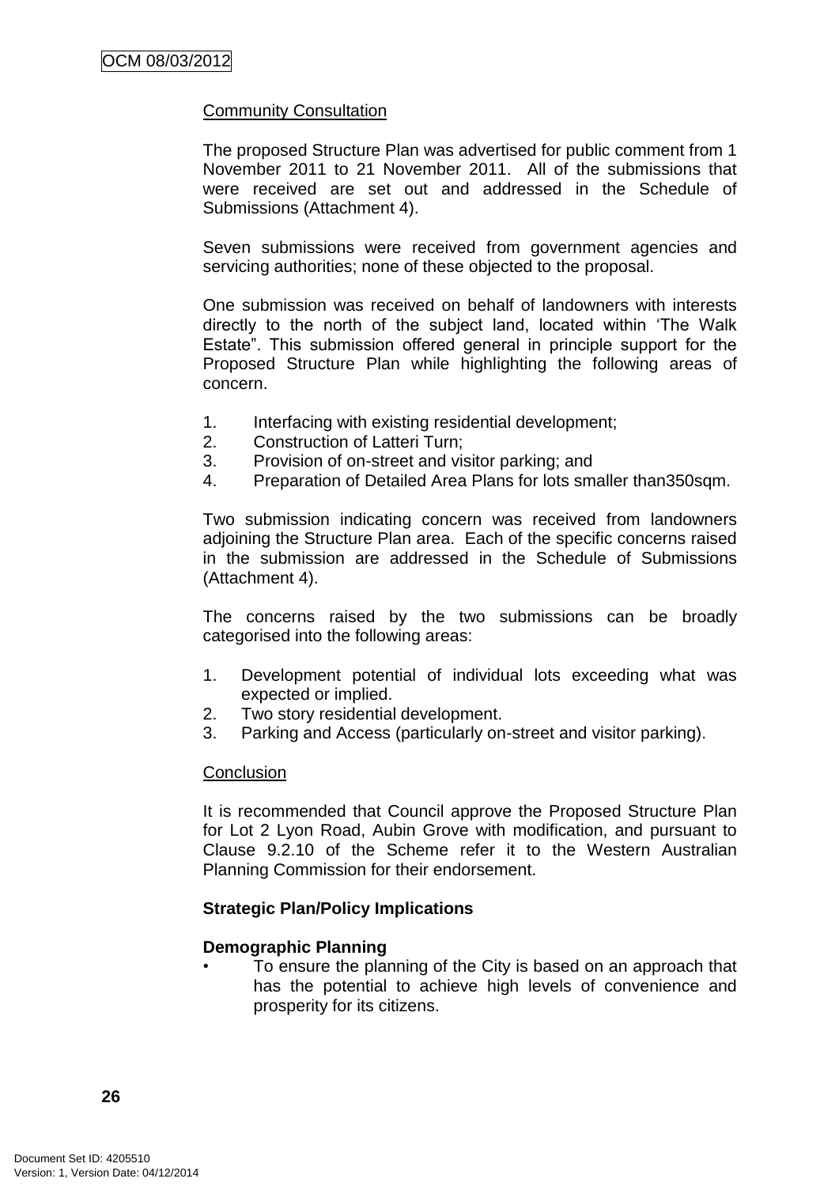Community Consultation

The proposed Structure Plan was advertised for public comment from 1 November 2011 to 21 November 2011. All of the submissions that were received are set out and addressed in the Schedule of Submissions (Attachment 4).

Seven submissions were received from government agencies and servicing authorities; none of these objected to the proposal.

One submission was received on behalf of landowners with interests directly to the north of the subject land, located within 'The Walk Estate". This submission offered general in principle support for the Proposed Structure Plan while highlighting the following areas of concern.

1. Interfacing with existing residential development;
2. Construction of Latteri Turn;
3. Provision of on-street and visitor parking; and
4. Preparation of Detailed Area Plans for lots smaller than350sqm.

Two submission indicating concern was received from landowners adjoining the Structure Plan area. Each of the specific concerns raised in the submission are addressed in the Schedule of Submissions (Attachment 4).

The concerns raised by the two submissions can be broadly categorised into the following areas:

1. Development potential of individual lots exceeding what was expected or implied.
2. Two story residential development.
3. Parking and Access (particularly on-street and visitor parking).

Conclusion

It is recommended that Council approve the Proposed Structure Plan for Lot 2 Lyon Road, Aubin Grove with modification, and pursuant to Clause 9.2.10 of the Scheme refer it to the Western Australian Planning Commission for their endorsement.

**Strategic Plan/Policy Implications**

**Demographic Planning**

- To ensure the planning of the City is based on an approach that has the potential to achieve high levels of convenience and prosperity for its citizens.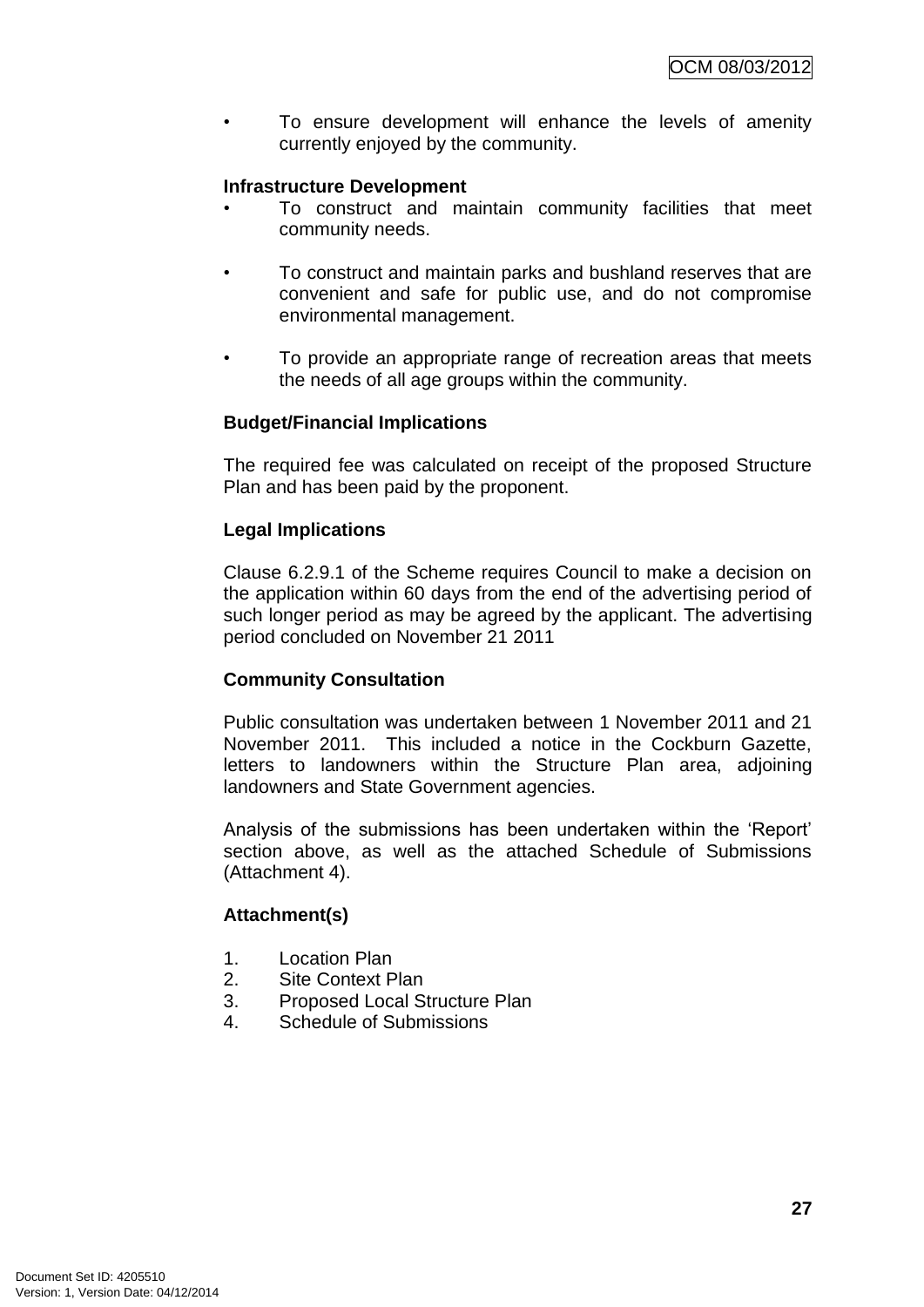- To ensure development will enhance the levels of amenity currently enjoyed by the community.

**Infrastructure Development**

- To construct and maintain community facilities that meet community needs.
- To construct and maintain parks and bushland reserves that are convenient and safe for public use, and do not compromise environmental management.
- To provide an appropriate range of recreation areas that meets the needs of all age groups within the community.

**Budget/Financial Implications**

The required fee was calculated on receipt of the proposed Structure Plan and has been paid by the proponent.

**Legal Implications**

Clause 6.2.9.1 of the Scheme requires Council to make a decision on the application within 60 days from the end of the advertising period of such longer period as may be agreed by the applicant. The advertising period concluded on November 21 2011

**Community Consultation**

Public consultation was undertaken between 1 November 2011 and 21 November 2011. This included a notice in the Cockburn Gazette, letters to landowners within the Structure Plan area, adjoining landowners and State Government agencies.

Analysis of the submissions has been undertaken within the 'Report' section above, as well as the attached Schedule of Submissions (Attachment 4).

**Attachment(s)**

1. Location Plan
2. Site Context Plan
3. Proposed Local Structure Plan
4. Schedule of Submissions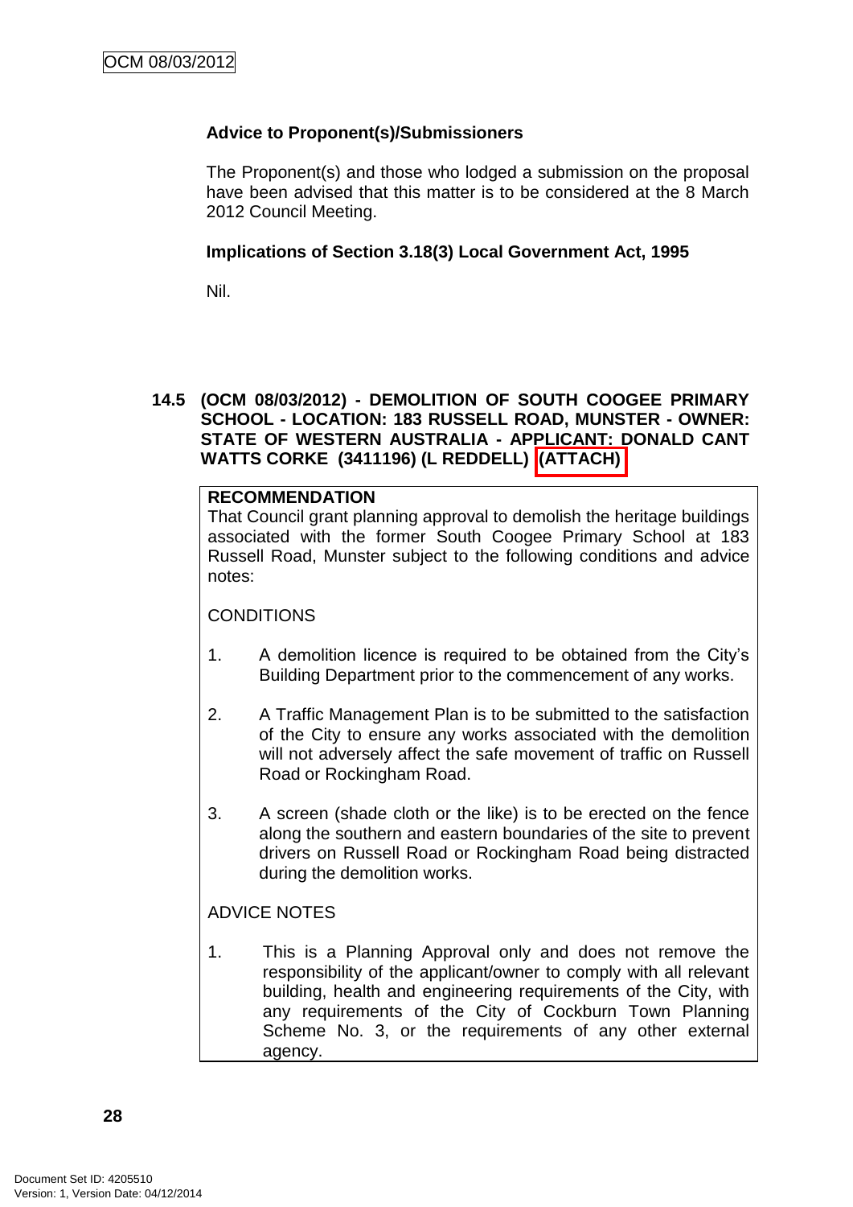**Advice to Proponent(s)/Submissioners**

The Proponent(s) and those who lodged a submission on the proposal have been advised that this matter is to be considered at the 8 March 2012 Council Meeting.

**Implications of Section 3.18(3) Local Government Act, 1995**

Nil.

### 14.5 (OCM 08/03/2012) - DEMOLITION OF SOUTH COOGEE PRIMARY SCHOOL - LOCATION: 183 RUSSELL ROAD, MUNSTER - OWNER: STATE OF WESTERN AUSTRALIA - APPLICANT: DONALD CANT WATTS CORKE (3411196) (L REDDELL) (ATTACH)

**RECOMMENDATION**
That Council grant planning approval to demolish the heritage buildings associated with the former South Coogee Primary School at 183 Russell Road, Munster subject to the following conditions and advice notes:

CONDITIONS

1. A demolition licence is required to be obtained from the City's Building Department prior to the commencement of any works.

2. A Traffic Management Plan is to be submitted to the satisfaction of the City to ensure any works associated with the demolition will not adversely affect the safe movement of traffic on Russell Road or Rockingham Road.

3. A screen (shade cloth or the like) is to be erected on the fence along the southern and eastern boundaries of the site to prevent drivers on Russell Road or Rockingham Road being distracted during the demolition works.

ADVICE NOTES

1. This is a Planning Approval only and does not remove the responsibility of the applicant/owner to comply with all relevant building, health and engineering requirements of the City, with any requirements of the City of Cockburn Town Planning Scheme No. 3, or the requirements of any other external agency.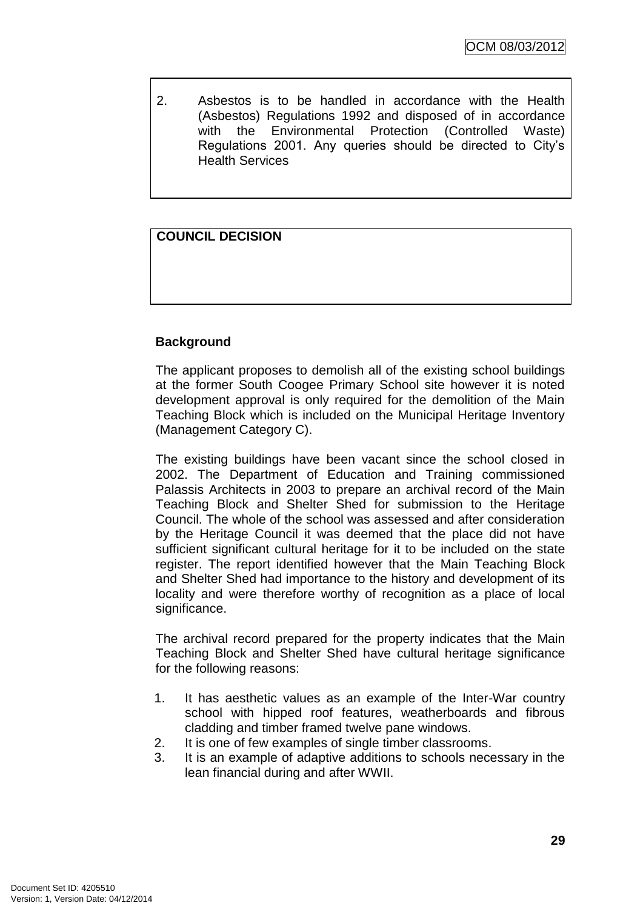2. Asbestos is to be handled in accordance with the Health (Asbestos) Regulations 1992 and disposed of in accordance with the Environmental Protection (Controlled Waste) Regulations 2001. Any queries should be directed to City's Health Services

**COUNCIL DECISION**

### Background

The applicant proposes to demolish all of the existing school buildings at the former South Coogee Primary School site however it is noted development approval is only required for the demolition of the Main Teaching Block which is included on the Municipal Heritage Inventory (Management Category C).

The existing buildings have been vacant since the school closed in 2002. The Department of Education and Training commissioned Palassis Architects in 2003 to prepare an archival record of the Main Teaching Block and Shelter Shed for submission to the Heritage Council. The whole of the school was assessed and after consideration by the Heritage Council it was deemed that the place did not have sufficient significant cultural heritage for it to be included on the state register. The report identified however that the Main Teaching Block and Shelter Shed had importance to the history and development of its locality and were therefore worthy of recognition as a place of local significance.

The archival record prepared for the property indicates that the Main Teaching Block and Shelter Shed have cultural heritage significance for the following reasons:

1. It has aesthetic values as an example of the Inter-War country school with hipped roof features, weatherboards and fibrous cladding and timber framed twelve pane windows.
2. It is one of few examples of single timber classrooms.
3. It is an example of adaptive additions to schools necessary in the lean financial during and after WWII.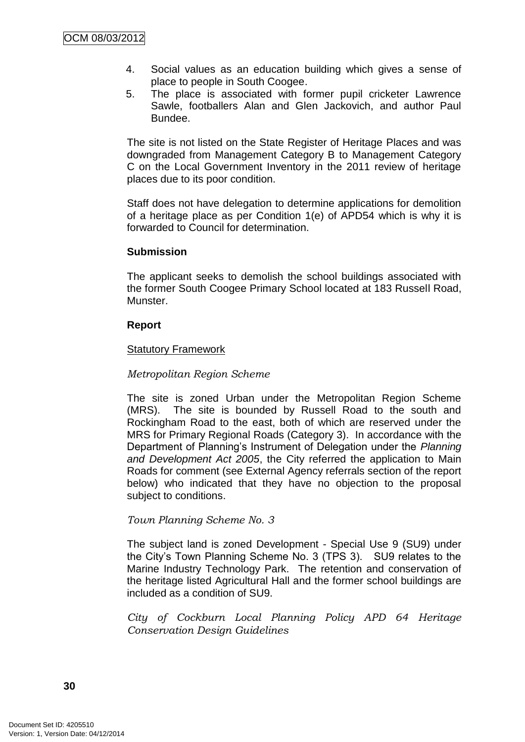4. Social values as an education building which gives a sense of place to people in South Coogee.
5. The place is associated with former pupil cricketer Lawrence Sawle, footballers Alan and Glen Jackovich, and author Paul Bundee.

The site is not listed on the State Register of Heritage Places and was downgraded from Management Category B to Management Category C on the Local Government Inventory in the 2011 review of heritage places due to its poor condition.

Staff does not have delegation to determine applications for demolition of a heritage place as per Condition 1(e) of APD54 which is why it is forwarded to Council for determination.

**Submission**

The applicant seeks to demolish the school buildings associated with the former South Coogee Primary School located at 183 Russell Road, Munster.

**Report**

Statutory Framework

*Metropolitan Region Scheme*

The site is zoned Urban under the Metropolitan Region Scheme (MRS). The site is bounded by Russell Road to the south and Rockingham Road to the east, both of which are reserved under the MRS for Primary Regional Roads (Category 3). In accordance with the Department of Planning's Instrument of Delegation under the *Planning and Development Act 2005*, the City referred the application to Main Roads for comment (see External Agency referrals section of the report below) who indicated that they have no objection to the proposal subject to conditions.

*Town Planning Scheme No. 3*

The subject land is zoned Development - Special Use 9 (SU9) under the City's Town Planning Scheme No. 3 (TPS 3). SU9 relates to the Marine Industry Technology Park. The retention and conservation of the heritage listed Agricultural Hall and the former school buildings are included as a condition of SU9.

*City of Cockburn Local Planning Policy APD 64 Heritage Conservation Design Guidelines*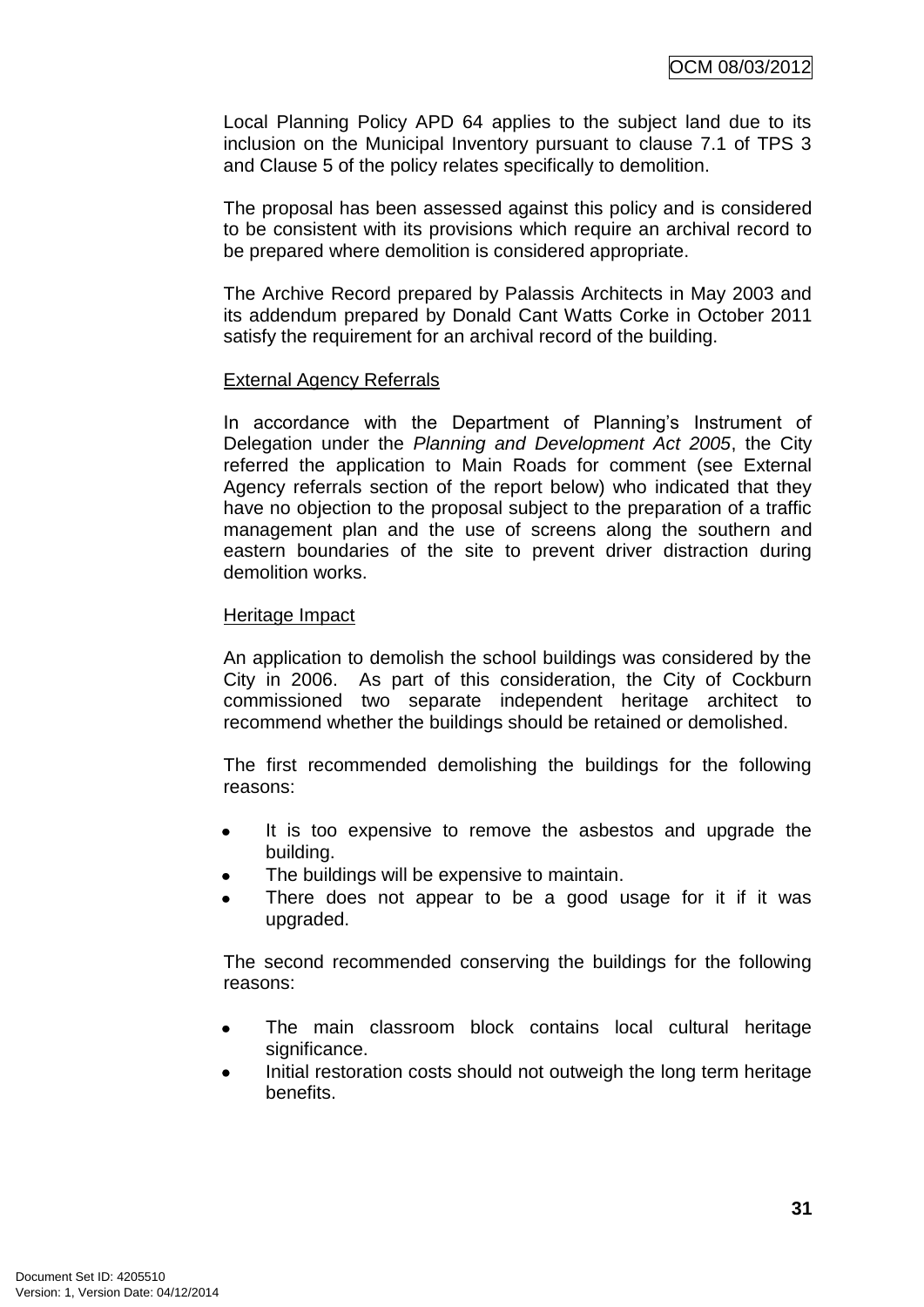Local Planning Policy APD 64 applies to the subject land due to its inclusion on the Municipal Inventory pursuant to clause 7.1 of TPS 3 and Clause 5 of the policy relates specifically to demolition.

The proposal has been assessed against this policy and is considered to be consistent with its provisions which require an archival record to be prepared where demolition is considered appropriate.

The Archive Record prepared by Palassis Architects in May 2003 and its addendum prepared by Donald Cant Watts Corke in October 2011 satisfy the requirement for an archival record of the building.

External Agency Referrals

In accordance with the Department of Planning's Instrument of Delegation under the *Planning and Development Act 2005*, the City referred the application to Main Roads for comment (see External Agency referrals section of the report below) who indicated that they have no objection to the proposal subject to the preparation of a traffic management plan and the use of screens along the southern and eastern boundaries of the site to prevent driver distraction during demolition works.

Heritage Impact

An application to demolish the school buildings was considered by the City in 2006. As part of this consideration, the City of Cockburn commissioned two separate independent heritage architect to recommend whether the buildings should be retained or demolished.

The first recommended demolishing the buildings for the following reasons:

- It is too expensive to remove the asbestos and upgrade the building.
- The buildings will be expensive to maintain.
- There does not appear to be a good usage for it if it was upgraded.

The second recommended conserving the buildings for the following reasons:

- The main classroom block contains local cultural heritage significance.
- Initial restoration costs should not outweigh the long term heritage benefits.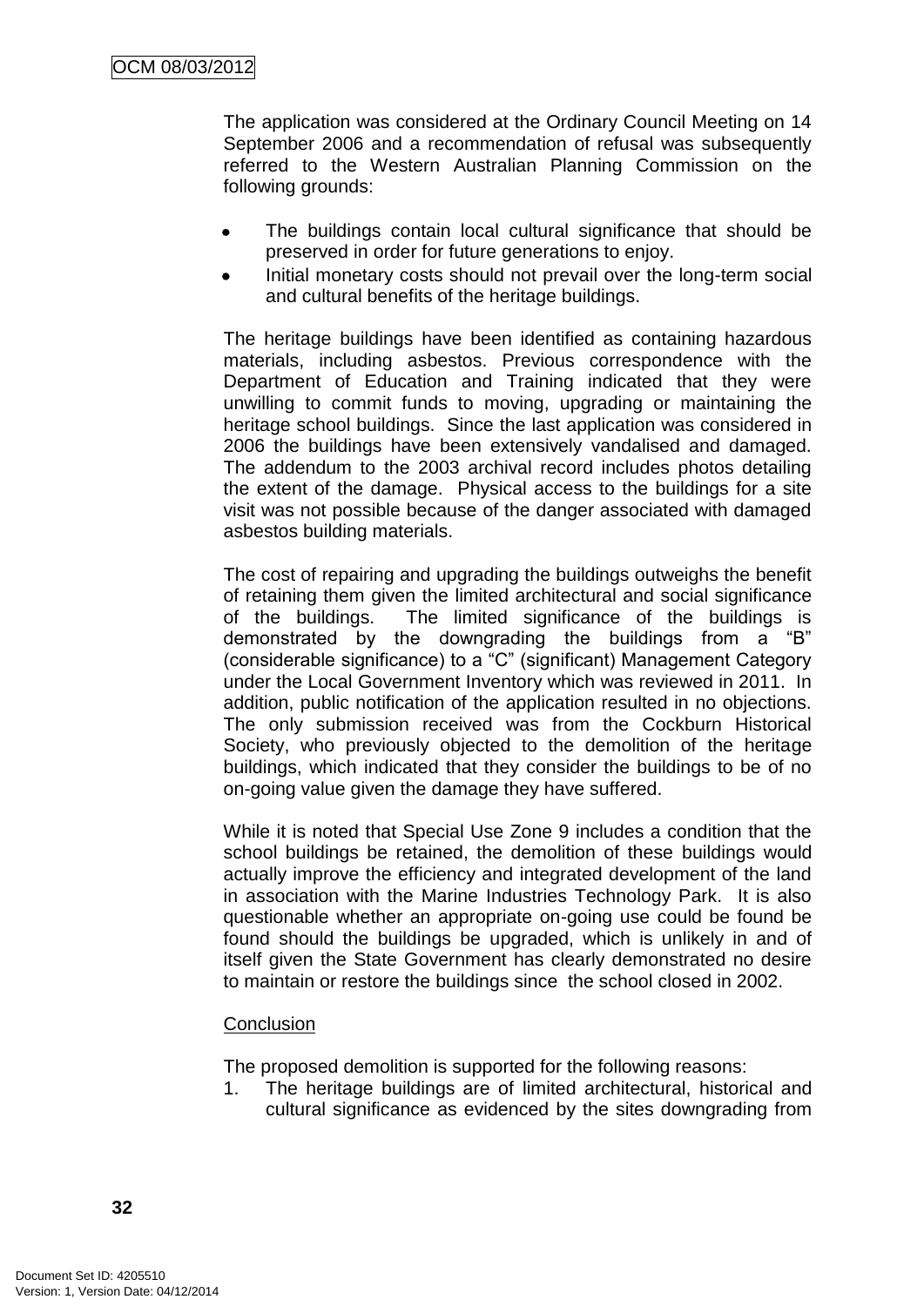The application was considered at the Ordinary Council Meeting on 14 September 2006 and a recommendation of refusal was subsequently referred to the Western Australian Planning Commission on the following grounds:

- The buildings contain local cultural significance that should be preserved in order for future generations to enjoy.
- Initial monetary costs should not prevail over the long-term social and cultural benefits of the heritage buildings.

The heritage buildings have been identified as containing hazardous materials, including asbestos. Previous correspondence with the Department of Education and Training indicated that they were unwilling to commit funds to moving, upgrading or maintaining the heritage school buildings. Since the last application was considered in 2006 the buildings have been extensively vandalised and damaged. The addendum to the 2003 archival record includes photos detailing the extent of the damage. Physical access to the buildings for a site visit was not possible because of the danger associated with damaged asbestos building materials.

The cost of repairing and upgrading the buildings outweighs the benefit of retaining them given the limited architectural and social significance of the buildings. The limited significance of the buildings is demonstrated by the downgrading the buildings from a "B" (considerable significance) to a "C" (significant) Management Category under the Local Government Inventory which was reviewed in 2011. In addition, public notification of the application resulted in no objections. The only submission received was from the Cockburn Historical Society, who previously objected to the demolition of the heritage buildings, which indicated that they consider the buildings to be of no on-going value given the damage they have suffered.

While it is noted that Special Use Zone 9 includes a condition that the school buildings be retained, the demolition of these buildings would actually improve the efficiency and integrated development of the land in association with the Marine Industries Technology Park. It is also questionable whether an appropriate on-going use could be found be found should the buildings be upgraded, which is unlikely in and of itself given the State Government has clearly demonstrated no desire to maintain or restore the buildings since the school closed in 2002.

<u>Conclusion</u>

The proposed demolition is supported for the following reasons:

1. The heritage buildings are of limited architectural, historical and cultural significance as evidenced by the sites downgrading from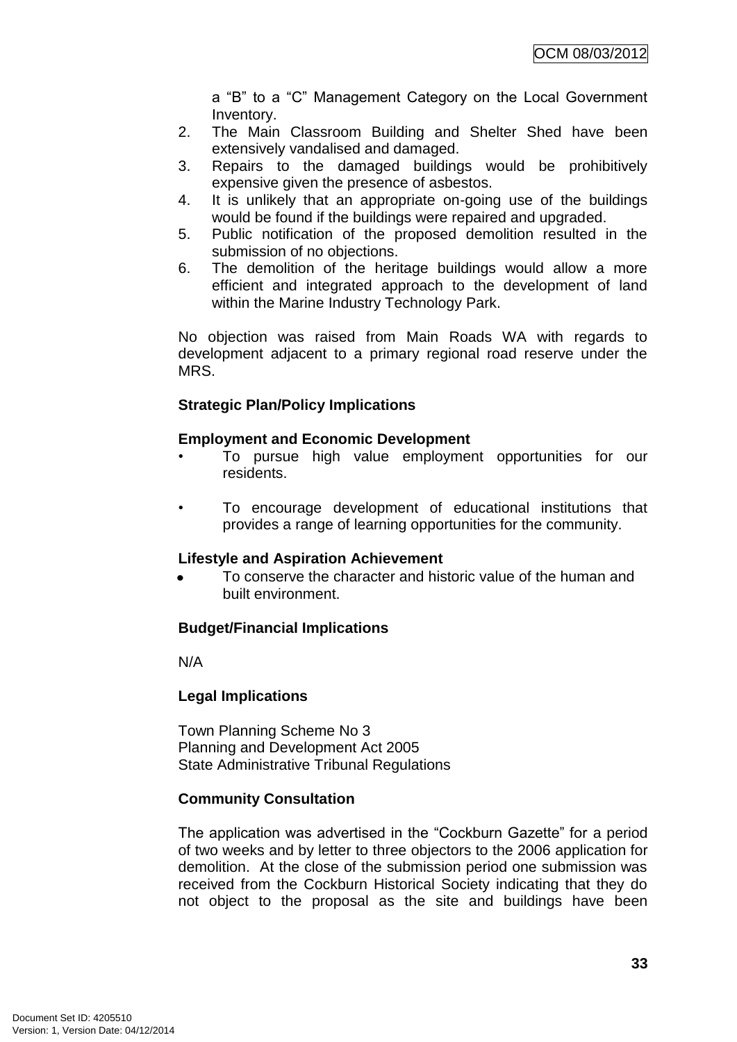a "B" to a "C" Management Category on the Local Government Inventory.

2. The Main Classroom Building and Shelter Shed have been extensively vandalised and damaged.
3. Repairs to the damaged buildings would be prohibitively expensive given the presence of asbestos.
4. It is unlikely that an appropriate on-going use of the buildings would be found if the buildings were repaired and upgraded.
5. Public notification of the proposed demolition resulted in the submission of no objections.
6. The demolition of the heritage buildings would allow a more efficient and integrated approach to the development of land within the Marine Industry Technology Park.

No objection was raised from Main Roads WA with regards to development adjacent to a primary regional road reserve under the MRS.

**Strategic Plan/Policy Implications**

**Employment and Economic Development**

- To pursue high value employment opportunities for our residents.

- To encourage development of educational institutions that provides a range of learning opportunities for the community.

**Lifestyle and Aspiration Achievement**

- To conserve the character and historic value of the human and built environment.

**Budget/Financial Implications**

N/A

**Legal Implications**

Town Planning Scheme No 3
Planning and Development Act 2005
State Administrative Tribunal Regulations

**Community Consultation**

The application was advertised in the "Cockburn Gazette" for a period of two weeks and by letter to three objectors to the 2006 application for demolition. At the close of the submission period one submission was received from the Cockburn Historical Society indicating that they do not object to the proposal as the site and buildings have been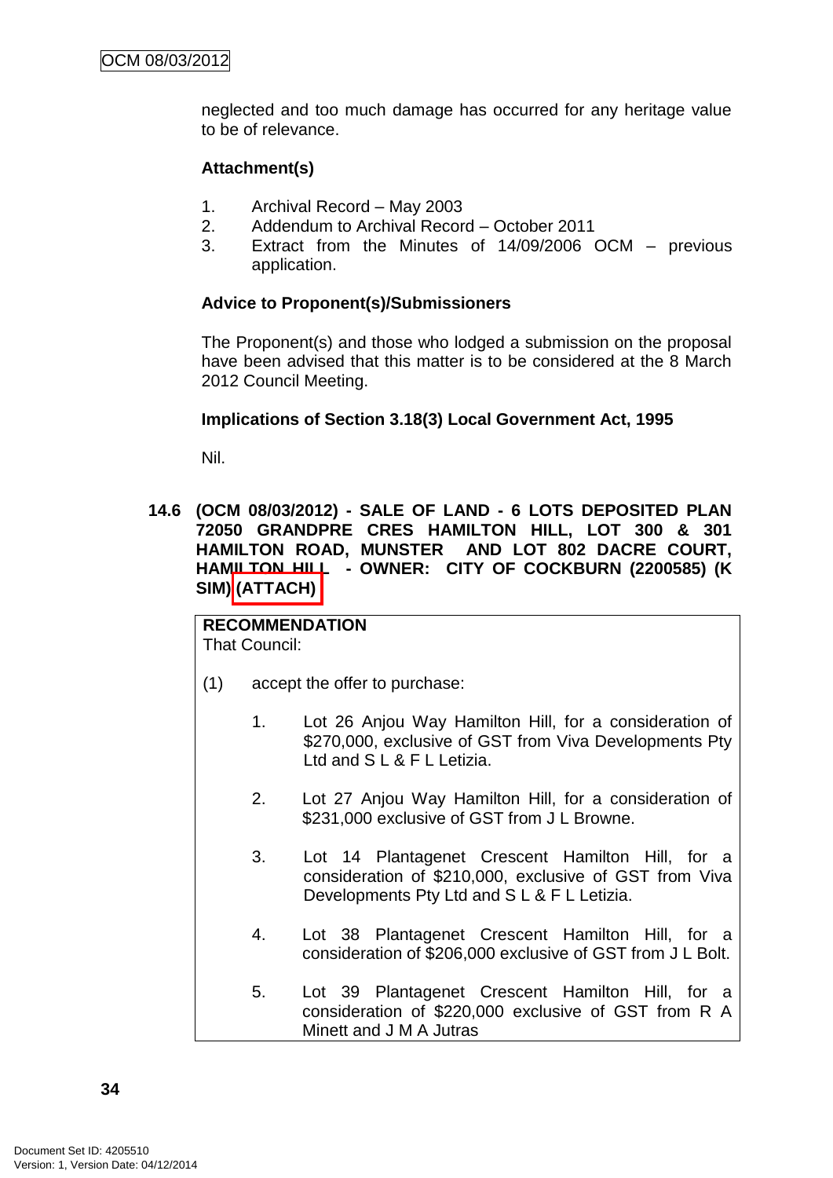neglected and too much damage has occurred for any heritage value to be of relevance.

**Attachment(s)**

1. Archival Record – May 2003
2. Addendum to Archival Record – October 2011
3. Extract from the Minutes of 14/09/2006 OCM – previous application.

**Advice to Proponent(s)/Submissioners**

The Proponent(s) and those who lodged a submission on the proposal have been advised that this matter is to be considered at the 8 March 2012 Council Meeting.

**Implications of Section 3.18(3) Local Government Act, 1995**

Nil.

### 14.6 (OCM 08/03/2012) - SALE OF LAND - 6 LOTS DEPOSITED PLAN 72050 GRANDPRE CRES HAMILTON HILL, LOT 300 & 301 HAMILTON ROAD, MUNSTER AND LOT 802 DACRE COURT, HAMILTON HILL - OWNER: CITY OF COCKBURN (2200585) (K SIM) (ATTACH)

**RECOMMENDATION**
That Council:

(1) accept the offer to purchase:

1. Lot 26 Anjou Way Hamilton Hill, for a consideration of $270,000, exclusive of GST from Viva Developments Pty Ltd and S L & F L Letizia.

2. Lot 27 Anjou Way Hamilton Hill, for a consideration of $231,000 exclusive of GST from J L Browne.

3. Lot 14 Plantagenet Crescent Hamilton Hill, for a consideration of $210,000, exclusive of GST from Viva Developments Pty Ltd and S L & F L Letizia.

4. Lot 38 Plantagenet Crescent Hamilton Hill, for a consideration of $206,000 exclusive of GST from J L Bolt.

5. Lot 39 Plantagenet Crescent Hamilton Hill, for a consideration of $220,000 exclusive of GST from R A Minett and J M A Jutras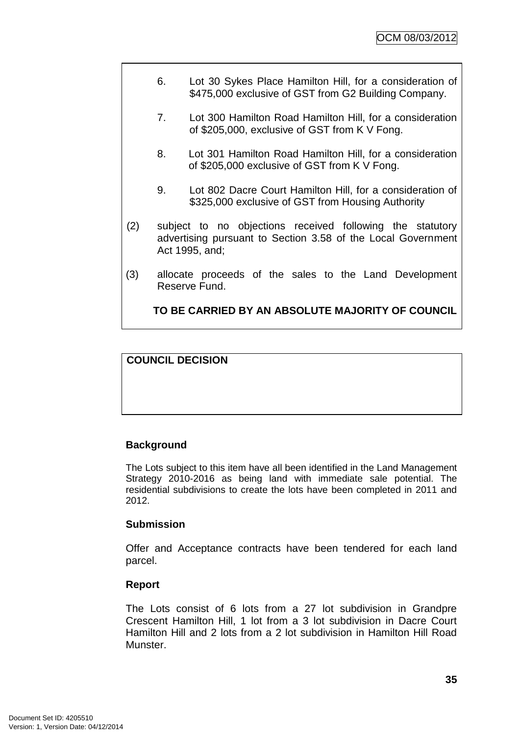6. Lot 30 Sykes Place Hamilton Hill, for a consideration of $475,000 exclusive of GST from G2 Building Company.

7. Lot 300 Hamilton Road Hamilton Hill, for a consideration of $205,000, exclusive of GST from K V Fong.

8. Lot 301 Hamilton Road Hamilton Hill, for a consideration of $205,000 exclusive of GST from K V Fong.

9. Lot 802 Dacre Court Hamilton Hill, for a consideration of $325,000 exclusive of GST from Housing Authority

(2) subject to no objections received following the statutory advertising pursuant to Section 3.58 of the Local Government Act 1995, and;

(3) allocate proceeds of the sales to the Land Development Reserve Fund.

**TO BE CARRIED BY AN ABSOLUTE MAJORITY OF COUNCIL**

**COUNCIL DECISION**

**Background**

The Lots subject to this item have all been identified in the Land Management Strategy 2010-2016 as being land with immediate sale potential. The residential subdivisions to create the lots have been completed in 2011 and 2012.

**Submission**

Offer and Acceptance contracts have been tendered for each land parcel.

**Report**

The Lots consist of 6 lots from a 27 lot subdivision in Grandpre Crescent Hamilton Hill, 1 lot from a 3 lot subdivision in Dacre Court Hamilton Hill and 2 lots from a 2 lot subdivision in Hamilton Hill Road Munster.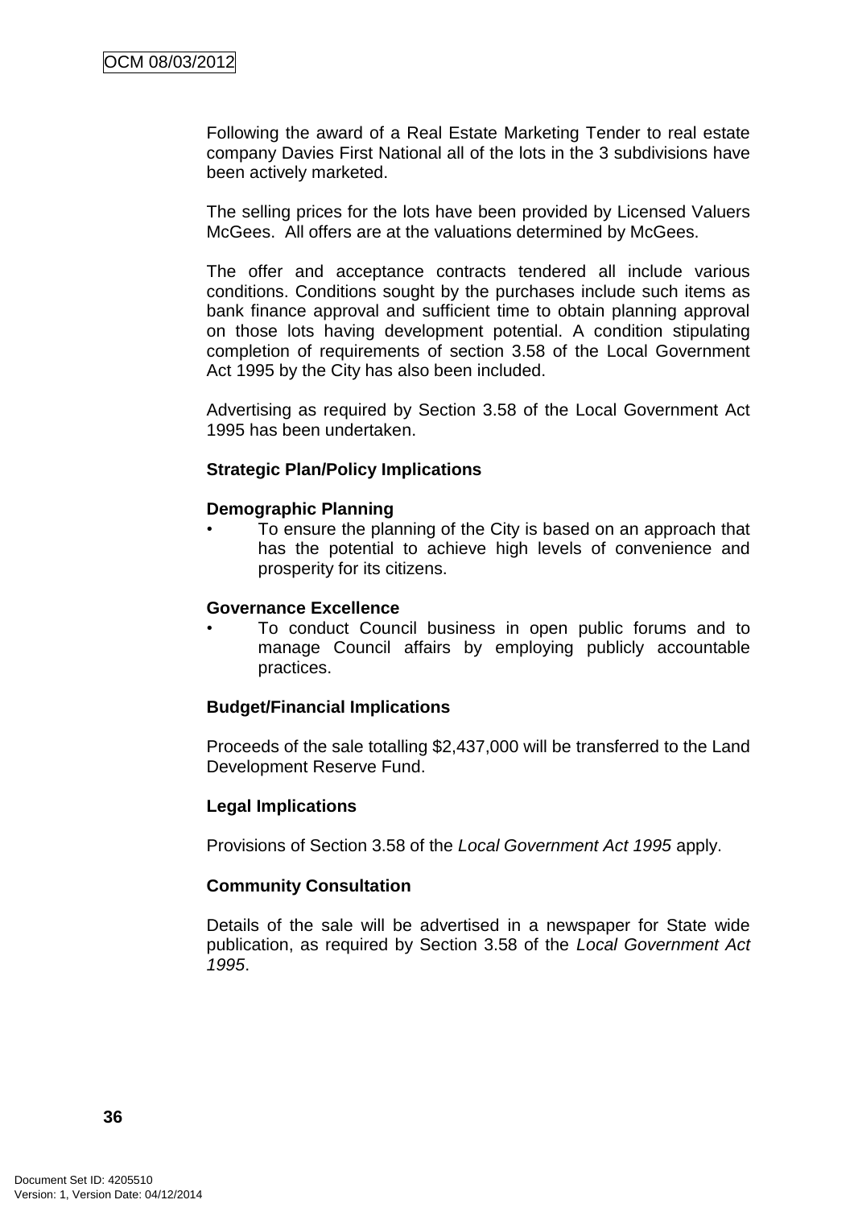Following the award of a Real Estate Marketing Tender to real estate company Davies First National all of the lots in the 3 subdivisions have been actively marketed.

The selling prices for the lots have been provided by Licensed Valuers McGees. All offers are at the valuations determined by McGees.

The offer and acceptance contracts tendered all include various conditions. Conditions sought by the purchases include such items as bank finance approval and sufficient time to obtain planning approval on those lots having development potential. A condition stipulating completion of requirements of section 3.58 of the Local Government Act 1995 by the City has also been included.

Advertising as required by Section 3.58 of the Local Government Act 1995 has been undertaken.

**Strategic Plan/Policy Implications**

**Demographic Planning**

- To ensure the planning of the City is based on an approach that has the potential to achieve high levels of convenience and prosperity for its citizens.

**Governance Excellence**

- To conduct Council business in open public forums and to manage Council affairs by employing publicly accountable practices.

**Budget/Financial Implications**

Proceeds of the sale totalling $2,437,000 will be transferred to the Land Development Reserve Fund.

**Legal Implications**

Provisions of Section 3.58 of the *Local Government Act 1995* apply.

**Community Consultation**

Details of the sale will be advertised in a newspaper for State wide publication, as required by Section 3.58 of the *Local Government Act 1995*.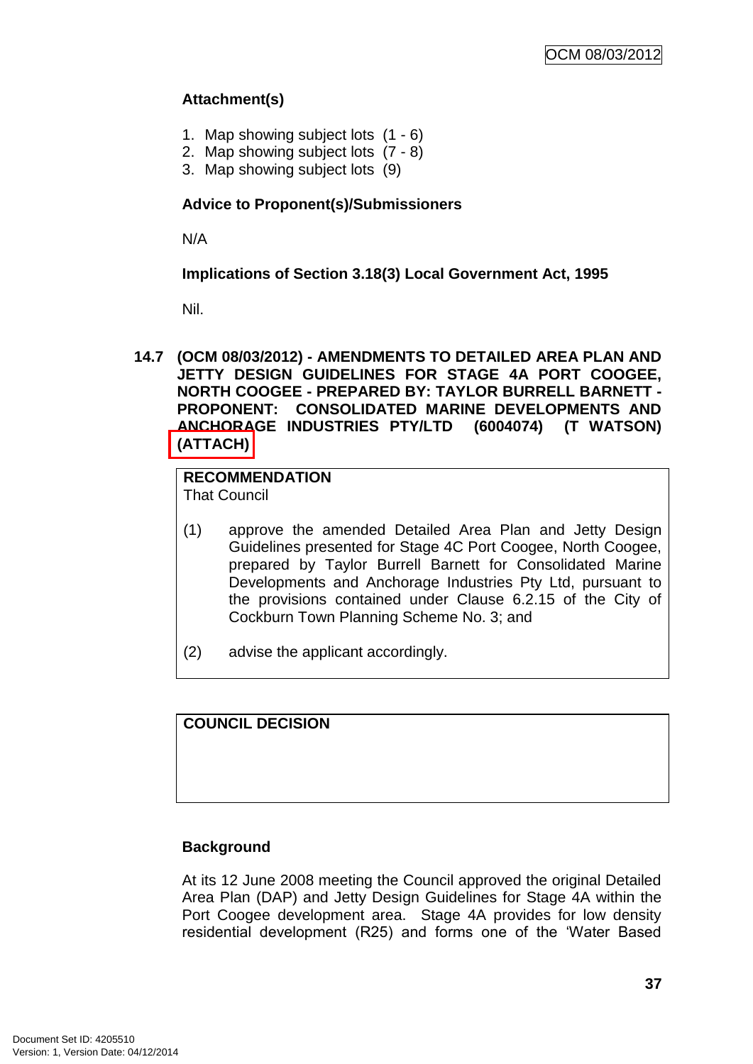### Attachment(s)

1. Map showing subject lots (1 - 6)
2. Map showing subject lots (7 - 8)
3. Map showing subject lots (9)

### Advice to Proponent(s)/Submissioners

N/A

### Implications of Section 3.18(3) Local Government Act, 1995

Nil.

## 14.7 (OCM 08/03/2012) - AMENDMENTS TO DETAILED AREA PLAN AND JETTY DESIGN GUIDELINES FOR STAGE 4A PORT COOGEE, NORTH COOGEE - PREPARED BY: TAYLOR BURRELL BARNETT - PROPONENT: CONSOLIDATED MARINE DEVELOPMENTS AND ANCHORAGE INDUSTRIES PTY/LTD (6004074) (T WATSON) (ATTACH)

**RECOMMENDATION**
That Council

(1) approve the amended Detailed Area Plan and Jetty Design Guidelines presented for Stage 4C Port Coogee, North Coogee, prepared by Taylor Burrell Barnett for Consolidated Marine Developments and Anchorage Industries Pty Ltd, pursuant to the provisions contained under Clause 6.2.15 of the City of Cockburn Town Planning Scheme No. 3; and

(2) advise the applicant accordingly.

**COUNCIL DECISION**

### Background

At its 12 June 2008 meeting the Council approved the original Detailed Area Plan (DAP) and Jetty Design Guidelines for Stage 4A within the Port Coogee development area. Stage 4A provides for low density residential development (R25) and forms one of the 'Water Based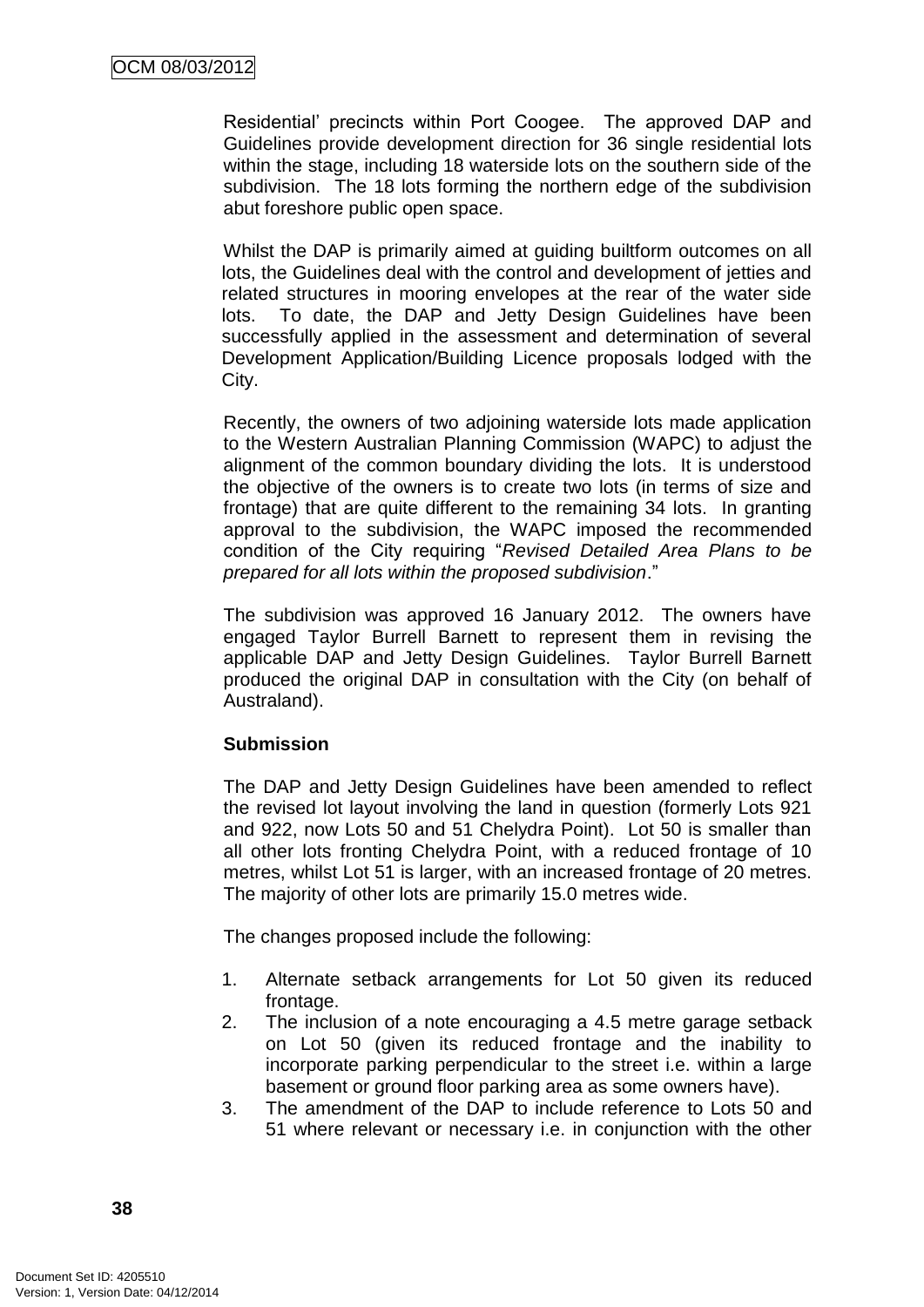Residential' precincts within Port Coogee. The approved DAP and Guidelines provide development direction for 36 single residential lots within the stage, including 18 waterside lots on the southern side of the subdivision. The 18 lots forming the northern edge of the subdivision abut foreshore public open space.

Whilst the DAP is primarily aimed at guiding builtform outcomes on all lots, the Guidelines deal with the control and development of jetties and related structures in mooring envelopes at the rear of the water side lots. To date, the DAP and Jetty Design Guidelines have been successfully applied in the assessment and determination of several Development Application/Building Licence proposals lodged with the City.

Recently, the owners of two adjoining waterside lots made application to the Western Australian Planning Commission (WAPC) to adjust the alignment of the common boundary dividing the lots. It is understood the objective of the owners is to create two lots (in terms of size and frontage) that are quite different to the remaining 34 lots. In granting approval to the subdivision, the WAPC imposed the recommended condition of the City requiring "*Revised Detailed Area Plans to be prepared for all lots within the proposed subdivision*."

The subdivision was approved 16 January 2012. The owners have engaged Taylor Burrell Barnett to represent them in revising the applicable DAP and Jetty Design Guidelines. Taylor Burrell Barnett produced the original DAP in consultation with the City (on behalf of Australand).

**Submission**

The DAP and Jetty Design Guidelines have been amended to reflect the revised lot layout involving the land in question (formerly Lots 921 and 922, now Lots 50 and 51 Chelydra Point). Lot 50 is smaller than all other lots fronting Chelydra Point, with a reduced frontage of 10 metres, whilst Lot 51 is larger, with an increased frontage of 20 metres. The majority of other lots are primarily 15.0 metres wide.

The changes proposed include the following:

1. Alternate setback arrangements for Lot 50 given its reduced frontage.
2. The inclusion of a note encouraging a 4.5 metre garage setback on Lot 50 (given its reduced frontage and the inability to incorporate parking perpendicular to the street i.e. within a large basement or ground floor parking area as some owners have).
3. The amendment of the DAP to include reference to Lots 50 and 51 where relevant or necessary i.e. in conjunction with the other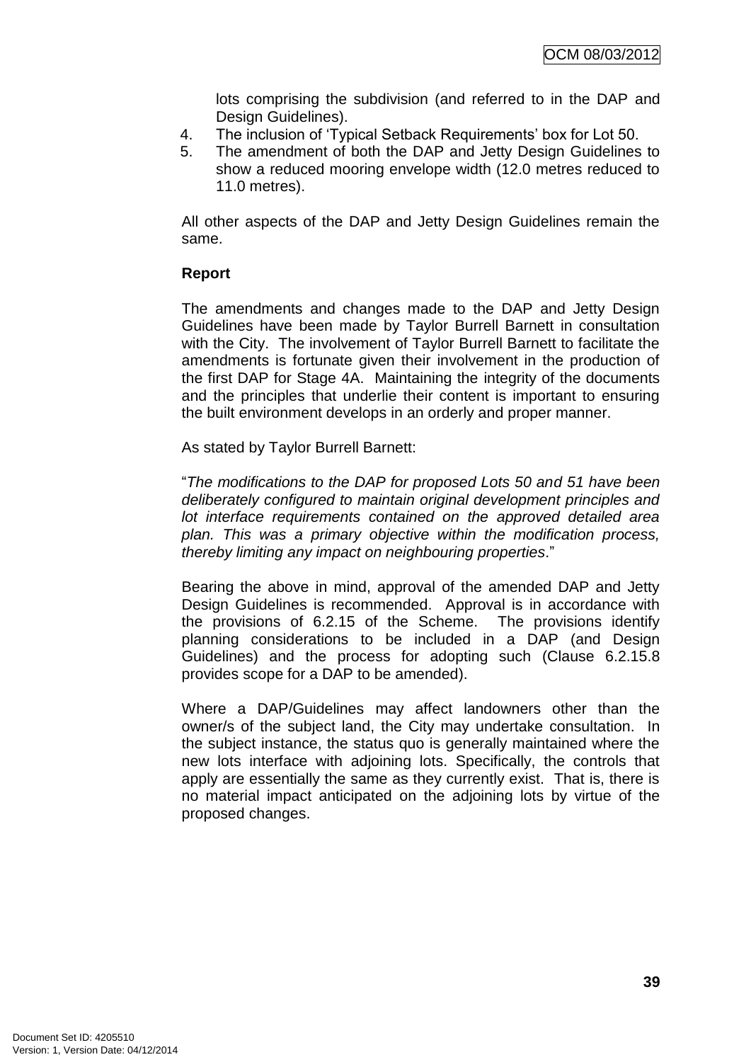lots comprising the subdivision (and referred to in the DAP and Design Guidelines).

4. The inclusion of 'Typical Setback Requirements' box for Lot 50.
5. The amendment of both the DAP and Jetty Design Guidelines to show a reduced mooring envelope width (12.0 metres reduced to 11.0 metres).

All other aspects of the DAP and Jetty Design Guidelines remain the same.

**Report**

The amendments and changes made to the DAP and Jetty Design Guidelines have been made by Taylor Burrell Barnett in consultation with the City. The involvement of Taylor Burrell Barnett to facilitate the amendments is fortunate given their involvement in the production of the first DAP for Stage 4A. Maintaining the integrity of the documents and the principles that underlie their content is important to ensuring the built environment develops in an orderly and proper manner.

As stated by Taylor Burrell Barnett:

"*The modifications to the DAP for proposed Lots 50 and 51 have been deliberately configured to maintain original development principles and lot interface requirements contained on the approved detailed area plan. This was a primary objective within the modification process, thereby limiting any impact on neighbouring properties*."

Bearing the above in mind, approval of the amended DAP and Jetty Design Guidelines is recommended. Approval is in accordance with the provisions of 6.2.15 of the Scheme. The provisions identify planning considerations to be included in a DAP (and Design Guidelines) and the process for adopting such (Clause 6.2.15.8 provides scope for a DAP to be amended).

Where a DAP/Guidelines may affect landowners other than the owner/s of the subject land, the City may undertake consultation. In the subject instance, the status quo is generally maintained where the new lots interface with adjoining lots. Specifically, the controls that apply are essentially the same as they currently exist. That is, there is no material impact anticipated on the adjoining lots by virtue of the proposed changes.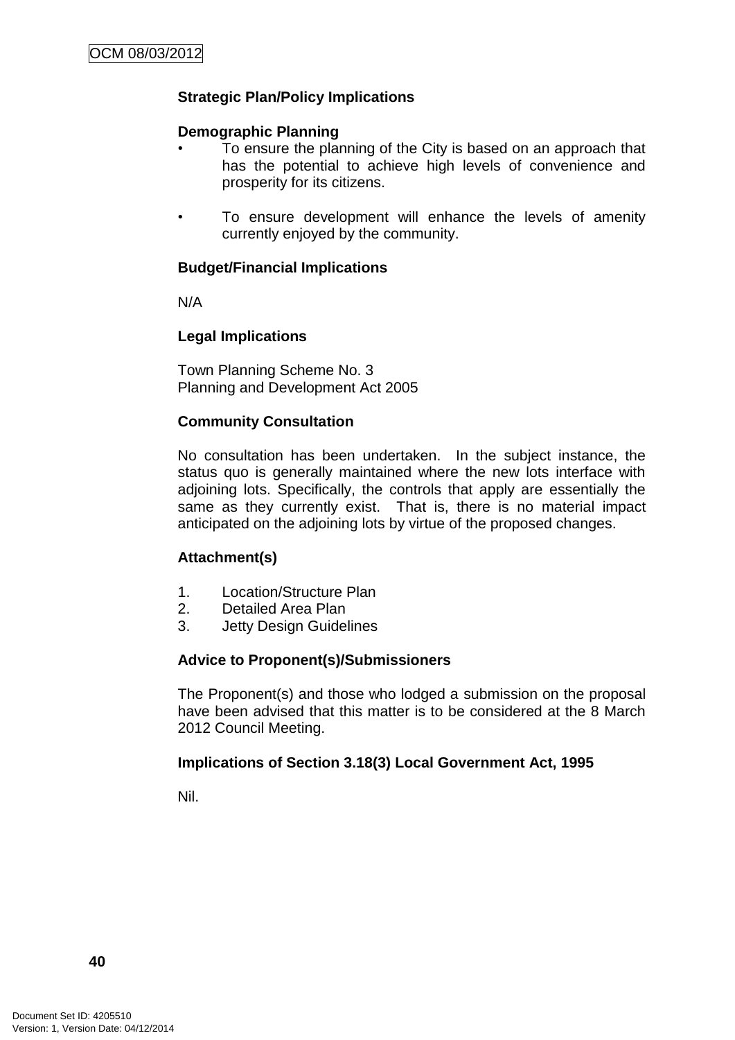**Strategic Plan/Policy Implications**

**Demographic Planning**

- To ensure the planning of the City is based on an approach that has the potential to achieve high levels of convenience and prosperity for its citizens.

- To ensure development will enhance the levels of amenity currently enjoyed by the community.

**Budget/Financial Implications**

N/A

**Legal Implications**

Town Planning Scheme No. 3
Planning and Development Act 2005

**Community Consultation**

No consultation has been undertaken. In the subject instance, the status quo is generally maintained where the new lots interface with adjoining lots. Specifically, the controls that apply are essentially the same as they currently exist. That is, there is no material impact anticipated on the adjoining lots by virtue of the proposed changes.

**Attachment(s)**

1. Location/Structure Plan
2. Detailed Area Plan
3. Jetty Design Guidelines

**Advice to Proponent(s)/Submissioners**

The Proponent(s) and those who lodged a submission on the proposal have been advised that this matter is to be considered at the 8 March 2012 Council Meeting.

**Implications of Section 3.18(3) Local Government Act, 1995**

Nil.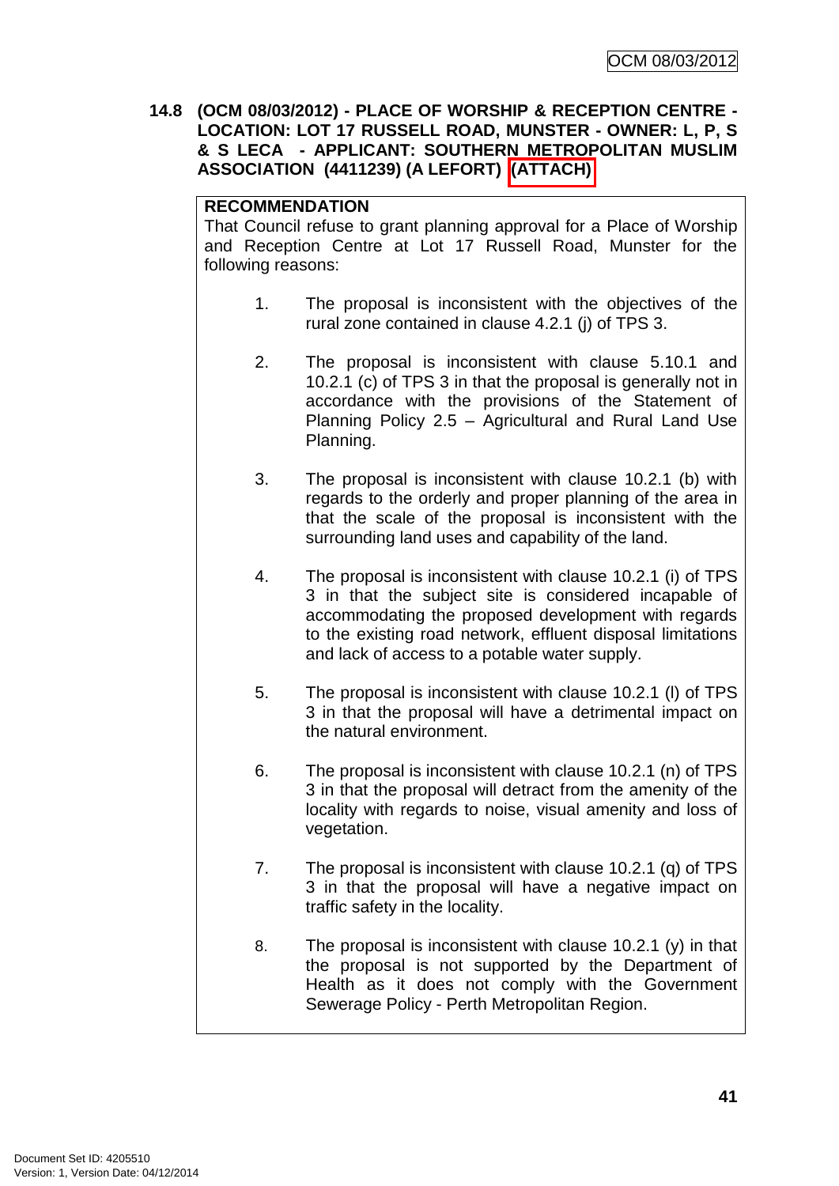**14.8 (OCM 08/03/2012) - PLACE OF WORSHIP & RECEPTION CENTRE - LOCATION: LOT 17 RUSSELL ROAD, MUNSTER - OWNER: L, P, S & S LECA - APPLICANT: SOUTHERN METROPOLITAN MUSLIM ASSOCIATION (4411239) (A LEFORT) (ATTACH)**

**RECOMMENDATION**

That Council refuse to grant planning approval for a Place of Worship and Reception Centre at Lot 17 Russell Road, Munster for the following reasons:

1. The proposal is inconsistent with the objectives of the rural zone contained in clause 4.2.1 (j) of TPS 3.

2. The proposal is inconsistent with clause 5.10.1 and 10.2.1 (c) of TPS 3 in that the proposal is generally not in accordance with the provisions of the Statement of Planning Policy 2.5 – Agricultural and Rural Land Use Planning.

3. The proposal is inconsistent with clause 10.2.1 (b) with regards to the orderly and proper planning of the area in that the scale of the proposal is inconsistent with the surrounding land uses and capability of the land.

4. The proposal is inconsistent with clause 10.2.1 (i) of TPS 3 in that the subject site is considered incapable of accommodating the proposed development with regards to the existing road network, effluent disposal limitations and lack of access to a potable water supply.

5. The proposal is inconsistent with clause 10.2.1 (l) of TPS 3 in that the proposal will have a detrimental impact on the natural environment.

6. The proposal is inconsistent with clause 10.2.1 (n) of TPS 3 in that the proposal will detract from the amenity of the locality with regards to noise, visual amenity and loss of vegetation.

7. The proposal is inconsistent with clause 10.2.1 (q) of TPS 3 in that the proposal will have a negative impact on traffic safety in the locality.

8. The proposal is inconsistent with clause 10.2.1 (y) in that the proposal is not supported by the Department of Health as it does not comply with the Government Sewerage Policy - Perth Metropolitan Region.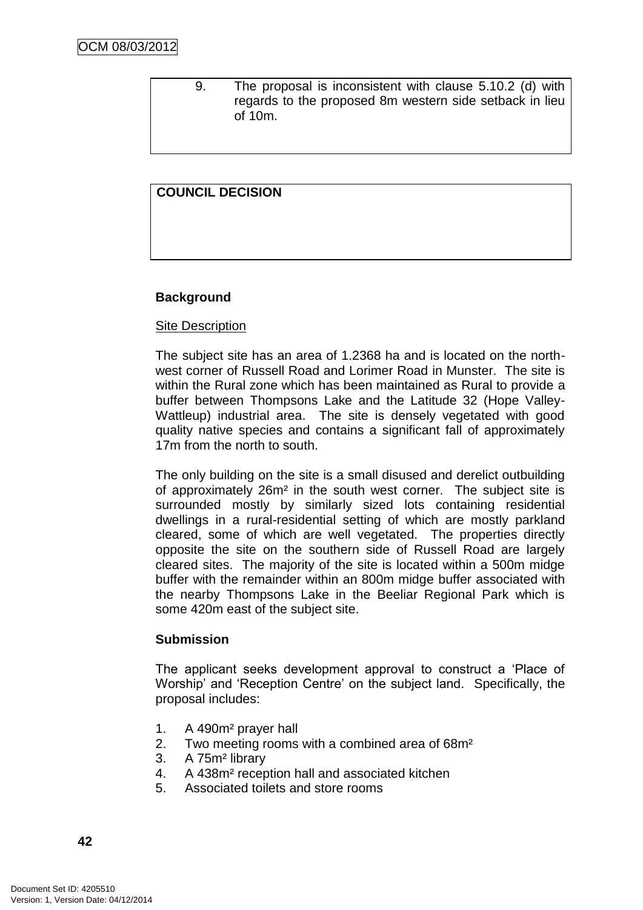9. The proposal is inconsistent with clause 5.10.2 (d) with regards to the proposed 8m western side setback in lieu of 10m.

**COUNCIL DECISION**

**Background**

Site Description

The subject site has an area of 1.2368 ha and is located on the north-west corner of Russell Road and Lorimer Road in Munster. The site is within the Rural zone which has been maintained as Rural to provide a buffer between Thompsons Lake and the Latitude 32 (Hope Valley-Wattleup) industrial area. The site is densely vegetated with good quality native species and contains a significant fall of approximately 17m from the north to south.

The only building on the site is a small disused and derelict outbuilding of approximately 26m² in the south west corner. The subject site is surrounded mostly by similarly sized lots containing residential dwellings in a rural-residential setting of which are mostly parkland cleared, some of which are well vegetated. The properties directly opposite the site on the southern side of Russell Road are largely cleared sites. The majority of the site is located within a 500m midge buffer with the remainder within an 800m midge buffer associated with the nearby Thompsons Lake in the Beeliar Regional Park which is some 420m east of the subject site.

**Submission**

The applicant seeks development approval to construct a 'Place of Worship' and 'Reception Centre' on the subject land. Specifically, the proposal includes:

1. A 490m² prayer hall
2. Two meeting rooms with a combined area of 68m²
3. A 75m² library
4. A 438m² reception hall and associated kitchen
5. Associated toilets and store rooms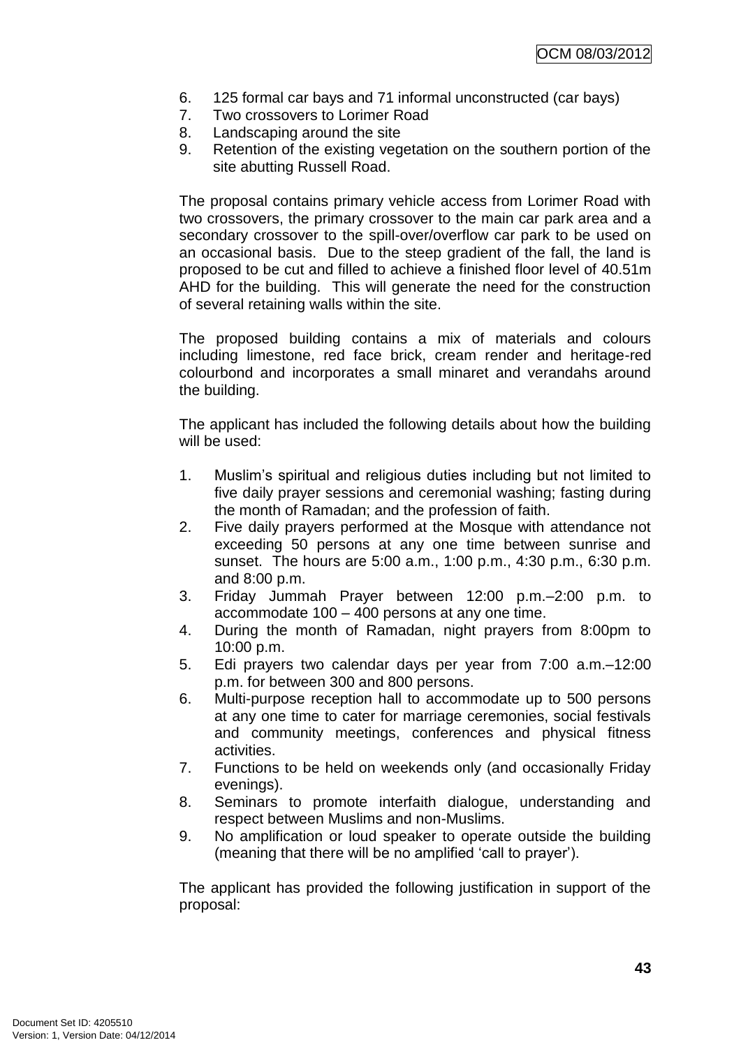6. 125 formal car bays and 71 informal unconstructed (car bays)
7. Two crossovers to Lorimer Road
8. Landscaping around the site
9. Retention of the existing vegetation on the southern portion of the site abutting Russell Road.

The proposal contains primary vehicle access from Lorimer Road with two crossovers, the primary crossover to the main car park area and a secondary crossover to the spill-over/overflow car park to be used on an occasional basis. Due to the steep gradient of the fall, the land is proposed to be cut and filled to achieve a finished floor level of 40.51m AHD for the building. This will generate the need for the construction of several retaining walls within the site.

The proposed building contains a mix of materials and colours including limestone, red face brick, cream render and heritage-red colourbond and incorporates a small minaret and verandahs around the building.

The applicant has included the following details about how the building will be used:

1. Muslim's spiritual and religious duties including but not limited to five daily prayer sessions and ceremonial washing; fasting during the month of Ramadan; and the profession of faith.
2. Five daily prayers performed at the Mosque with attendance not exceeding 50 persons at any one time between sunrise and sunset. The hours are 5:00 a.m., 1:00 p.m., 4:30 p.m., 6:30 p.m. and 8:00 p.m.
3. Friday Jummah Prayer between 12:00 p.m.–2:00 p.m. to accommodate 100 – 400 persons at any one time.
4. During the month of Ramadan, night prayers from 8:00pm to 10:00 p.m.
5. Edi prayers two calendar days per year from 7:00 a.m.–12:00 p.m. for between 300 and 800 persons.
6. Multi-purpose reception hall to accommodate up to 500 persons at any one time to cater for marriage ceremonies, social festivals and community meetings, conferences and physical fitness activities.
7. Functions to be held on weekends only (and occasionally Friday evenings).
8. Seminars to promote interfaith dialogue, understanding and respect between Muslims and non-Muslims.
9. No amplification or loud speaker to operate outside the building (meaning that there will be no amplified 'call to prayer').

The applicant has provided the following justification in support of the proposal: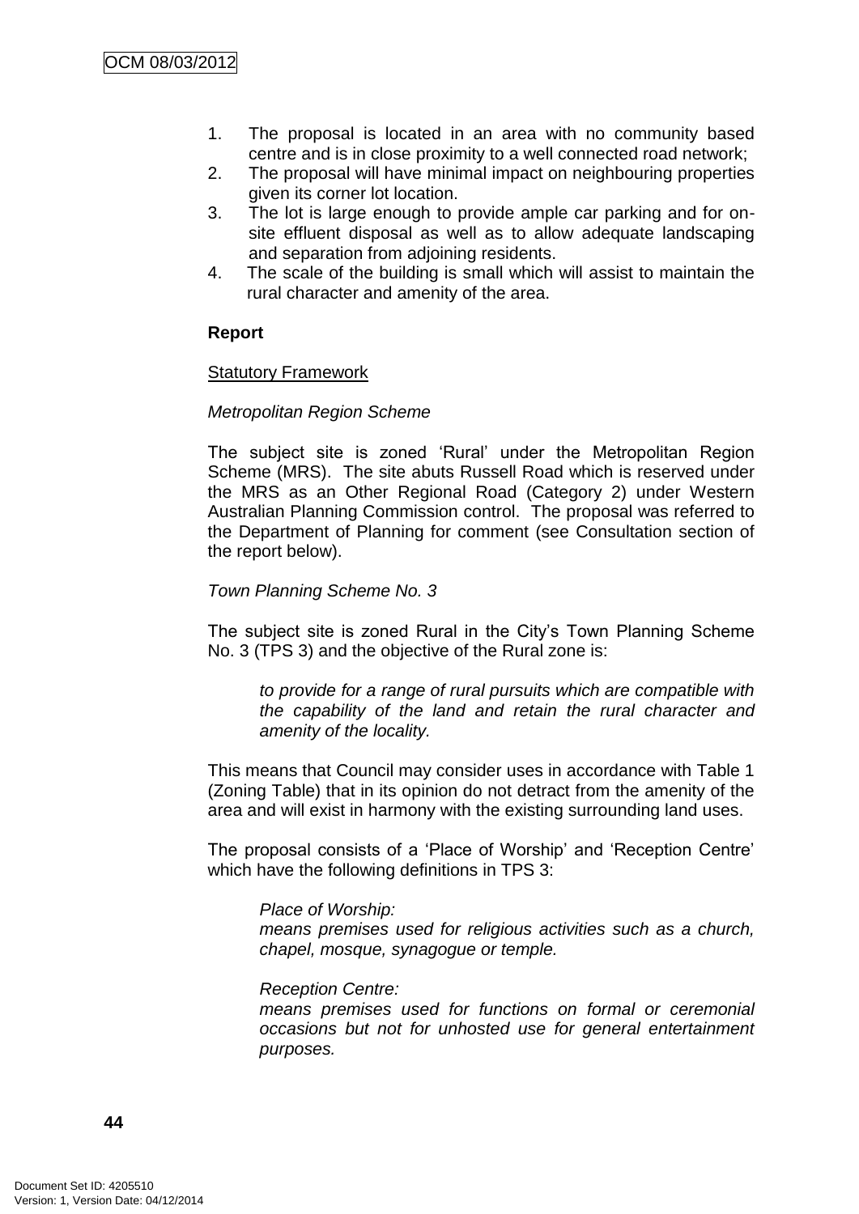1. The proposal is located in an area with no community based centre and is in close proximity to a well connected road network;
2. The proposal will have minimal impact on neighbouring properties given its corner lot location.
3. The lot is large enough to provide ample car parking and for on-site effluent disposal as well as to allow adequate landscaping and separation from adjoining residents.
4. The scale of the building is small which will assist to maintain the rural character and amenity of the area.

**Report**

Statutory Framework

*Metropolitan Region Scheme*

The subject site is zoned 'Rural' under the Metropolitan Region Scheme (MRS). The site abuts Russell Road which is reserved under the MRS as an Other Regional Road (Category 2) under Western Australian Planning Commission control. The proposal was referred to the Department of Planning for comment (see Consultation section of the report below).

*Town Planning Scheme No. 3*

The subject site is zoned Rural in the City's Town Planning Scheme No. 3 (TPS 3) and the objective of the Rural zone is:

> *to provide for a range of rural pursuits which are compatible with the capability of the land and retain the rural character and amenity of the locality.*

This means that Council may consider uses in accordance with Table 1 (Zoning Table) that in its opinion do not detract from the amenity of the area and will exist in harmony with the existing surrounding land uses.

The proposal consists of a 'Place of Worship' and 'Reception Centre' which have the following definitions in TPS 3:

> *Place of Worship:*
> *means premises used for religious activities such as a church, chapel, mosque, synagogue or temple.*
>
> *Reception Centre:*
> *means premises used for functions on formal or ceremonial occasions but not for unhosted use for general entertainment purposes.*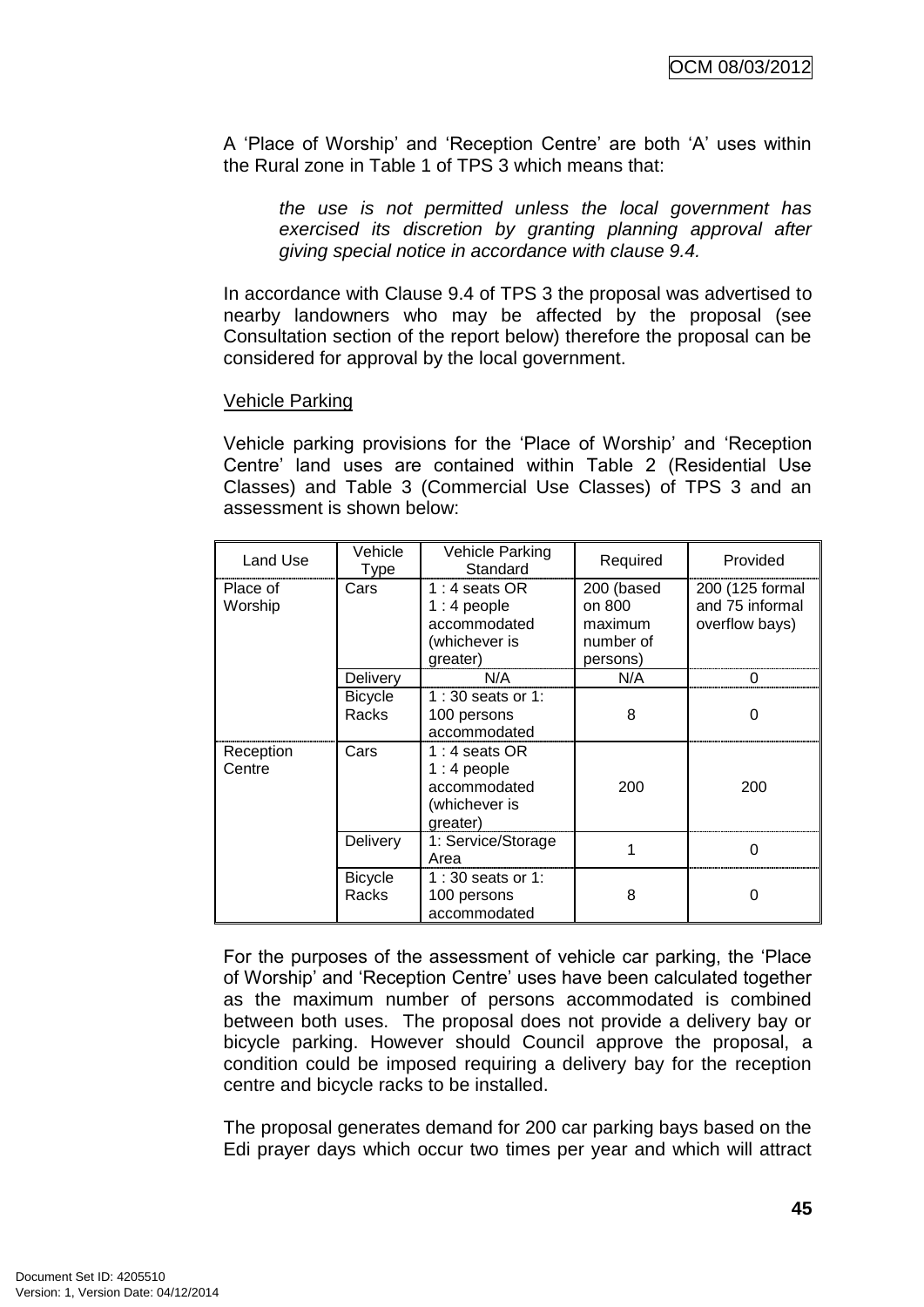A ‘Place of Worship’ and ‘Reception Centre’ are both ‘A’ uses within the Rural zone in Table 1 of TPS 3 which means that:

> *the use is not permitted unless the local government has exercised its discretion by granting planning approval after giving special notice in accordance with clause 9.4.*

In accordance with Clause 9.4 of TPS 3 the proposal was advertised to nearby landowners who may be affected by the proposal (see Consultation section of the report below) therefore the proposal can be considered for approval by the local government.

Vehicle Parking

Vehicle parking provisions for the ‘Place of Worship’ and ‘Reception Centre’ land uses are contained within Table 2 (Residential Use Classes) and Table 3 (Commercial Use Classes) of TPS 3 and an assessment is shown below:

| Land Use | Vehicle Type | Vehicle Parking Standard | Required | Provided |
|---|---|---|---|---|
| Place of Worship | Cars | 1 : 4 seats OR 1 : 4 people accommodated (whichever is greater) | 200 (based on 800 maximum number of persons) | 200 (125 formal and 75 informal overflow bays) |
| | Delivery | N/A | N/A | 0 |
| | Bicycle Racks | 1 : 30 seats or 1: 100 persons accommodated | 8 | 0 |
| Reception Centre | Cars | 1 : 4 seats OR 1 : 4 people accommodated (whichever is greater) | 200 | 200 |
| | Delivery | 1: Service/Storage Area | 1 | 0 |
| | Bicycle Racks | 1 : 30 seats or 1: 100 persons accommodated | 8 | 0 |

For the purposes of the assessment of vehicle car parking, the ‘Place of Worship’ and ‘Reception Centre’ uses have been calculated together as the maximum number of persons accommodated is combined between both uses. The proposal does not provide a delivery bay or bicycle parking. However should Council approve the proposal, a condition could be imposed requiring a delivery bay for the reception centre and bicycle racks to be installed.

The proposal generates demand for 200 car parking bays based on the Edi prayer days which occur two times per year and which will attract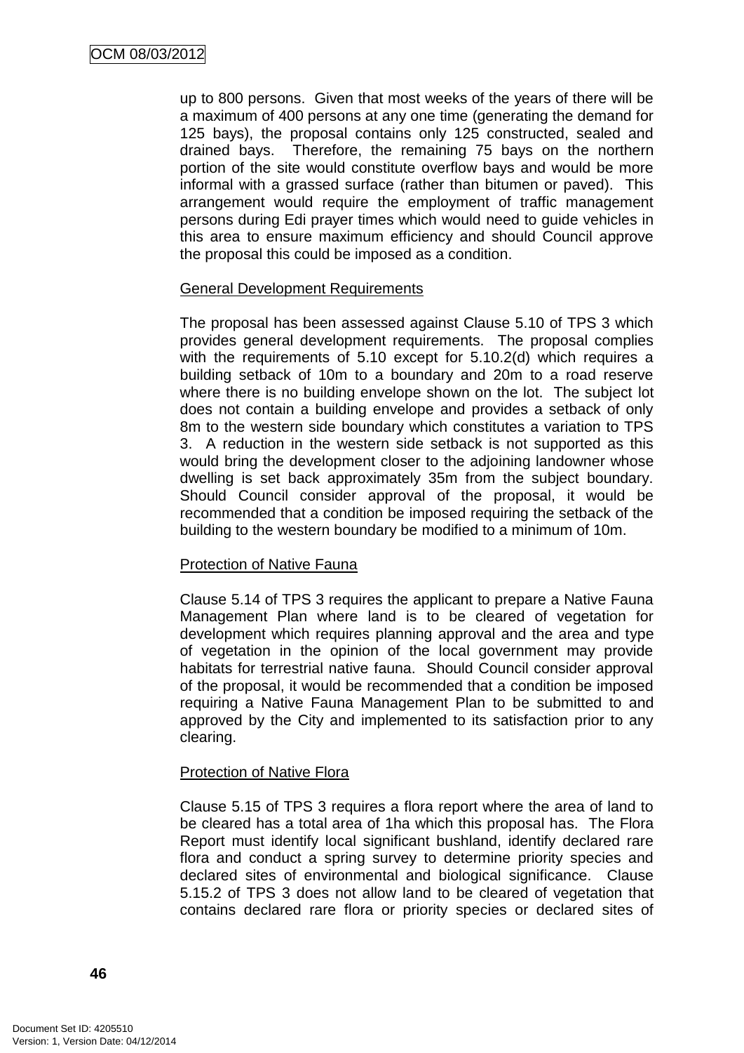up to 800 persons. Given that most weeks of the years of there will be a maximum of 400 persons at any one time (generating the demand for 125 bays), the proposal contains only 125 constructed, sealed and drained bays. Therefore, the remaining 75 bays on the northern portion of the site would constitute overflow bays and would be more informal with a grassed surface (rather than bitumen or paved). This arrangement would require the employment of traffic management persons during Edi prayer times which would need to guide vehicles in this area to ensure maximum efficiency and should Council approve the proposal this could be imposed as a condition.

General Development Requirements

The proposal has been assessed against Clause 5.10 of TPS 3 which provides general development requirements. The proposal complies with the requirements of 5.10 except for 5.10.2(d) which requires a building setback of 10m to a boundary and 20m to a road reserve where there is no building envelope shown on the lot. The subject lot does not contain a building envelope and provides a setback of only 8m to the western side boundary which constitutes a variation to TPS 3. A reduction in the western side setback is not supported as this would bring the development closer to the adjoining landowner whose dwelling is set back approximately 35m from the subject boundary. Should Council consider approval of the proposal, it would be recommended that a condition be imposed requiring the setback of the building to the western boundary be modified to a minimum of 10m.

Protection of Native Fauna

Clause 5.14 of TPS 3 requires the applicant to prepare a Native Fauna Management Plan where land is to be cleared of vegetation for development which requires planning approval and the area and type of vegetation in the opinion of the local government may provide habitats for terrestrial native fauna. Should Council consider approval of the proposal, it would be recommended that a condition be imposed requiring a Native Fauna Management Plan to be submitted to and approved by the City and implemented to its satisfaction prior to any clearing.

Protection of Native Flora

Clause 5.15 of TPS 3 requires a flora report where the area of land to be cleared has a total area of 1ha which this proposal has. The Flora Report must identify local significant bushland, identify declared rare flora and conduct a spring survey to determine priority species and declared sites of environmental and biological significance. Clause 5.15.2 of TPS 3 does not allow land to be cleared of vegetation that contains declared rare flora or priority species or declared sites of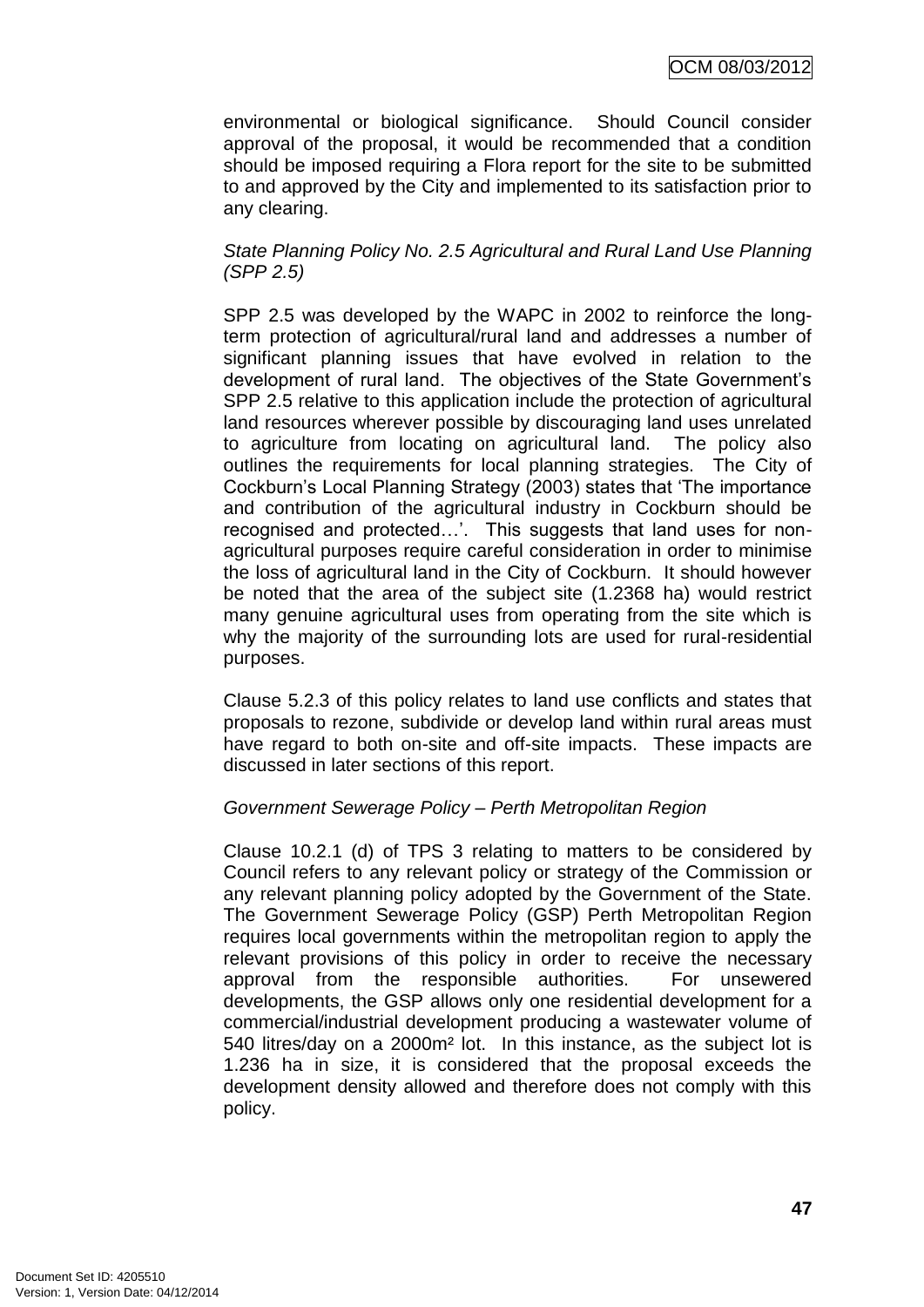environmental or biological significance. Should Council consider approval of the proposal, it would be recommended that a condition should be imposed requiring a Flora report for the site to be submitted to and approved by the City and implemented to its satisfaction prior to any clearing.

*State Planning Policy No. 2.5 Agricultural and Rural Land Use Planning (SPP 2.5)*

SPP 2.5 was developed by the WAPC in 2002 to reinforce the long-term protection of agricultural/rural land and addresses a number of significant planning issues that have evolved in relation to the development of rural land. The objectives of the State Government's SPP 2.5 relative to this application include the protection of agricultural land resources wherever possible by discouraging land uses unrelated to agriculture from locating on agricultural land. The policy also outlines the requirements for local planning strategies. The City of Cockburn's Local Planning Strategy (2003) states that 'The importance and contribution of the agricultural industry in Cockburn should be recognised and protected…'. This suggests that land uses for non-agricultural purposes require careful consideration in order to minimise the loss of agricultural land in the City of Cockburn. It should however be noted that the area of the subject site (1.2368 ha) would restrict many genuine agricultural uses from operating from the site which is why the majority of the surrounding lots are used for rural-residential purposes.

Clause 5.2.3 of this policy relates to land use conflicts and states that proposals to rezone, subdivide or develop land within rural areas must have regard to both on-site and off-site impacts. These impacts are discussed in later sections of this report.

*Government Sewerage Policy – Perth Metropolitan Region*

Clause 10.2.1 (d) of TPS 3 relating to matters to be considered by Council refers to any relevant policy or strategy of the Commission or any relevant planning policy adopted by the Government of the State. The Government Sewerage Policy (GSP) Perth Metropolitan Region requires local governments within the metropolitan region to apply the relevant provisions of this policy in order to receive the necessary approval from the responsible authorities. For unsewered developments, the GSP allows only one residential development for a commercial/industrial development producing a wastewater volume of 540 litres/day on a 2000m² lot. In this instance, as the subject lot is 1.236 ha in size, it is considered that the proposal exceeds the development density allowed and therefore does not comply with this policy.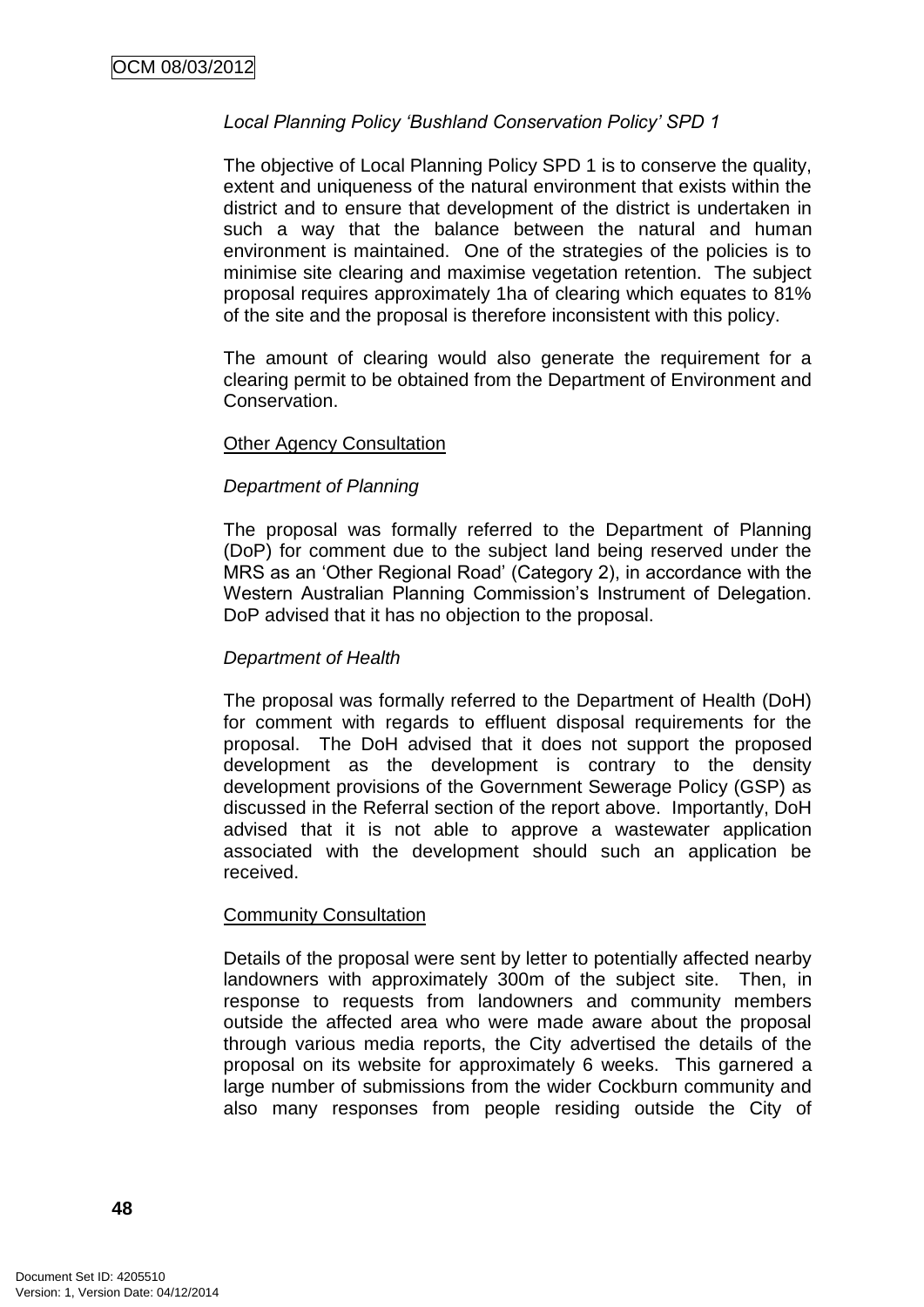*Local Planning Policy 'Bushland Conservation Policy' SPD 1*

The objective of Local Planning Policy SPD 1 is to conserve the quality, extent and uniqueness of the natural environment that exists within the district and to ensure that development of the district is undertaken in such a way that the balance between the natural and human environment is maintained. One of the strategies of the policies is to minimise site clearing and maximise vegetation retention. The subject proposal requires approximately 1ha of clearing which equates to 81% of the site and the proposal is therefore inconsistent with this policy.

The amount of clearing would also generate the requirement for a clearing permit to be obtained from the Department of Environment and Conservation.

Other Agency Consultation

*Department of Planning*

The proposal was formally referred to the Department of Planning (DoP) for comment due to the subject land being reserved under the MRS as an 'Other Regional Road' (Category 2), in accordance with the Western Australian Planning Commission's Instrument of Delegation. DoP advised that it has no objection to the proposal.

*Department of Health*

The proposal was formally referred to the Department of Health (DoH) for comment with regards to effluent disposal requirements for the proposal. The DoH advised that it does not support the proposed development as the development is contrary to the density development provisions of the Government Sewerage Policy (GSP) as discussed in the Referral section of the report above. Importantly, DoH advised that it is not able to approve a wastewater application associated with the development should such an application be received.

Community Consultation

Details of the proposal were sent by letter to potentially affected nearby landowners with approximately 300m of the subject site. Then, in response to requests from landowners and community members outside the affected area who were made aware about the proposal through various media reports, the City advertised the details of the proposal on its website for approximately 6 weeks. This garnered a large number of submissions from the wider Cockburn community and also many responses from people residing outside the City of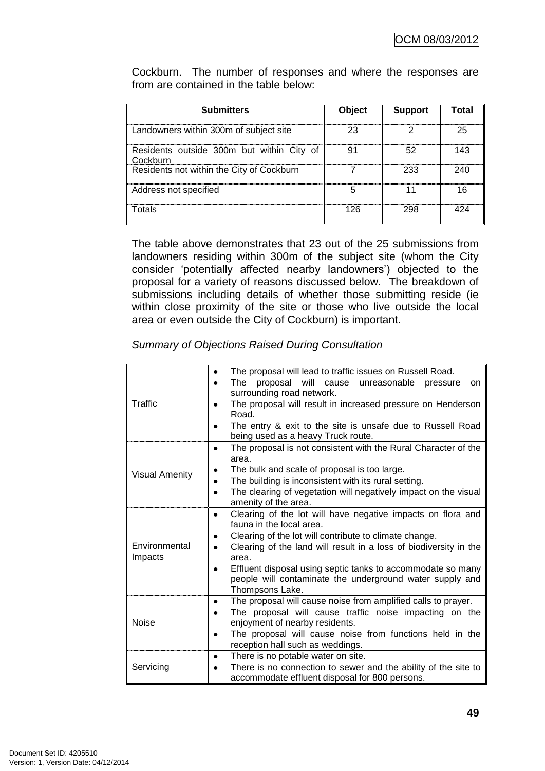Cockburn. The number of responses and where the responses are from are contained in the table below:

| Submitters | Object | Support | Total |
|---|---|---|---|
| Landowners within 300m of subject site | 23 | 2 | 25 |
| Residents outside 300m but within City of Cockburn | 91 | 52 | 143 |
| Residents not within the City of Cockburn | 7 | 233 | 240 |
| Address not specified | 5 | 11 | 16 |
| Totals | 126 | 298 | 424 |

The table above demonstrates that 23 out of the 25 submissions from landowners residing within 300m of the subject site (whom the City consider 'potentially affected nearby landowners') objected to the proposal for a variety of reasons discussed below. The breakdown of submissions including details of whether those submitting reside (ie within close proximity of the site or those who live outside the local area or even outside the City of Cockburn) is important.

*Summary of Objections Raised During Consultation*

| | |
|---|---|
| Traffic | • The proposal will lead to traffic issues on Russell Road.<br>• The proposal will cause unreasonable pressure on surrounding road network.<br>• The proposal will result in increased pressure on Henderson Road.<br>• The entry & exit to the site is unsafe due to Russell Road being used as a heavy Truck route. |
| Visual Amenity | • The proposal is not consistent with the Rural Character of the area.<br>• The bulk and scale of proposal is too large.<br>• The building is inconsistent with its rural setting.<br>• The clearing of vegetation will negatively impact on the visual amenity of the area. |
| Environmental Impacts | • Clearing of the lot will have negative impacts on flora and fauna in the local area.<br>• Clearing of the lot will contribute to climate change.<br>• Clearing of the land will result in a loss of biodiversity in the area.<br>• Effluent disposal using septic tanks to accommodate so many people will contaminate the underground water supply and Thompsons Lake. |
| Noise | • The proposal will cause noise from amplified calls to prayer.<br>• The proposal will cause traffic noise impacting on the enjoyment of nearby residents.<br>• The proposal will cause noise from functions held in the reception hall such as weddings. |
| Servicing | • There is no potable water on site.<br>• There is no connection to sewer and the ability of the site to accommodate effluent disposal for 800 persons. |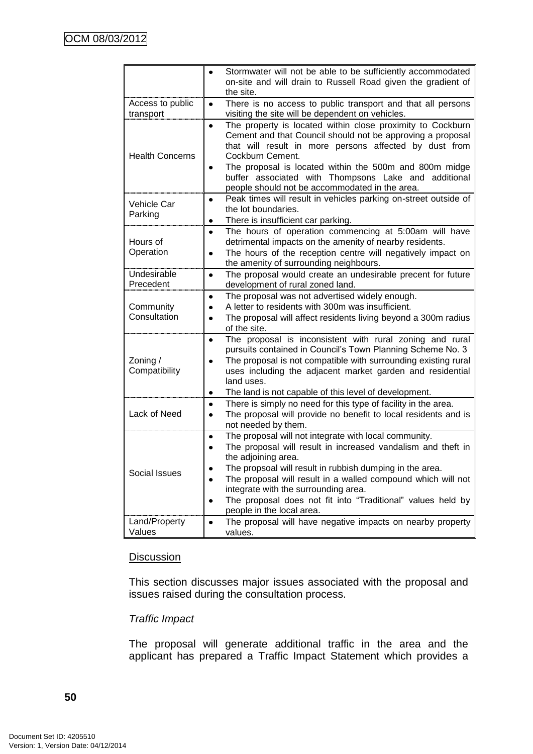| | |
|---|---|
| | • Stormwater will not be able to be sufficiently accommodated on-site and will drain to Russell Road given the gradient of the site. |
| Access to public transport | • There is no access to public transport and that all persons visiting the site will be dependent on vehicles. |
| Health Concerns | • The property is located within close proximity to Cockburn Cement and that Council should not be approving a proposal that will result in more persons affected by dust from Cockburn Cement.<br>• The proposal is located within the 500m and 800m midge buffer associated with Thompsons Lake and additional people should not be accommodated in the area. |
| Vehicle Car Parking | • Peak times will result in vehicles parking on-street outside of the lot boundaries.<br>• There is insufficient car parking. |
| Hours of Operation | • The hours of operation commencing at 5:00am will have detrimental impacts on the amenity of nearby residents.<br>• The hours of the reception centre will negatively impact on the amenity of surrounding neighbours. |
| Undesirable Precedent | • The proposal would create an undesirable precent for future development of rural zoned land. |
| Community Consultation | • The proposal was not advertised widely enough.<br>• A letter to residents with 300m was insufficient.<br>• The proposal will affect residents living beyond a 300m radius of the site. |
| Zoning / Compatibility | • The proposal is inconsistent with rural zoning and rural pursuits contained in Council's Town Planning Scheme No. 3<br>• The proposal is not compatible with surrounding existing rural uses including the adjacent market garden and residential land uses.<br>• The land is not capable of this level of development. |
| Lack of Need | • There is simply no need for this type of facility in the area.<br>• The proposal will provide no benefit to local residents and is not needed by them. |
| Social Issues | • The proposal will not integrate with local community.<br>• The proposal will result in increased vandalism and theft in the adjoining area.<br>• The propsoal will result in rubbish dumping in the area.<br>• The proposal will result in a walled compound which will not integrate with the surrounding area.<br>• The proposal does not fit into "Traditional" values held by people in the local area. |
| Land/Property Values | • The proposal will have negative impacts on nearby property values. |

Discussion

This section discusses major issues associated with the proposal and issues raised during the consultation process.

*Traffic Impact*

The proposal will generate additional traffic in the area and the applicant has prepared a Traffic Impact Statement which provides a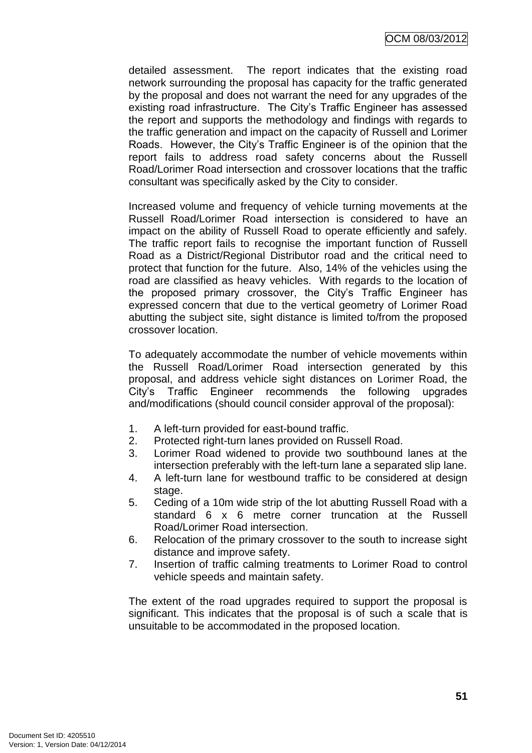detailed assessment. The report indicates that the existing road network surrounding the proposal has capacity for the traffic generated by the proposal and does not warrant the need for any upgrades of the existing road infrastructure. The City's Traffic Engineer has assessed the report and supports the methodology and findings with regards to the traffic generation and impact on the capacity of Russell and Lorimer Roads. However, the City's Traffic Engineer is of the opinion that the report fails to address road safety concerns about the Russell Road/Lorimer Road intersection and crossover locations that the traffic consultant was specifically asked by the City to consider.

Increased volume and frequency of vehicle turning movements at the Russell Road/Lorimer Road intersection is considered to have an impact on the ability of Russell Road to operate efficiently and safely. The traffic report fails to recognise the important function of Russell Road as a District/Regional Distributor road and the critical need to protect that function for the future. Also, 14% of the vehicles using the road are classified as heavy vehicles. With regards to the location of the proposed primary crossover, the City's Traffic Engineer has expressed concern that due to the vertical geometry of Lorimer Road abutting the subject site, sight distance is limited to/from the proposed crossover location.

To adequately accommodate the number of vehicle movements within the Russell Road/Lorimer Road intersection generated by this proposal, and address vehicle sight distances on Lorimer Road, the City's Traffic Engineer recommends the following upgrades and/modifications (should council consider approval of the proposal):

1. A left-turn provided for east-bound traffic.
2. Protected right-turn lanes provided on Russell Road.
3. Lorimer Road widened to provide two southbound lanes at the intersection preferably with the left-turn lane a separated slip lane.
4. A left-turn lane for westbound traffic to be considered at design stage.
5. Ceding of a 10m wide strip of the lot abutting Russell Road with a standard 6 x 6 metre corner truncation at the Russell Road/Lorimer Road intersection.
6. Relocation of the primary crossover to the south to increase sight distance and improve safety.
7. Insertion of traffic calming treatments to Lorimer Road to control vehicle speeds and maintain safety.

The extent of the road upgrades required to support the proposal is significant. This indicates that the proposal is of such a scale that is unsuitable to be accommodated in the proposed location.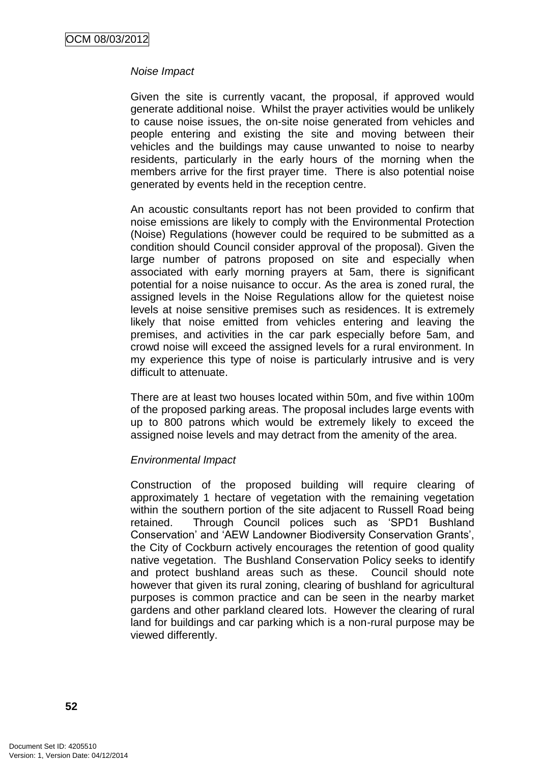*Noise Impact*

Given the site is currently vacant, the proposal, if approved would generate additional noise. Whilst the prayer activities would be unlikely to cause noise issues, the on-site noise generated from vehicles and people entering and existing the site and moving between their vehicles and the buildings may cause unwanted to noise to nearby residents, particularly in the early hours of the morning when the members arrive for the first prayer time. There is also potential noise generated by events held in the reception centre.

An acoustic consultants report has not been provided to confirm that noise emissions are likely to comply with the Environmental Protection (Noise) Regulations (however could be required to be submitted as a condition should Council consider approval of the proposal). Given the large number of patrons proposed on site and especially when associated with early morning prayers at 5am, there is significant potential for a noise nuisance to occur. As the area is zoned rural, the assigned levels in the Noise Regulations allow for the quietest noise levels at noise sensitive premises such as residences. It is extremely likely that noise emitted from vehicles entering and leaving the premises, and activities in the car park especially before 5am, and crowd noise will exceed the assigned levels for a rural environment. In my experience this type of noise is particularly intrusive and is very difficult to attenuate.

There are at least two houses located within 50m, and five within 100m of the proposed parking areas. The proposal includes large events with up to 800 patrons which would be extremely likely to exceed the assigned noise levels and may detract from the amenity of the area.

*Environmental Impact*

Construction of the proposed building will require clearing of approximately 1 hectare of vegetation with the remaining vegetation within the southern portion of the site adjacent to Russell Road being retained. Through Council polices such as 'SPD1 Bushland Conservation' and 'AEW Landowner Biodiversity Conservation Grants', the City of Cockburn actively encourages the retention of good quality native vegetation. The Bushland Conservation Policy seeks to identify and protect bushland areas such as these. Council should note however that given its rural zoning, clearing of bushland for agricultural purposes is common practice and can be seen in the nearby market gardens and other parkland cleared lots. However the clearing of rural land for buildings and car parking which is a non-rural purpose may be viewed differently.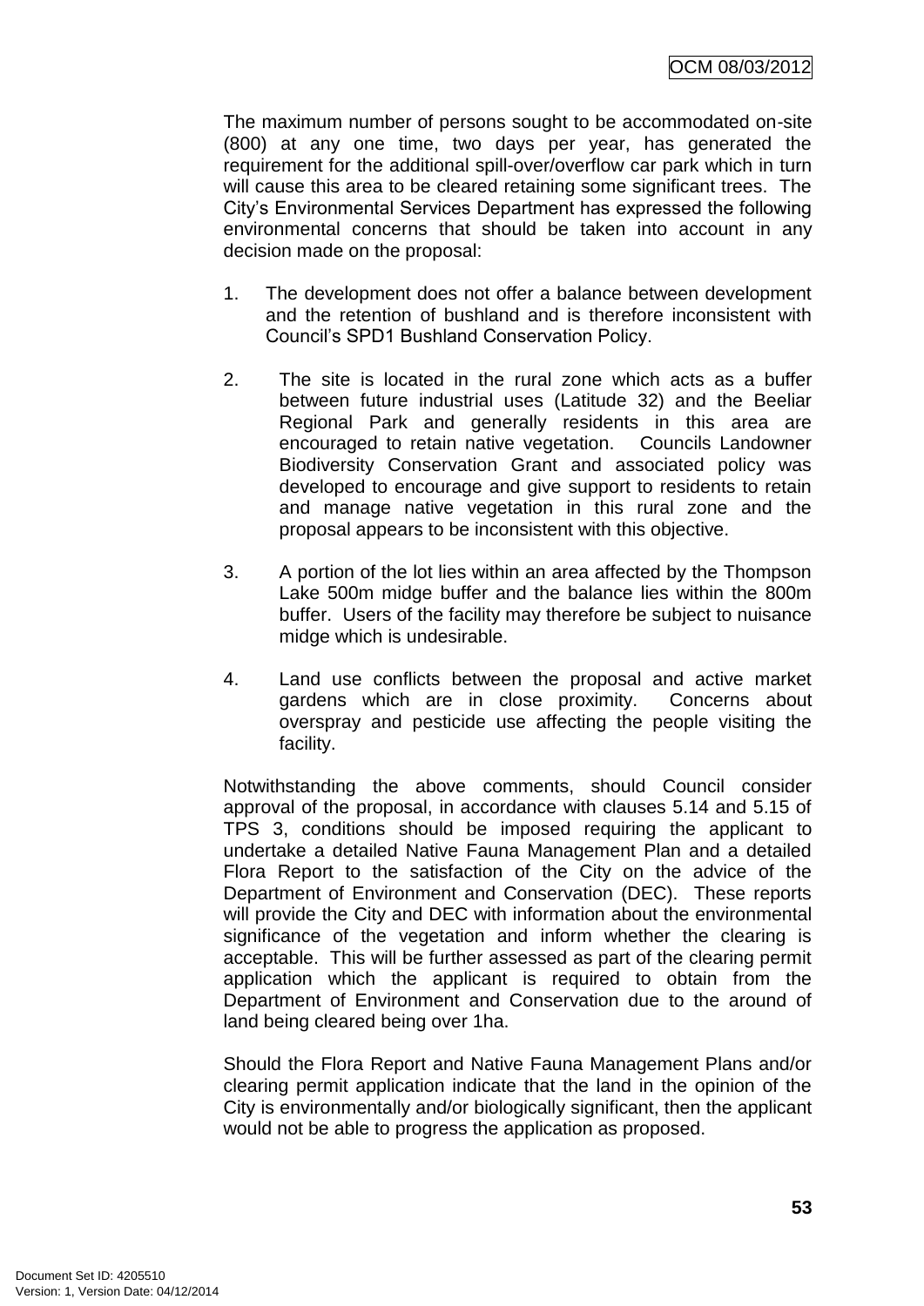The maximum number of persons sought to be accommodated on-site (800) at any one time, two days per year, has generated the requirement for the additional spill-over/overflow car park which in turn will cause this area to be cleared retaining some significant trees. The City's Environmental Services Department has expressed the following environmental concerns that should be taken into account in any decision made on the proposal:

1. The development does not offer a balance between development and the retention of bushland and is therefore inconsistent with Council's SPD1 Bushland Conservation Policy.

2. The site is located in the rural zone which acts as a buffer between future industrial uses (Latitude 32) and the Beeliar Regional Park and generally residents in this area are encouraged to retain native vegetation. Councils Landowner Biodiversity Conservation Grant and associated policy was developed to encourage and give support to residents to retain and manage native vegetation in this rural zone and the proposal appears to be inconsistent with this objective.

3. A portion of the lot lies within an area affected by the Thompson Lake 500m midge buffer and the balance lies within the 800m buffer. Users of the facility may therefore be subject to nuisance midge which is undesirable.

4. Land use conflicts between the proposal and active market gardens which are in close proximity. Concerns about overspray and pesticide use affecting the people visiting the facility.

Notwithstanding the above comments, should Council consider approval of the proposal, in accordance with clauses 5.14 and 5.15 of TPS 3, conditions should be imposed requiring the applicant to undertake a detailed Native Fauna Management Plan and a detailed Flora Report to the satisfaction of the City on the advice of the Department of Environment and Conservation (DEC). These reports will provide the City and DEC with information about the environmental significance of the vegetation and inform whether the clearing is acceptable. This will be further assessed as part of the clearing permit application which the applicant is required to obtain from the Department of Environment and Conservation due to the around of land being cleared being over 1ha.

Should the Flora Report and Native Fauna Management Plans and/or clearing permit application indicate that the land in the opinion of the City is environmentally and/or biologically significant, then the applicant would not be able to progress the application as proposed.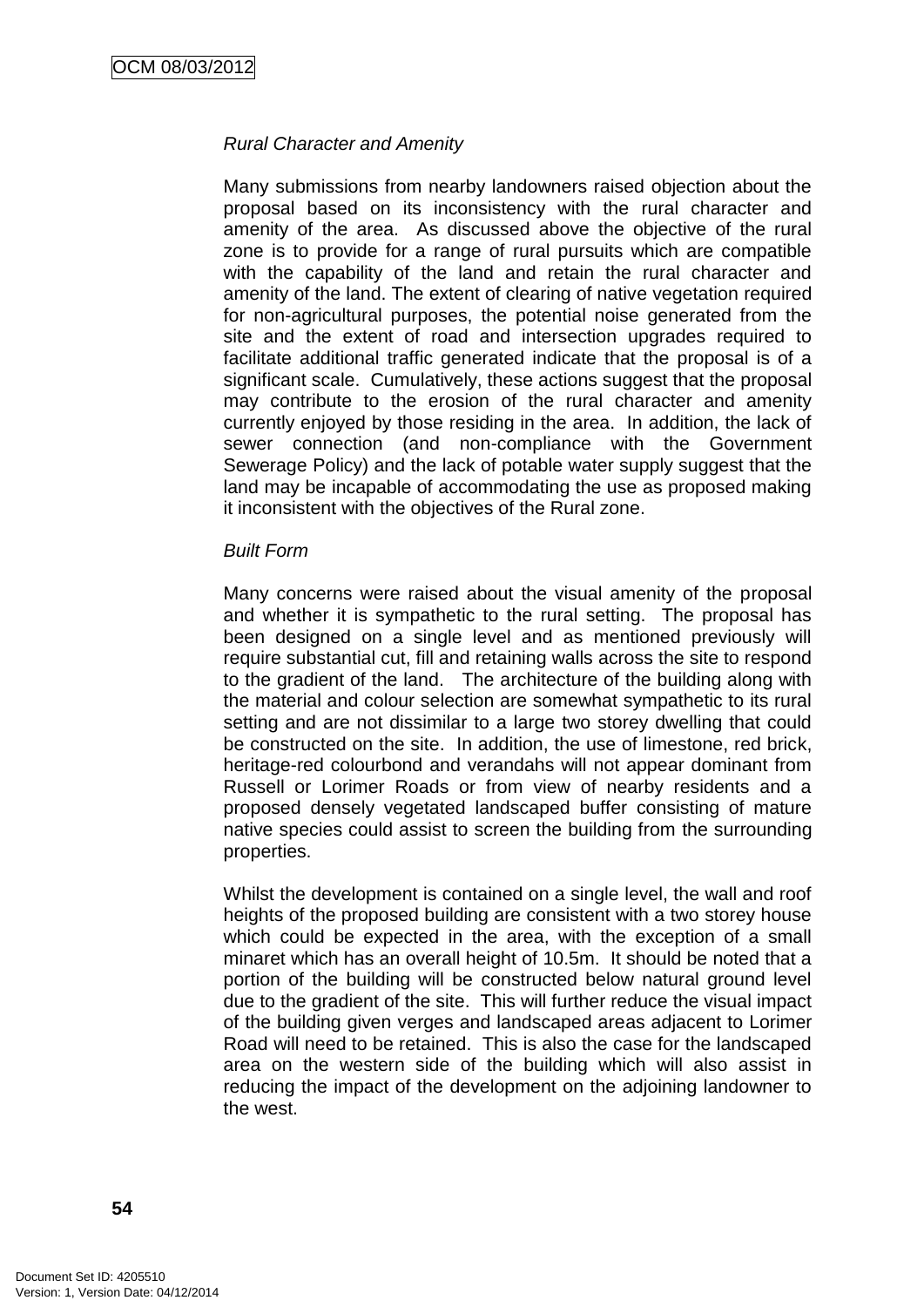*Rural Character and Amenity*

Many submissions from nearby landowners raised objection about the proposal based on its inconsistency with the rural character and amenity of the area. As discussed above the objective of the rural zone is to provide for a range of rural pursuits which are compatible with the capability of the land and retain the rural character and amenity of the land. The extent of clearing of native vegetation required for non-agricultural purposes, the potential noise generated from the site and the extent of road and intersection upgrades required to facilitate additional traffic generated indicate that the proposal is of a significant scale. Cumulatively, these actions suggest that the proposal may contribute to the erosion of the rural character and amenity currently enjoyed by those residing in the area. In addition, the lack of sewer connection (and non-compliance with the Government Sewerage Policy) and the lack of potable water supply suggest that the land may be incapable of accommodating the use as proposed making it inconsistent with the objectives of the Rural zone.

*Built Form*

Many concerns were raised about the visual amenity of the proposal and whether it is sympathetic to the rural setting. The proposal has been designed on a single level and as mentioned previously will require substantial cut, fill and retaining walls across the site to respond to the gradient of the land. The architecture of the building along with the material and colour selection are somewhat sympathetic to its rural setting and are not dissimilar to a large two storey dwelling that could be constructed on the site. In addition, the use of limestone, red brick, heritage-red colourbond and verandahs will not appear dominant from Russell or Lorimer Roads or from view of nearby residents and a proposed densely vegetated landscaped buffer consisting of mature native species could assist to screen the building from the surrounding properties.

Whilst the development is contained on a single level, the wall and roof heights of the proposed building are consistent with a two storey house which could be expected in the area, with the exception of a small minaret which has an overall height of 10.5m. It should be noted that a portion of the building will be constructed below natural ground level due to the gradient of the site. This will further reduce the visual impact of the building given verges and landscaped areas adjacent to Lorimer Road will need to be retained. This is also the case for the landscaped area on the western side of the building which will also assist in reducing the impact of the development on the adjoining landowner to the west.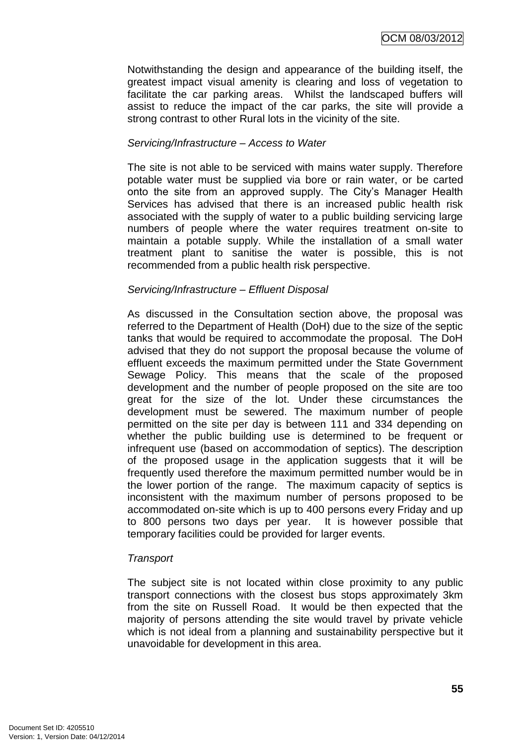Notwithstanding the design and appearance of the building itself, the greatest impact visual amenity is clearing and loss of vegetation to facilitate the car parking areas. Whilst the landscaped buffers will assist to reduce the impact of the car parks, the site will provide a strong contrast to other Rural lots in the vicinity of the site.

*Servicing/Infrastructure – Access to Water*

The site is not able to be serviced with mains water supply. Therefore potable water must be supplied via bore or rain water, or be carted onto the site from an approved supply. The City's Manager Health Services has advised that there is an increased public health risk associated with the supply of water to a public building servicing large numbers of people where the water requires treatment on-site to maintain a potable supply. While the installation of a small water treatment plant to sanitise the water is possible, this is not recommended from a public health risk perspective.

*Servicing/Infrastructure – Effluent Disposal*

As discussed in the Consultation section above, the proposal was referred to the Department of Health (DoH) due to the size of the septic tanks that would be required to accommodate the proposal. The DoH advised that they do not support the proposal because the volume of effluent exceeds the maximum permitted under the State Government Sewage Policy. This means that the scale of the proposed development and the number of people proposed on the site are too great for the size of the lot. Under these circumstances the development must be sewered. The maximum number of people permitted on the site per day is between 111 and 334 depending on whether the public building use is determined to be frequent or infrequent use (based on accommodation of septics). The description of the proposed usage in the application suggests that it will be frequently used therefore the maximum permitted number would be in the lower portion of the range. The maximum capacity of septics is inconsistent with the maximum number of persons proposed to be accommodated on-site which is up to 400 persons every Friday and up to 800 persons two days per year. It is however possible that temporary facilities could be provided for larger events.

*Transport*

The subject site is not located within close proximity to any public transport connections with the closest bus stops approximately 3km from the site on Russell Road. It would be then expected that the majority of persons attending the site would travel by private vehicle which is not ideal from a planning and sustainability perspective but it unavoidable for development in this area.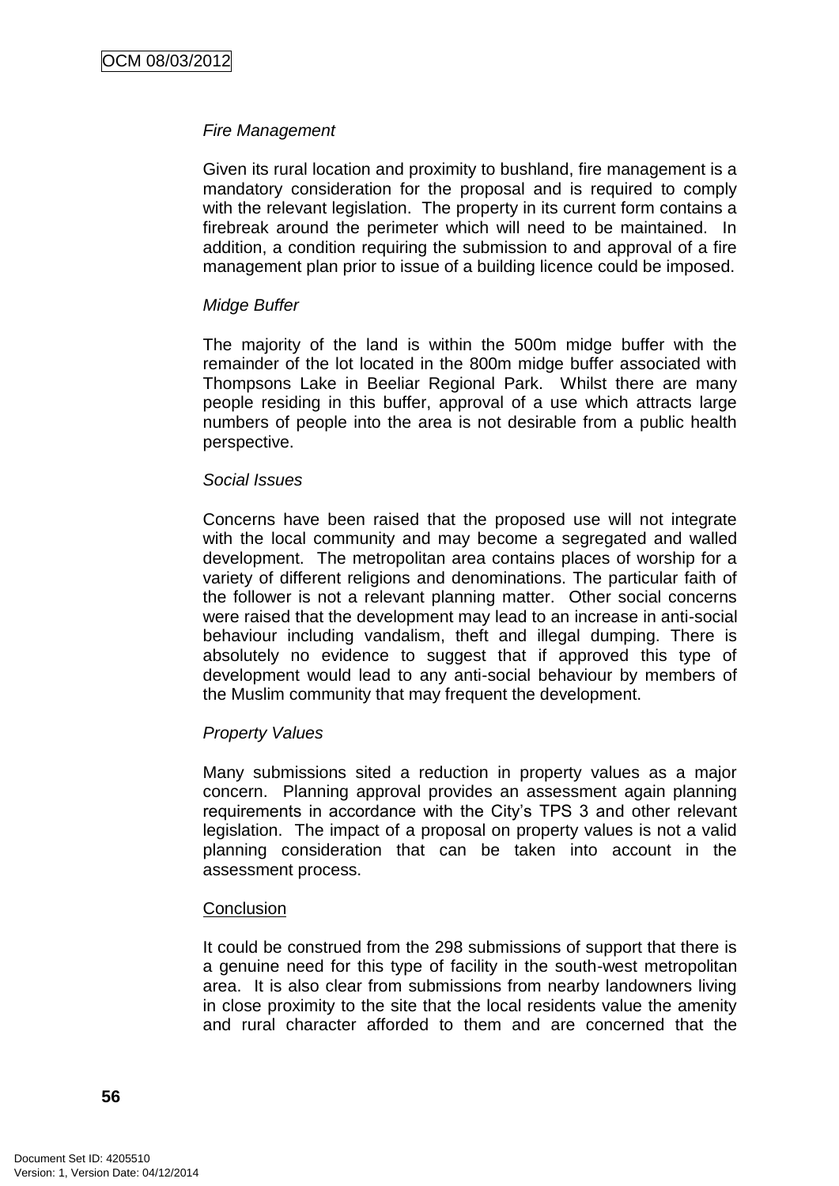*Fire Management*

Given its rural location and proximity to bushland, fire management is a mandatory consideration for the proposal and is required to comply with the relevant legislation. The property in its current form contains a firebreak around the perimeter which will need to be maintained. In addition, a condition requiring the submission to and approval of a fire management plan prior to issue of a building licence could be imposed.

*Midge Buffer*

The majority of the land is within the 500m midge buffer with the remainder of the lot located in the 800m midge buffer associated with Thompsons Lake in Beeliar Regional Park. Whilst there are many people residing in this buffer, approval of a use which attracts large numbers of people into the area is not desirable from a public health perspective.

*Social Issues*

Concerns have been raised that the proposed use will not integrate with the local community and may become a segregated and walled development. The metropolitan area contains places of worship for a variety of different religions and denominations. The particular faith of the follower is not a relevant planning matter. Other social concerns were raised that the development may lead to an increase in anti-social behaviour including vandalism, theft and illegal dumping. There is absolutely no evidence to suggest that if approved this type of development would lead to any anti-social behaviour by members of the Muslim community that may frequent the development.

*Property Values*

Many submissions sited a reduction in property values as a major concern. Planning approval provides an assessment again planning requirements in accordance with the City's TPS 3 and other relevant legislation. The impact of a proposal on property values is not a valid planning consideration that can be taken into account in the assessment process.

Conclusion

It could be construed from the 298 submissions of support that there is a genuine need for this type of facility in the south-west metropolitan area. It is also clear from submissions from nearby landowners living in close proximity to the site that the local residents value the amenity and rural character afforded to them and are concerned that the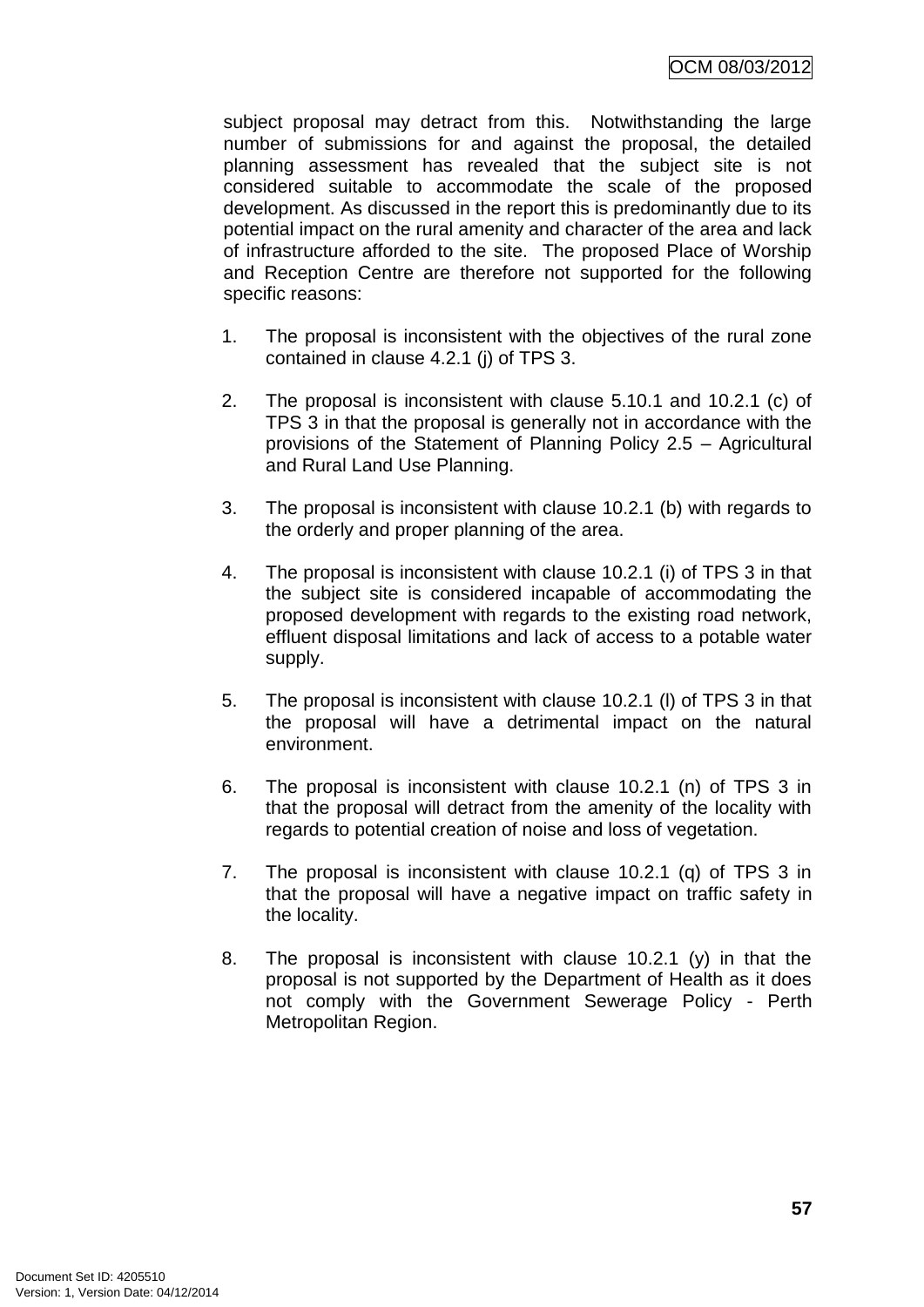subject proposal may detract from this. Notwithstanding the large number of submissions for and against the proposal, the detailed planning assessment has revealed that the subject site is not considered suitable to accommodate the scale of the proposed development. As discussed in the report this is predominantly due to its potential impact on the rural amenity and character of the area and lack of infrastructure afforded to the site. The proposed Place of Worship and Reception Centre are therefore not supported for the following specific reasons:

1. The proposal is inconsistent with the objectives of the rural zone contained in clause 4.2.1 (j) of TPS 3.

2. The proposal is inconsistent with clause 5.10.1 and 10.2.1 (c) of TPS 3 in that the proposal is generally not in accordance with the provisions of the Statement of Planning Policy 2.5 – Agricultural and Rural Land Use Planning.

3. The proposal is inconsistent with clause 10.2.1 (b) with regards to the orderly and proper planning of the area.

4. The proposal is inconsistent with clause 10.2.1 (i) of TPS 3 in that the subject site is considered incapable of accommodating the proposed development with regards to the existing road network, effluent disposal limitations and lack of access to a potable water supply.

5. The proposal is inconsistent with clause 10.2.1 (l) of TPS 3 in that the proposal will have a detrimental impact on the natural environment.

6. The proposal is inconsistent with clause 10.2.1 (n) of TPS 3 in that the proposal will detract from the amenity of the locality with regards to potential creation of noise and loss of vegetation.

7. The proposal is inconsistent with clause 10.2.1 (q) of TPS 3 in that the proposal will have a negative impact on traffic safety in the locality.

8. The proposal is inconsistent with clause 10.2.1 (y) in that the proposal is not supported by the Department of Health as it does not comply with the Government Sewerage Policy - Perth Metropolitan Region.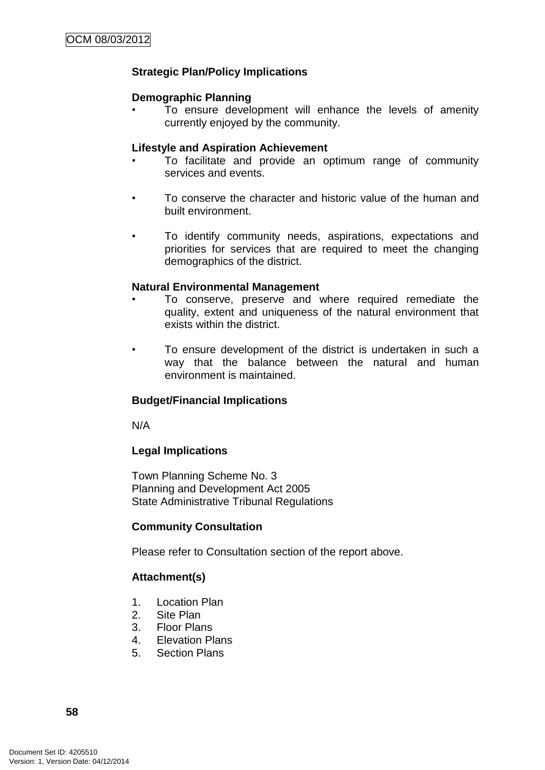**Strategic Plan/Policy Implications**

**Demographic Planning**

- To ensure development will enhance the levels of amenity currently enjoyed by the community.

**Lifestyle and Aspiration Achievement**

- To facilitate and provide an optimum range of community services and events.

- To conserve the character and historic value of the human and built environment.

- To identify community needs, aspirations, expectations and priorities for services that are required to meet the changing demographics of the district.

**Natural Environmental Management**

- To conserve, preserve and where required remediate the quality, extent and uniqueness of the natural environment that exists within the district.

- To ensure development of the district is undertaken in such a way that the balance between the natural and human environment is maintained.

**Budget/Financial Implications**

N/A

**Legal Implications**

Town Planning Scheme No. 3
Planning and Development Act 2005
State Administrative Tribunal Regulations

**Community Consultation**

Please refer to Consultation section of the report above.

**Attachment(s)**

1. Location Plan
2. Site Plan
3. Floor Plans
4. Elevation Plans
5. Section Plans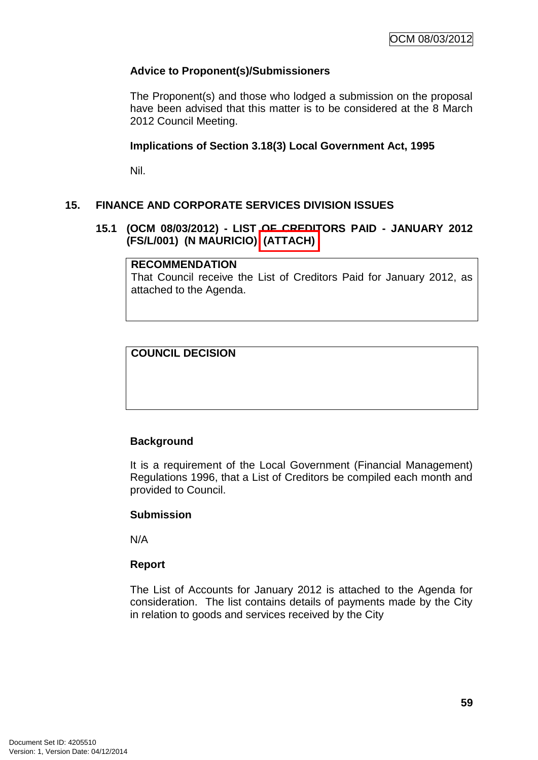**Advice to Proponent(s)/Submissioners**

The Proponent(s) and those who lodged a submission on the proposal have been advised that this matter is to be considered at the 8 March 2012 Council Meeting.

**Implications of Section 3.18(3) Local Government Act, 1995**

Nil.

## 15. FINANCE AND CORPORATE SERVICES DIVISION ISSUES

### 15.1 (OCM 08/03/2012) - LIST OF CREDITORS PAID - JANUARY 2012 (FS/L/001) (N MAURICIO) (ATTACH)

| RECOMMENDATION |
|---|
| That Council receive the List of Creditors Paid for January 2012, as attached to the Agenda. |

| COUNCIL DECISION |
|---|
| |

**Background**

It is a requirement of the Local Government (Financial Management) Regulations 1996, that a List of Creditors be compiled each month and provided to Council.

**Submission**

N/A

**Report**

The List of Accounts for January 2012 is attached to the Agenda for consideration. The list contains details of payments made by the City in relation to goods and services received by the City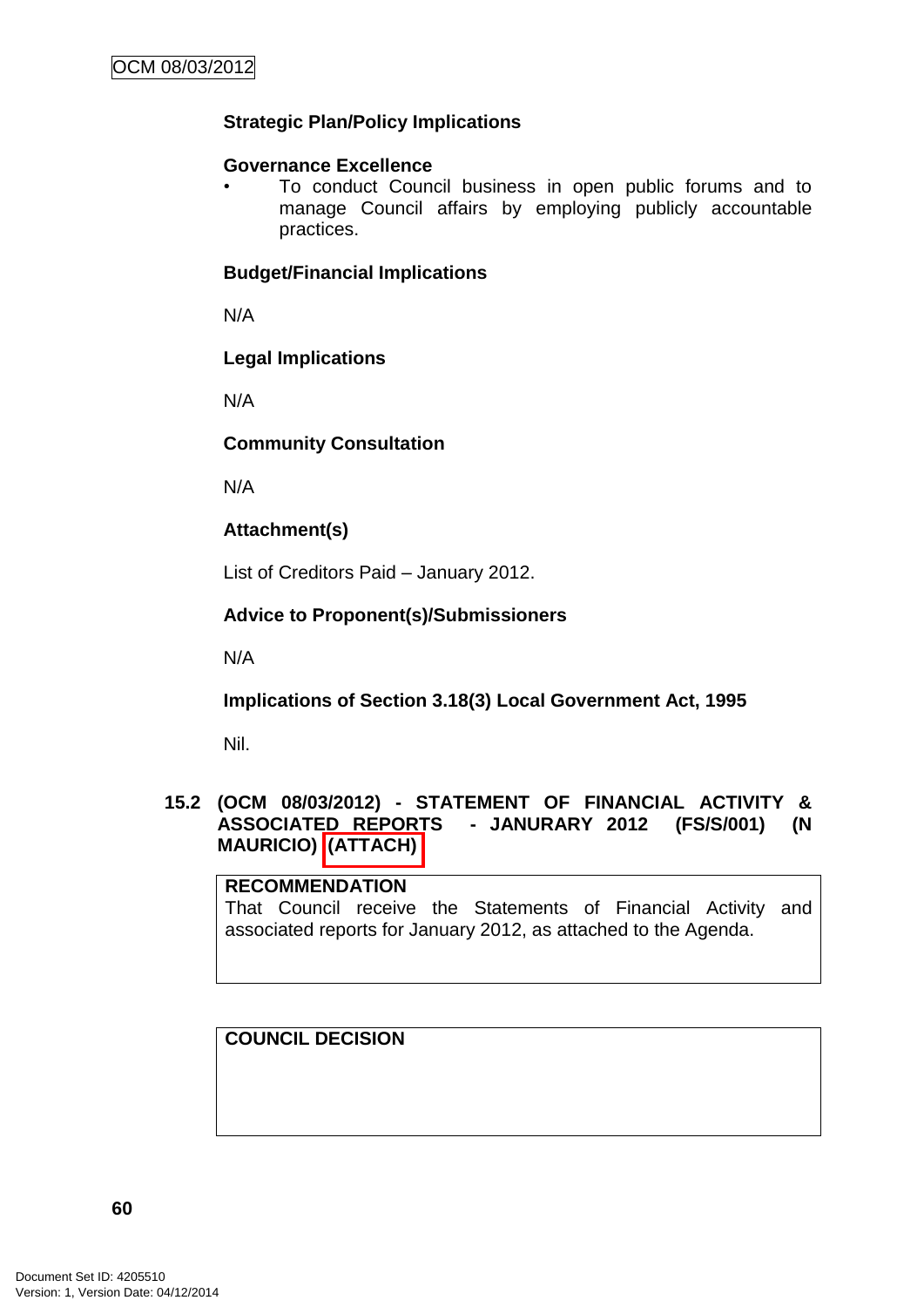**Strategic Plan/Policy Implications**

**Governance Excellence**

- To conduct Council business in open public forums and to manage Council affairs by employing publicly accountable practices.

**Budget/Financial Implications**

N/A

**Legal Implications**

N/A

**Community Consultation**

N/A

**Attachment(s)**

List of Creditors Paid – January 2012.

**Advice to Proponent(s)/Submissioners**

N/A

**Implications of Section 3.18(3) Local Government Act, 1995**

Nil.

## 15.2 (OCM 08/03/2012) - STATEMENT OF FINANCIAL ACTIVITY & ASSOCIATED REPORTS - JANURARY 2012 (FS/S/001) (N MAURICIO) (ATTACH)

| RECOMMENDATION |
|---|
| That Council receive the Statements of Financial Activity and associated reports for January 2012, as attached to the Agenda. |

| COUNCIL DECISION |
|---|
| |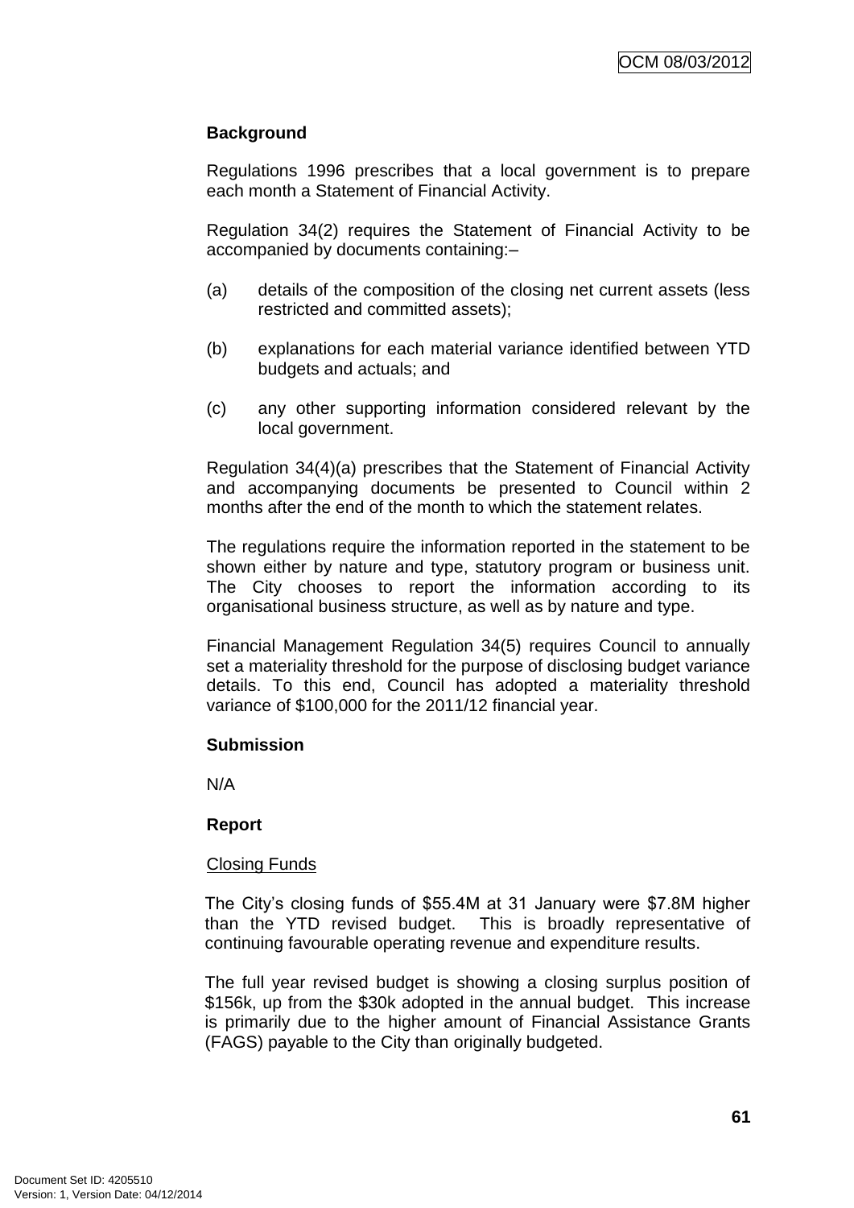**Background**

Regulations 1996 prescribes that a local government is to prepare each month a Statement of Financial Activity.

Regulation 34(2) requires the Statement of Financial Activity to be accompanied by documents containing:–

(a) details of the composition of the closing net current assets (less restricted and committed assets);

(b) explanations for each material variance identified between YTD budgets and actuals; and

(c) any other supporting information considered relevant by the local government.

Regulation 34(4)(a) prescribes that the Statement of Financial Activity and accompanying documents be presented to Council within 2 months after the end of the month to which the statement relates.

The regulations require the information reported in the statement to be shown either by nature and type, statutory program or business unit. The City chooses to report the information according to its organisational business structure, as well as by nature and type.

Financial Management Regulation 34(5) requires Council to annually set a materiality threshold for the purpose of disclosing budget variance details. To this end, Council has adopted a materiality threshold variance of $100,000 for the 2011/12 financial year.

**Submission**

N/A

**Report**

Closing Funds

The City's closing funds of $55.4M at 31 January were $7.8M higher than the YTD revised budget. This is broadly representative of continuing favourable operating revenue and expenditure results.

The full year revised budget is showing a closing surplus position of $156k, up from the $30k adopted in the annual budget. This increase is primarily due to the higher amount of Financial Assistance Grants (FAGS) payable to the City than originally budgeted.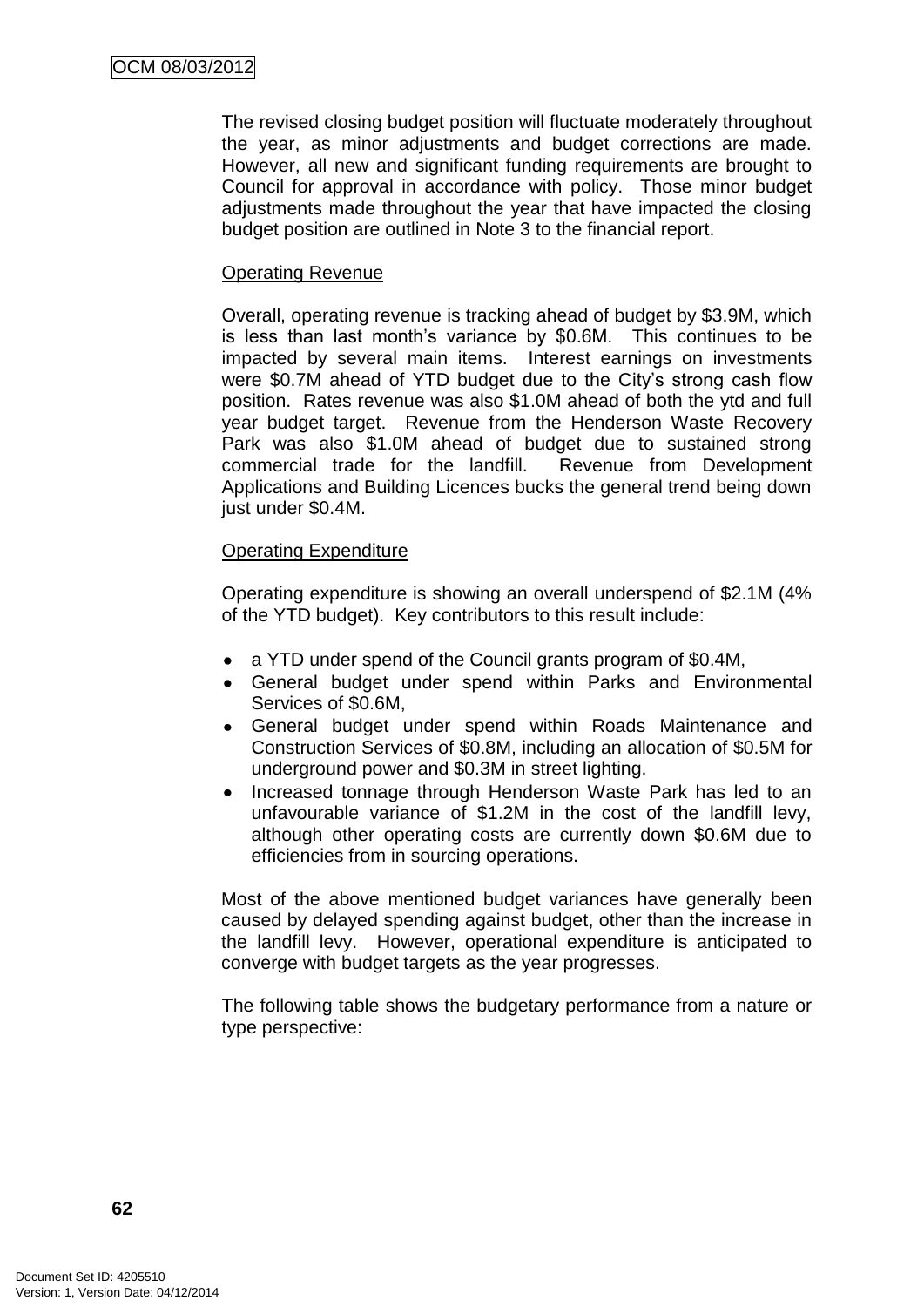The revised closing budget position will fluctuate moderately throughout the year, as minor adjustments and budget corrections are made. However, all new and significant funding requirements are brought to Council for approval in accordance with policy. Those minor budget adjustments made throughout the year that have impacted the closing budget position are outlined in Note 3 to the financial report.

Operating Revenue

Overall, operating revenue is tracking ahead of budget by $3.9M, which is less than last month's variance by $0.6M. This continues to be impacted by several main items. Interest earnings on investments were $0.7M ahead of YTD budget due to the City's strong cash flow position. Rates revenue was also $1.0M ahead of both the ytd and full year budget target. Revenue from the Henderson Waste Recovery Park was also $1.0M ahead of budget due to sustained strong commercial trade for the landfill. Revenue from Development Applications and Building Licences bucks the general trend being down just under $0.4M.

Operating Expenditure

Operating expenditure is showing an overall underspend of $2.1M (4% of the YTD budget). Key contributors to this result include:

- a YTD under spend of the Council grants program of $0.4M,
- General budget under spend within Parks and Environmental Services of $0.6M,
- General budget under spend within Roads Maintenance and Construction Services of $0.8M, including an allocation of $0.5M for underground power and $0.3M in street lighting.
- Increased tonnage through Henderson Waste Park has led to an unfavourable variance of $1.2M in the cost of the landfill levy, although other operating costs are currently down $0.6M due to efficiencies from in sourcing operations.

Most of the above mentioned budget variances have generally been caused by delayed spending against budget, other than the increase in the landfill levy. However, operational expenditure is anticipated to converge with budget targets as the year progresses.

The following table shows the budgetary performance from a nature or type perspective: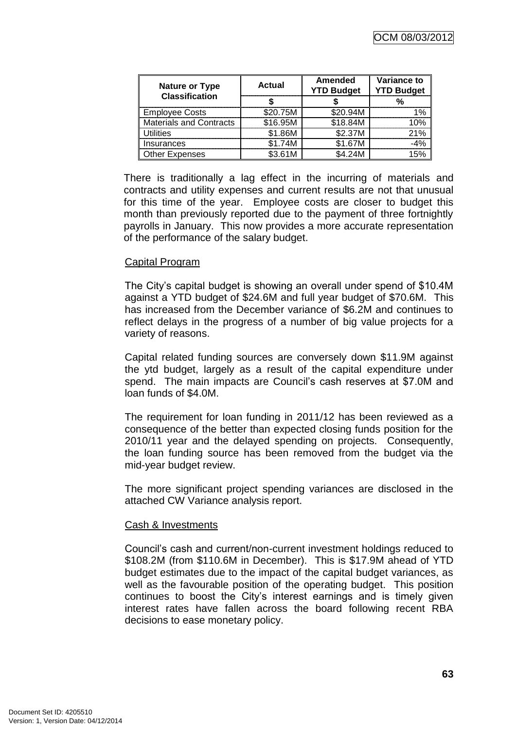| Nature or Type Classification | Actual | Amended YTD Budget | Variance to YTD Budget |
|---|---|---|---|
| | $ | $ | % |
| Employee Costs | $20.75M | $20.94M | 1% |
| Materials and Contracts | $16.95M | $18.84M | 10% |
| Utilities | $1.86M | $2.37M | 21% |
| Insurances | $1.74M | $1.67M | -4% |
| Other Expenses | $3.61M | $4.24M | 15% |

There is traditionally a lag effect in the incurring of materials and contracts and utility expenses and current results are not that unusual for this time of the year. Employee costs are closer to budget this month than previously reported due to the payment of three fortnightly payrolls in January. This now provides a more accurate representation of the performance of the salary budget.

Capital Program

The City's capital budget is showing an overall under spend of $10.4M against a YTD budget of $24.6M and full year budget of $70.6M. This has increased from the December variance of $6.2M and continues to reflect delays in the progress of a number of big value projects for a variety of reasons.

Capital related funding sources are conversely down $11.9M against the ytd budget, largely as a result of the capital expenditure under spend. The main impacts are Council's cash reserves at $7.0M and loan funds of $4.0M.

The requirement for loan funding in 2011/12 has been reviewed as a consequence of the better than expected closing funds position for the 2010/11 year and the delayed spending on projects. Consequently, the loan funding source has been removed from the budget via the mid-year budget review.

The more significant project spending variances are disclosed in the attached CW Variance analysis report.

Cash & Investments

Council's cash and current/non-current investment holdings reduced to $108.2M (from $110.6M in December). This is $17.9M ahead of YTD budget estimates due to the impact of the capital budget variances, as well as the favourable position of the operating budget. This position continues to boost the City's interest earnings and is timely given interest rates have fallen across the board following recent RBA decisions to ease monetary policy.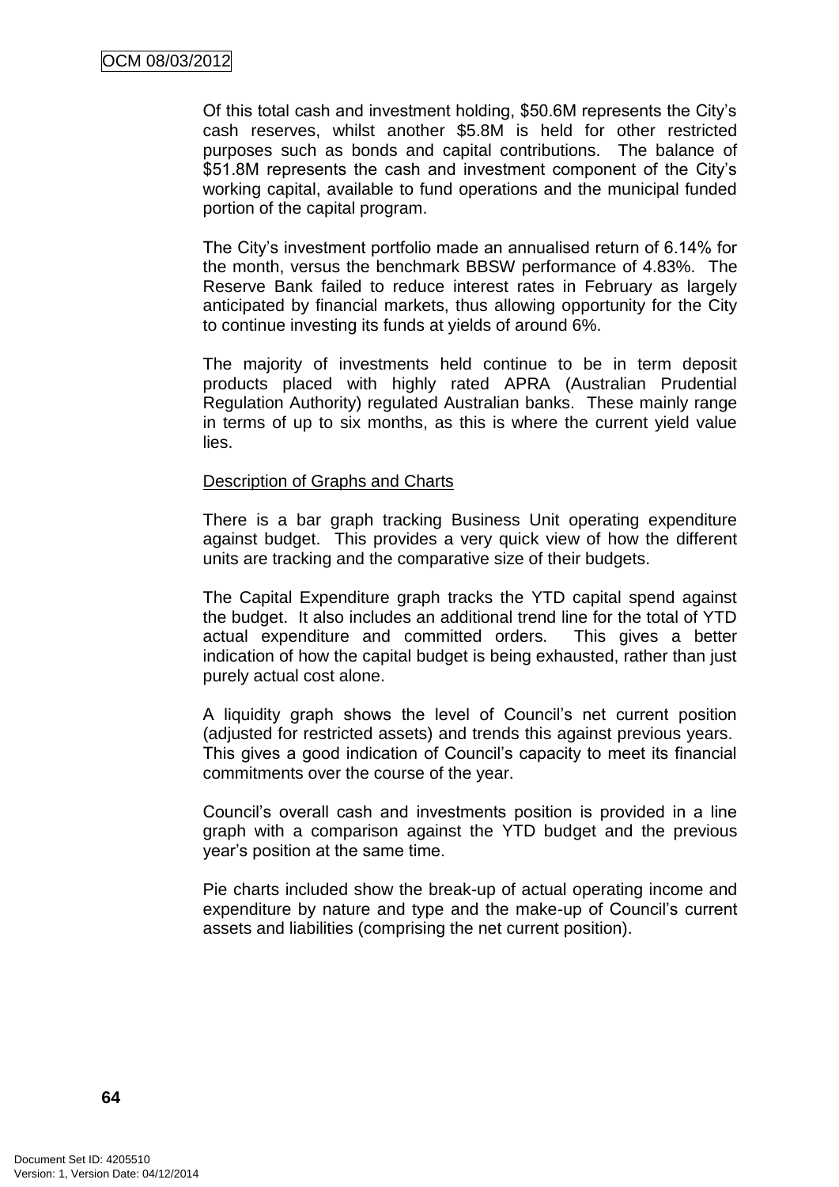Of this total cash and investment holding, $50.6M represents the City's cash reserves, whilst another $5.8M is held for other restricted purposes such as bonds and capital contributions. The balance of $51.8M represents the cash and investment component of the City's working capital, available to fund operations and the municipal funded portion of the capital program.

The City's investment portfolio made an annualised return of 6.14% for the month, versus the benchmark BBSW performance of 4.83%. The Reserve Bank failed to reduce interest rates in February as largely anticipated by financial markets, thus allowing opportunity for the City to continue investing its funds at yields of around 6%.

The majority of investments held continue to be in term deposit products placed with highly rated APRA (Australian Prudential Regulation Authority) regulated Australian banks. These mainly range in terms of up to six months, as this is where the current yield value lies.

Description of Graphs and Charts

There is a bar graph tracking Business Unit operating expenditure against budget. This provides a very quick view of how the different units are tracking and the comparative size of their budgets.

The Capital Expenditure graph tracks the YTD capital spend against the budget. It also includes an additional trend line for the total of YTD actual expenditure and committed orders. This gives a better indication of how the capital budget is being exhausted, rather than just purely actual cost alone.

A liquidity graph shows the level of Council's net current position (adjusted for restricted assets) and trends this against previous years. This gives a good indication of Council's capacity to meet its financial commitments over the course of the year.

Council's overall cash and investments position is provided in a line graph with a comparison against the YTD budget and the previous year's position at the same time.

Pie charts included show the break-up of actual operating income and expenditure by nature and type and the make-up of Council's current assets and liabilities (comprising the net current position).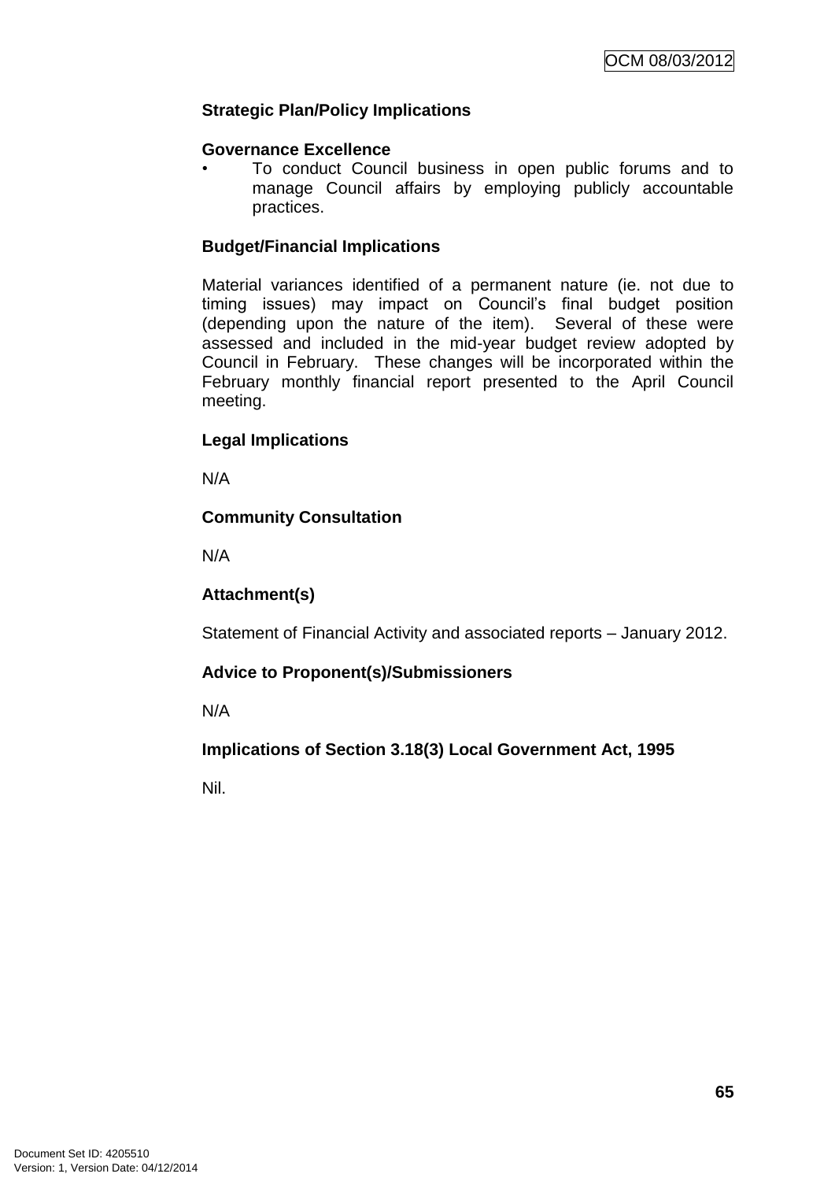**Strategic Plan/Policy Implications**

**Governance Excellence**

- To conduct Council business in open public forums and to manage Council affairs by employing publicly accountable practices.

**Budget/Financial Implications**

Material variances identified of a permanent nature (ie. not due to timing issues) may impact on Council's final budget position (depending upon the nature of the item). Several of these were assessed and included in the mid-year budget review adopted by Council in February. These changes will be incorporated within the February monthly financial report presented to the April Council meeting.

**Legal Implications**

N/A

**Community Consultation**

N/A

**Attachment(s)**

Statement of Financial Activity and associated reports – January 2012.

**Advice to Proponent(s)/Submissioners**

N/A

**Implications of Section 3.18(3) Local Government Act, 1995**

Nil.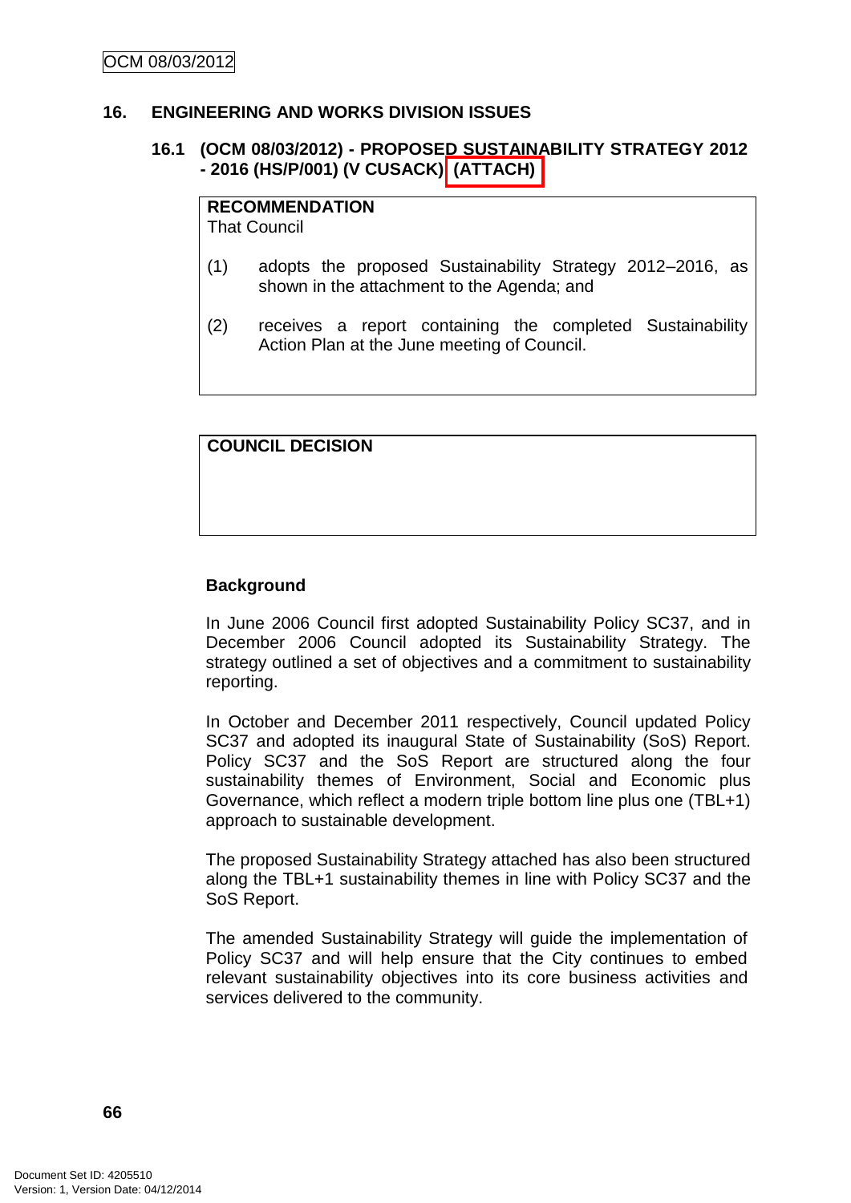## 16. ENGINEERING AND WORKS DIVISION ISSUES

### 16.1 (OCM 08/03/2012) - PROPOSED SUSTAINABILITY STRATEGY 2012 - 2016 (HS/P/001) (V CUSACK) (ATTACH)

**RECOMMENDATION**
That Council

(1) adopts the proposed Sustainability Strategy 2012–2016, as shown in the attachment to the Agenda; and

(2) receives a report containing the completed Sustainability Action Plan at the June meeting of Council.

**COUNCIL DECISION**

**Background**

In June 2006 Council first adopted Sustainability Policy SC37, and in December 2006 Council adopted its Sustainability Strategy. The strategy outlined a set of objectives and a commitment to sustainability reporting.

In October and December 2011 respectively, Council updated Policy SC37 and adopted its inaugural State of Sustainability (SoS) Report. Policy SC37 and the SoS Report are structured along the four sustainability themes of Environment, Social and Economic plus Governance, which reflect a modern triple bottom line plus one (TBL+1) approach to sustainable development.

The proposed Sustainability Strategy attached has also been structured along the TBL+1 sustainability themes in line with Policy SC37 and the SoS Report.

The amended Sustainability Strategy will guide the implementation of Policy SC37 and will help ensure that the City continues to embed relevant sustainability objectives into its core business activities and services delivered to the community.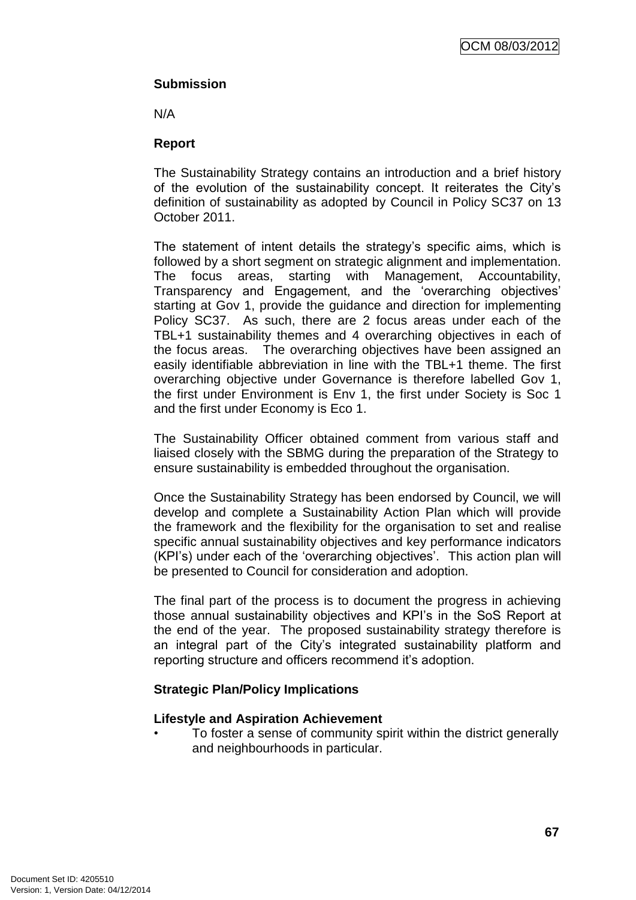**Submission**

N/A

**Report**

The Sustainability Strategy contains an introduction and a brief history of the evolution of the sustainability concept. It reiterates the City's definition of sustainability as adopted by Council in Policy SC37 on 13 October 2011.

The statement of intent details the strategy's specific aims, which is followed by a short segment on strategic alignment and implementation. The focus areas, starting with Management, Accountability, Transparency and Engagement, and the 'overarching objectives' starting at Gov 1, provide the guidance and direction for implementing Policy SC37. As such, there are 2 focus areas under each of the TBL+1 sustainability themes and 4 overarching objectives in each of the focus areas. The overarching objectives have been assigned an easily identifiable abbreviation in line with the TBL+1 theme. The first overarching objective under Governance is therefore labelled Gov 1, the first under Environment is Env 1, the first under Society is Soc 1 and the first under Economy is Eco 1.

The Sustainability Officer obtained comment from various staff and liaised closely with the SBMG during the preparation of the Strategy to ensure sustainability is embedded throughout the organisation.

Once the Sustainability Strategy has been endorsed by Council, we will develop and complete a Sustainability Action Plan which will provide the framework and the flexibility for the organisation to set and realise specific annual sustainability objectives and key performance indicators (KPI's) under each of the 'overarching objectives'. This action plan will be presented to Council for consideration and adoption.

The final part of the process is to document the progress in achieving those annual sustainability objectives and KPI's in the SoS Report at the end of the year. The proposed sustainability strategy therefore is an integral part of the City's integrated sustainability platform and reporting structure and officers recommend it's adoption.

**Strategic Plan/Policy Implications**

**Lifestyle and Aspiration Achievement**

- To foster a sense of community spirit within the district generally and neighbourhoods in particular.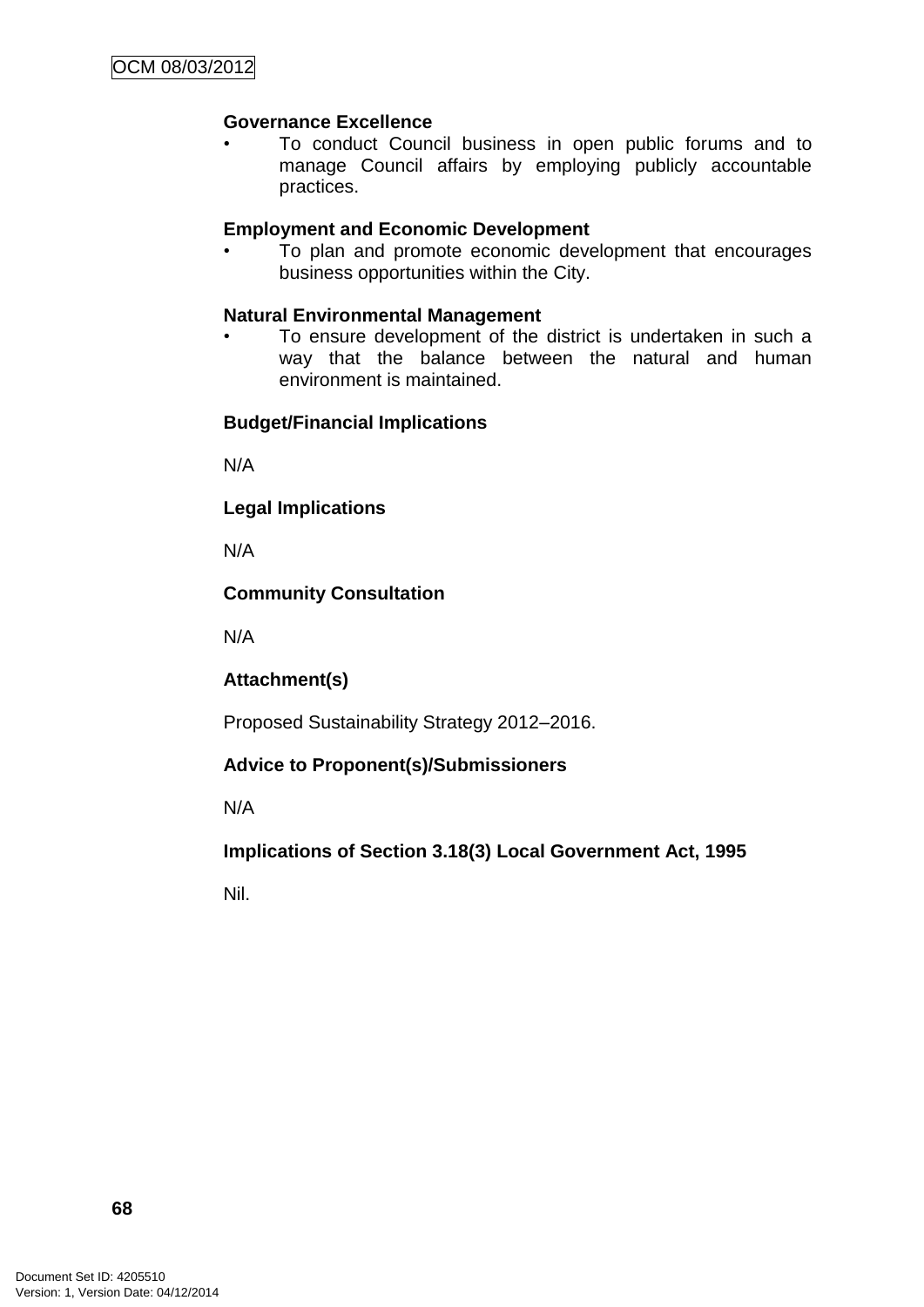**Governance Excellence**

- To conduct Council business in open public forums and to manage Council affairs by employing publicly accountable practices.

**Employment and Economic Development**

- To plan and promote economic development that encourages business opportunities within the City.

**Natural Environmental Management**

- To ensure development of the district is undertaken in such a way that the balance between the natural and human environment is maintained.

**Budget/Financial Implications**

N/A

**Legal Implications**

N/A

**Community Consultation**

N/A

**Attachment(s)**

Proposed Sustainability Strategy 2012–2016.

**Advice to Proponent(s)/Submissioners**

N/A

**Implications of Section 3.18(3) Local Government Act, 1995**

Nil.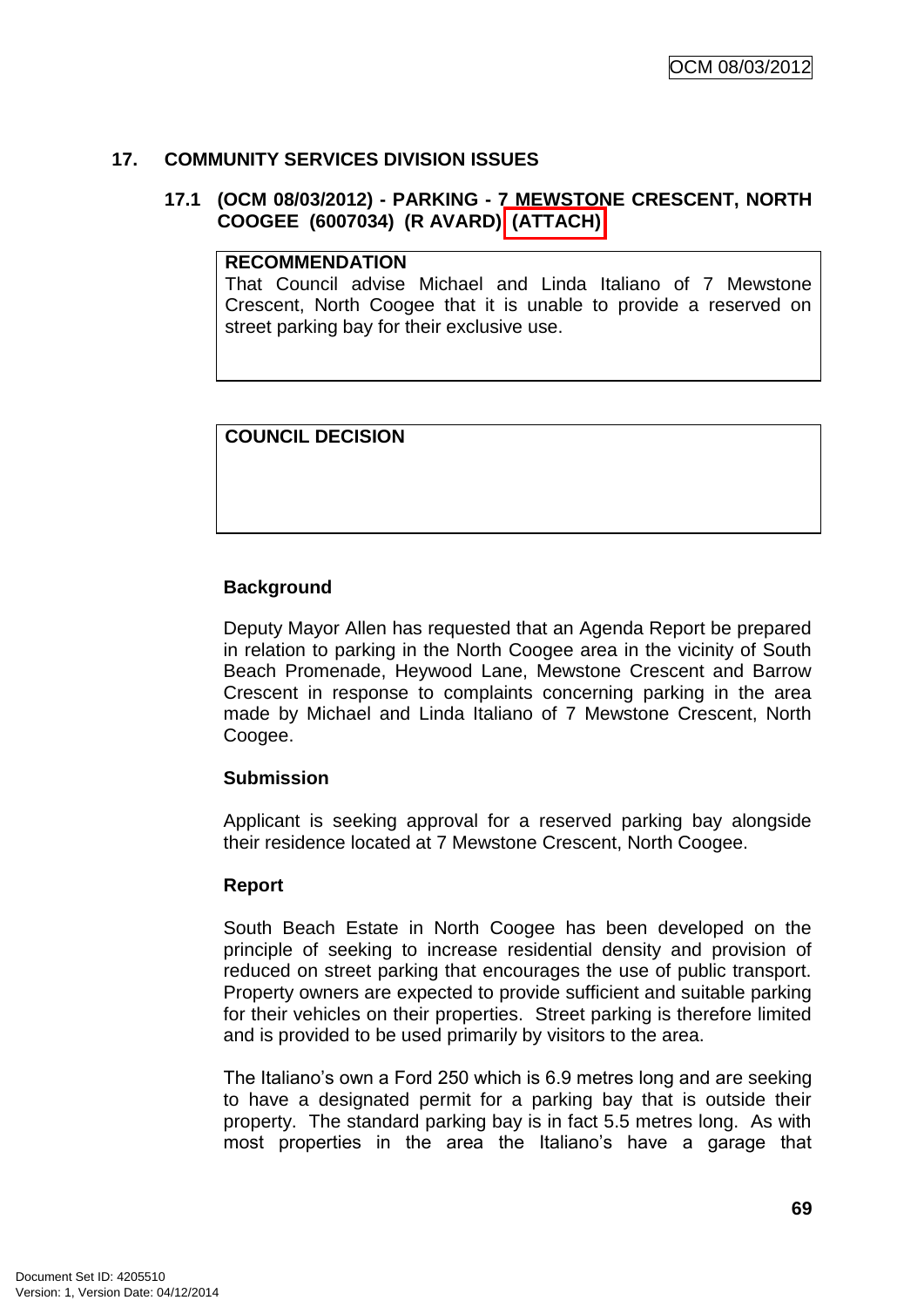## 17. COMMUNITY SERVICES DIVISION ISSUES

### 17.1 (OCM 08/03/2012) - PARKING - 7 MEWSTONE CRESCENT, NORTH COOGEE (6007034) (R AVARD) (ATTACH)

| **RECOMMENDATION** |
|---|
| That Council advise Michael and Linda Italiano of 7 Mewstone Crescent, North Coogee that it is unable to provide a reserved on street parking bay for their exclusive use. |

| **COUNCIL DECISION** |
|---|
| |

**Background**

Deputy Mayor Allen has requested that an Agenda Report be prepared in relation to parking in the North Coogee area in the vicinity of South Beach Promenade, Heywood Lane, Mewstone Crescent and Barrow Crescent in response to complaints concerning parking in the area made by Michael and Linda Italiano of 7 Mewstone Crescent, North Coogee.

**Submission**

Applicant is seeking approval for a reserved parking bay alongside their residence located at 7 Mewstone Crescent, North Coogee.

**Report**

South Beach Estate in North Coogee has been developed on the principle of seeking to increase residential density and provision of reduced on street parking that encourages the use of public transport. Property owners are expected to provide sufficient and suitable parking for their vehicles on their properties. Street parking is therefore limited and is provided to be used primarily by visitors to the area.

The Italiano's own a Ford 250 which is 6.9 metres long and are seeking to have a designated permit for a parking bay that is outside their property. The standard parking bay is in fact 5.5 metres long. As with most properties in the area the Italiano's have a garage that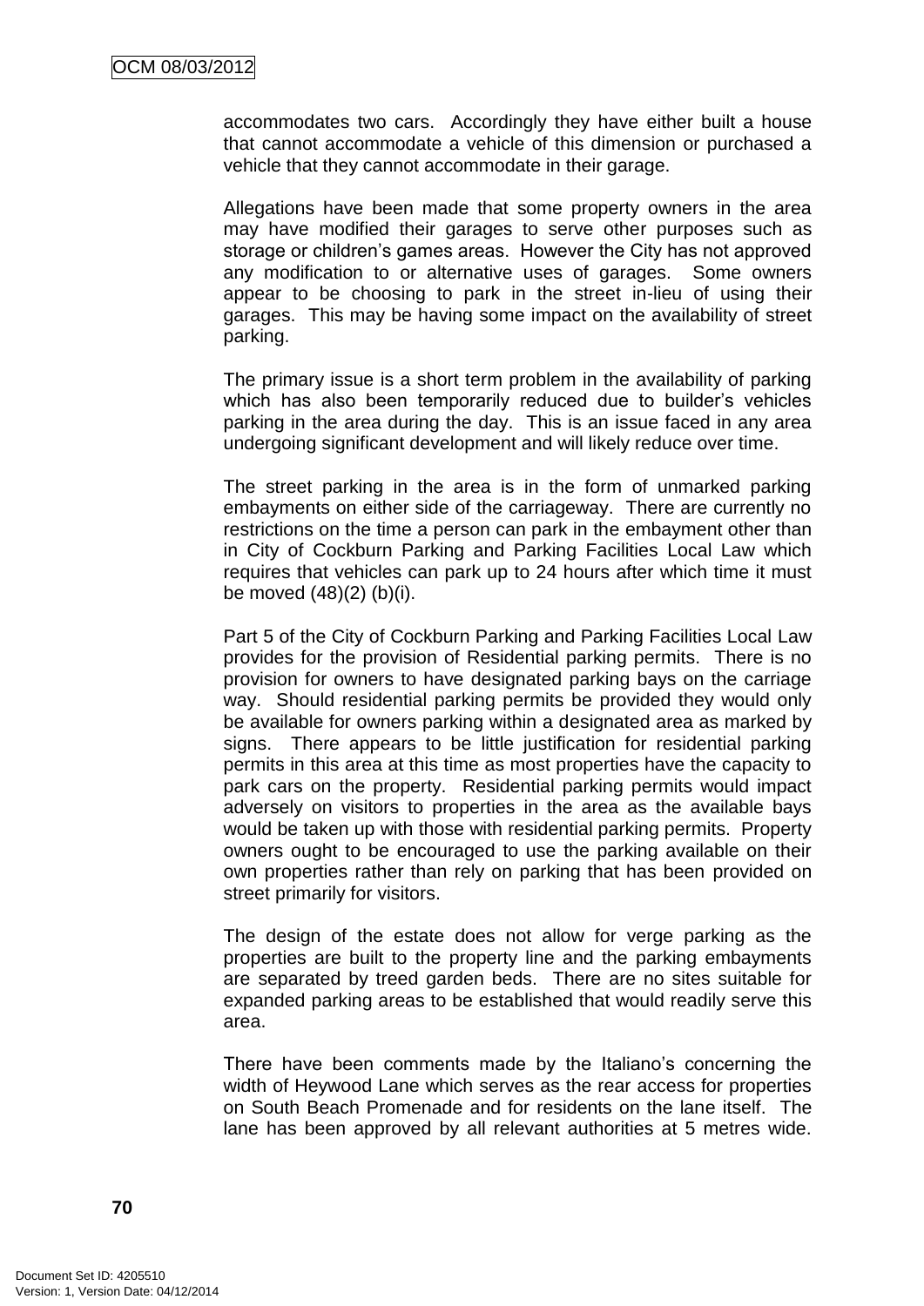accommodates two cars. Accordingly they have either built a house that cannot accommodate a vehicle of this dimension or purchased a vehicle that they cannot accommodate in their garage.

Allegations have been made that some property owners in the area may have modified their garages to serve other purposes such as storage or children's games areas. However the City has not approved any modification to or alternative uses of garages. Some owners appear to be choosing to park in the street in-lieu of using their garages. This may be having some impact on the availability of street parking.

The primary issue is a short term problem in the availability of parking which has also been temporarily reduced due to builder's vehicles parking in the area during the day. This is an issue faced in any area undergoing significant development and will likely reduce over time.

The street parking in the area is in the form of unmarked parking embayments on either side of the carriageway. There are currently no restrictions on the time a person can park in the embayment other than in City of Cockburn Parking and Parking Facilities Local Law which requires that vehicles can park up to 24 hours after which time it must be moved (48)(2) (b)(i).

Part 5 of the City of Cockburn Parking and Parking Facilities Local Law provides for the provision of Residential parking permits. There is no provision for owners to have designated parking bays on the carriage way. Should residential parking permits be provided they would only be available for owners parking within a designated area as marked by signs. There appears to be little justification for residential parking permits in this area at this time as most properties have the capacity to park cars on the property. Residential parking permits would impact adversely on visitors to properties in the area as the available bays would be taken up with those with residential parking permits. Property owners ought to be encouraged to use the parking available on their own properties rather than rely on parking that has been provided on street primarily for visitors.

The design of the estate does not allow for verge parking as the properties are built to the property line and the parking embayments are separated by treed garden beds. There are no sites suitable for expanded parking areas to be established that would readily serve this area.

There have been comments made by the Italiano's concerning the width of Heywood Lane which serves as the rear access for properties on South Beach Promenade and for residents on the lane itself. The lane has been approved by all relevant authorities at 5 metres wide.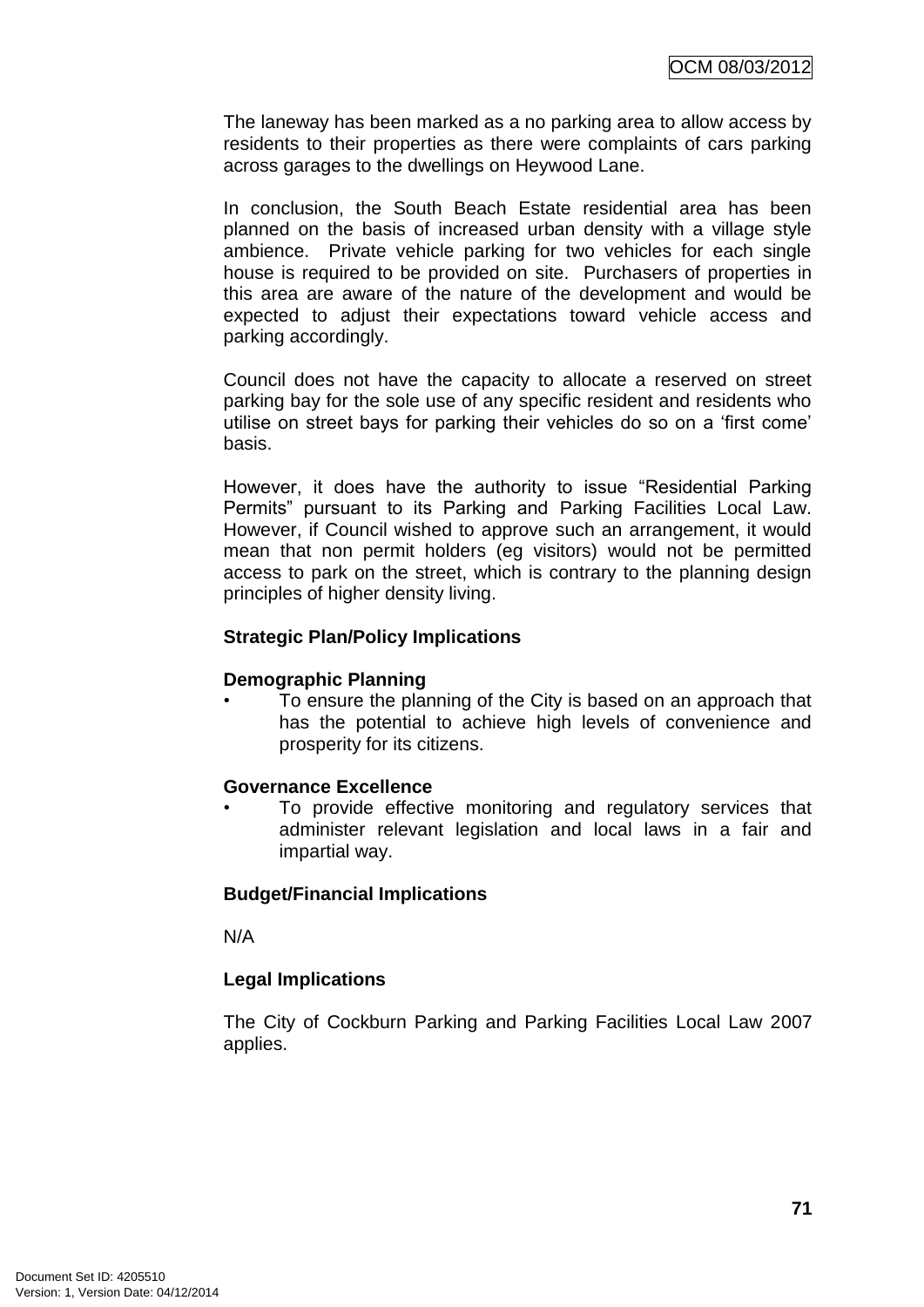The laneway has been marked as a no parking area to allow access by residents to their properties as there were complaints of cars parking across garages to the dwellings on Heywood Lane.

In conclusion, the South Beach Estate residential area has been planned on the basis of increased urban density with a village style ambience. Private vehicle parking for two vehicles for each single house is required to be provided on site. Purchasers of properties in this area are aware of the nature of the development and would be expected to adjust their expectations toward vehicle access and parking accordingly.

Council does not have the capacity to allocate a reserved on street parking bay for the sole use of any specific resident and residents who utilise on street bays for parking their vehicles do so on a 'first come' basis.

However, it does have the authority to issue "Residential Parking Permits" pursuant to its Parking and Parking Facilities Local Law. However, if Council wished to approve such an arrangement, it would mean that non permit holders (eg visitors) would not be permitted access to park on the street, which is contrary to the planning design principles of higher density living.

**Strategic Plan/Policy Implications**

**Demographic Planning**

- To ensure the planning of the City is based on an approach that has the potential to achieve high levels of convenience and prosperity for its citizens.

**Governance Excellence**

- To provide effective monitoring and regulatory services that administer relevant legislation and local laws in a fair and impartial way.

**Budget/Financial Implications**

N/A

**Legal Implications**

The City of Cockburn Parking and Parking Facilities Local Law 2007 applies.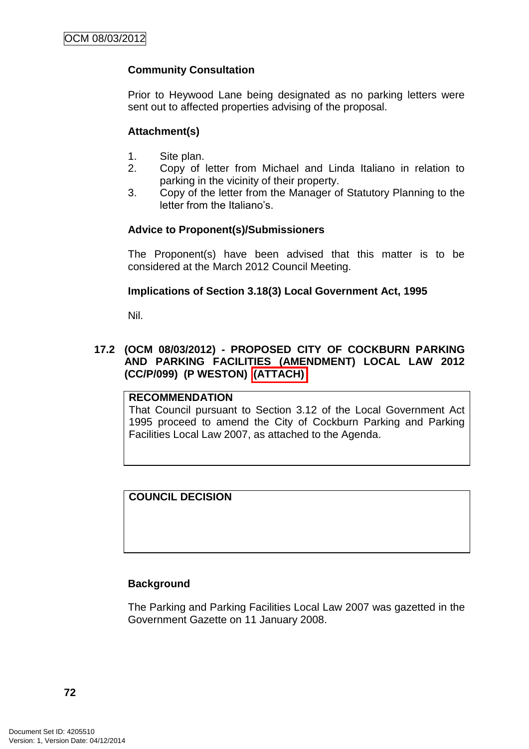**Community Consultation**

Prior to Heywood Lane being designated as no parking letters were sent out to affected properties advising of the proposal.

**Attachment(s)**

1. Site plan.
2. Copy of letter from Michael and Linda Italiano in relation to parking in the vicinity of their property.
3. Copy of the letter from the Manager of Statutory Planning to the letter from the Italiano's.

**Advice to Proponent(s)/Submissioners**

The Proponent(s) have been advised that this matter is to be considered at the March 2012 Council Meeting.

**Implications of Section 3.18(3) Local Government Act, 1995**

Nil.

### 17.2 (OCM 08/03/2012) - PROPOSED CITY OF COCKBURN PARKING AND PARKING FACILITIES (AMENDMENT) LOCAL LAW 2012 (CC/P/099) (P WESTON) (ATTACH)

**RECOMMENDATION**

That Council pursuant to Section 3.12 of the Local Government Act 1995 proceed to amend the City of Cockburn Parking and Parking Facilities Local Law 2007, as attached to the Agenda.

**COUNCIL DECISION**

**Background**

The Parking and Parking Facilities Local Law 2007 was gazetted in the Government Gazette on 11 January 2008.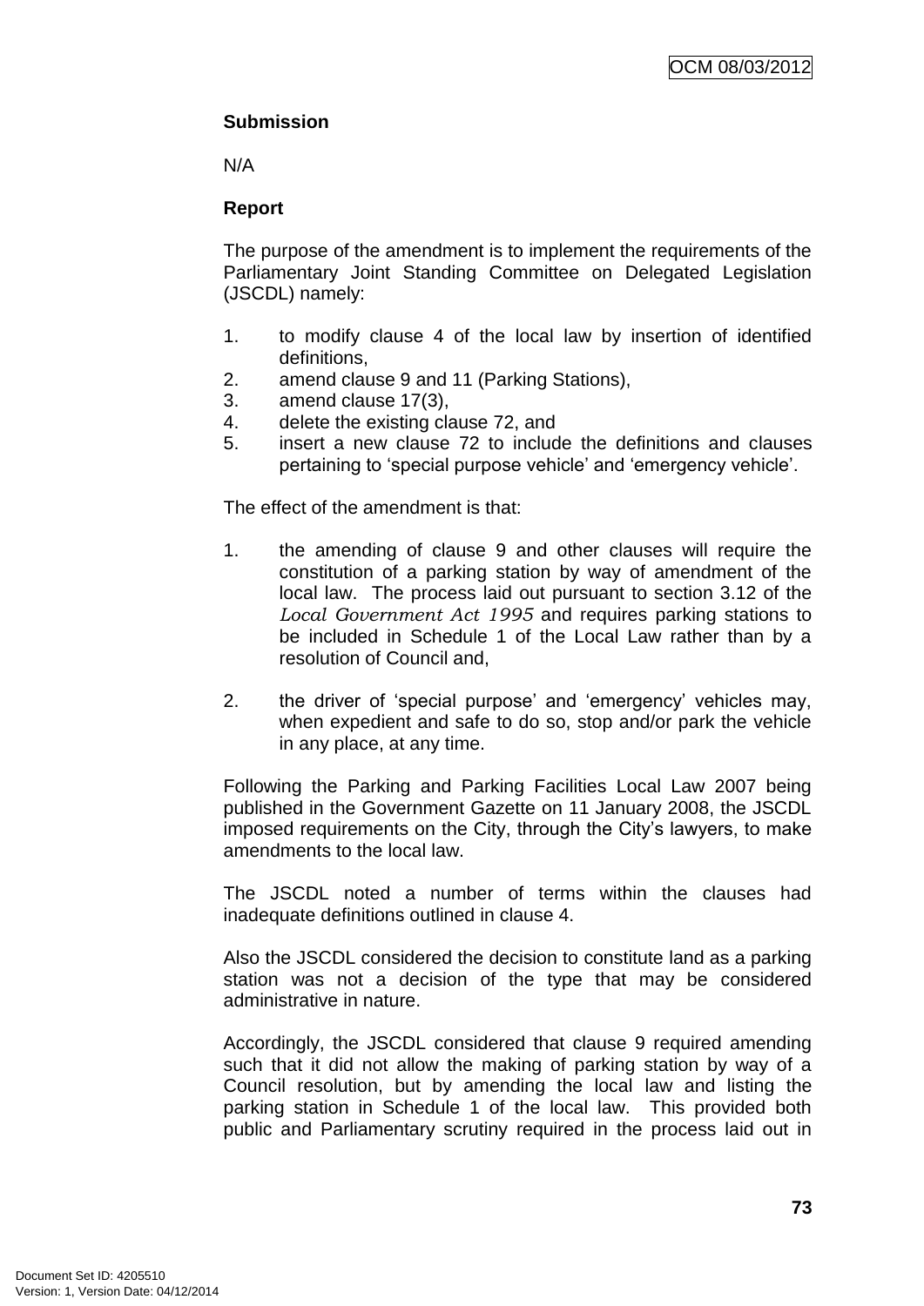**Submission**

N/A

**Report**

The purpose of the amendment is to implement the requirements of the Parliamentary Joint Standing Committee on Delegated Legislation (JSCDL) namely:

1. to modify clause 4 of the local law by insertion of identified definitions,
2. amend clause 9 and 11 (Parking Stations),
3. amend clause 17(3),
4. delete the existing clause 72, and
5. insert a new clause 72 to include the definitions and clauses pertaining to 'special purpose vehicle' and 'emergency vehicle'.

The effect of the amendment is that:

1. the amending of clause 9 and other clauses will require the constitution of a parking station by way of amendment of the local law. The process laid out pursuant to section 3.12 of the *Local Government Act 1995* and requires parking stations to be included in Schedule 1 of the Local Law rather than by a resolution of Council and,

2. the driver of 'special purpose' and 'emergency' vehicles may, when expedient and safe to do so, stop and/or park the vehicle in any place, at any time.

Following the Parking and Parking Facilities Local Law 2007 being published in the Government Gazette on 11 January 2008, the JSCDL imposed requirements on the City, through the City's lawyers, to make amendments to the local law.

The JSCDL noted a number of terms within the clauses had inadequate definitions outlined in clause 4.

Also the JSCDL considered the decision to constitute land as a parking station was not a decision of the type that may be considered administrative in nature.

Accordingly, the JSCDL considered that clause 9 required amending such that it did not allow the making of parking station by way of a Council resolution, but by amending the local law and listing the parking station in Schedule 1 of the local law. This provided both public and Parliamentary scrutiny required in the process laid out in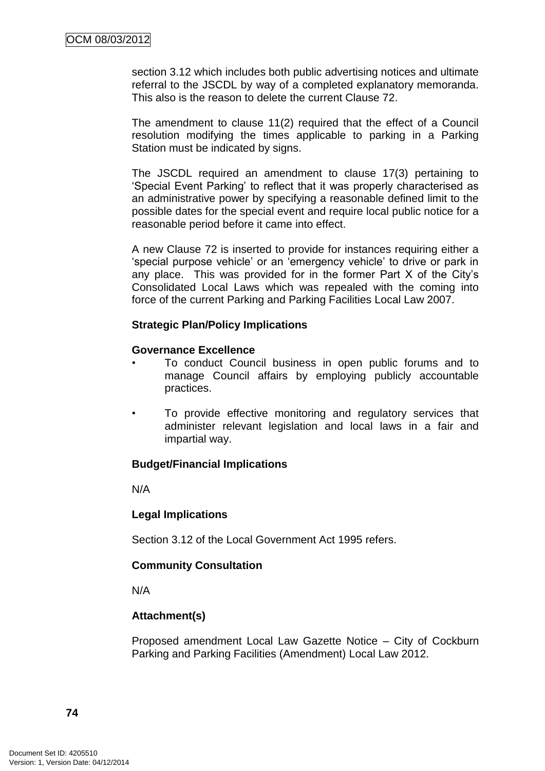section 3.12 which includes both public advertising notices and ultimate referral to the JSCDL by way of a completed explanatory memoranda. This also is the reason to delete the current Clause 72.

The amendment to clause 11(2) required that the effect of a Council resolution modifying the times applicable to parking in a Parking Station must be indicated by signs.

The JSCDL required an amendment to clause 17(3) pertaining to 'Special Event Parking' to reflect that it was properly characterised as an administrative power by specifying a reasonable defined limit to the possible dates for the special event and require local public notice for a reasonable period before it came into effect.

A new Clause 72 is inserted to provide for instances requiring either a 'special purpose vehicle' or an 'emergency vehicle' to drive or park in any place. This was provided for in the former Part X of the City's Consolidated Local Laws which was repealed with the coming into force of the current Parking and Parking Facilities Local Law 2007.

**Strategic Plan/Policy Implications**

**Governance Excellence**

- To conduct Council business in open public forums and to manage Council affairs by employing publicly accountable practices.
- To provide effective monitoring and regulatory services that administer relevant legislation and local laws in a fair and impartial way.

**Budget/Financial Implications**

N/A

**Legal Implications**

Section 3.12 of the Local Government Act 1995 refers.

**Community Consultation**

N/A

**Attachment(s)**

Proposed amendment Local Law Gazette Notice – City of Cockburn Parking and Parking Facilities (Amendment) Local Law 2012.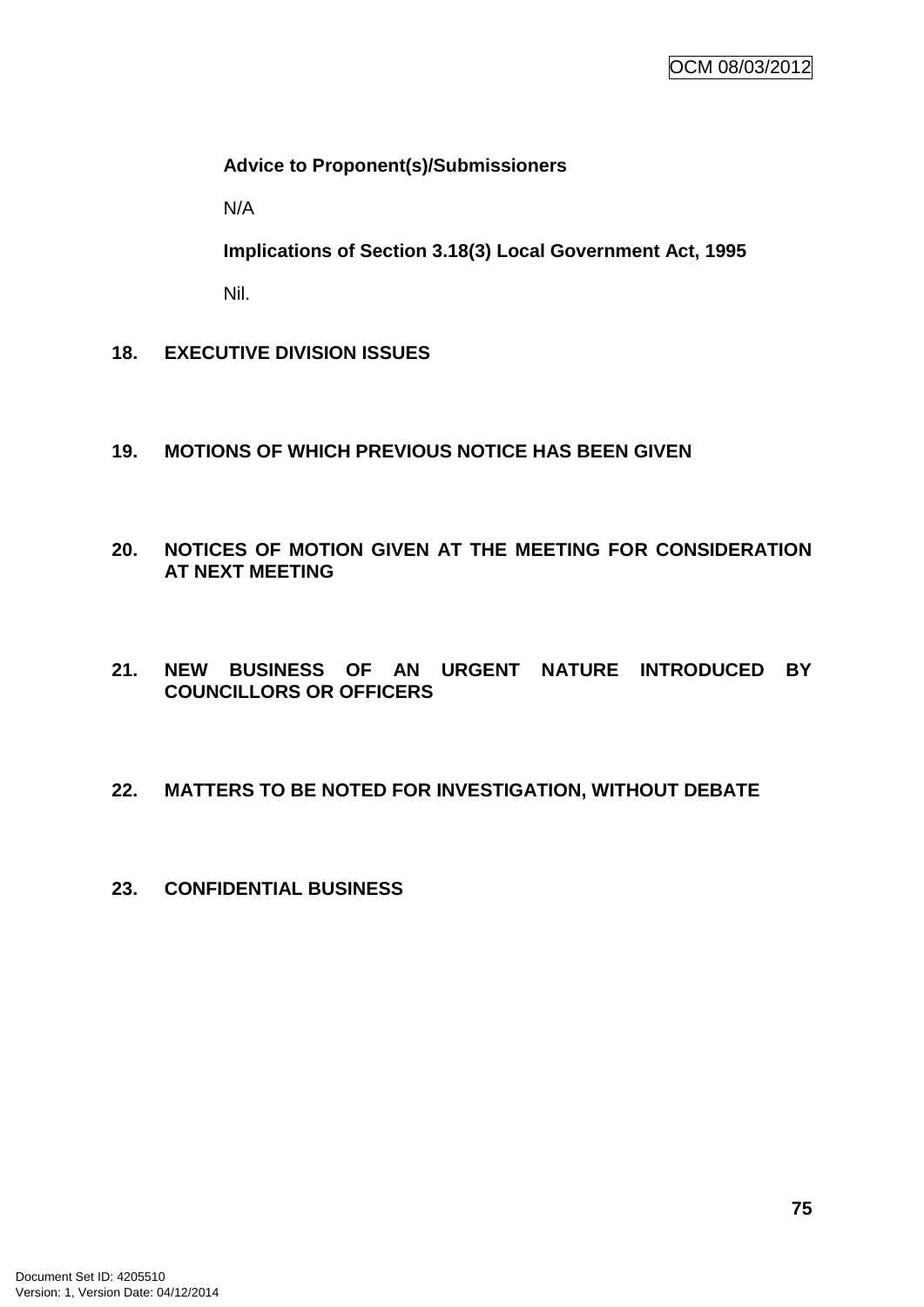**Advice to Proponent(s)/Submissioners**

N/A

**Implications of Section 3.18(3) Local Government Act, 1995**

Nil.

## 18. EXECUTIVE DIVISION ISSUES

## 19. MOTIONS OF WHICH PREVIOUS NOTICE HAS BEEN GIVEN

## 20. NOTICES OF MOTION GIVEN AT THE MEETING FOR CONSIDERATION AT NEXT MEETING

## 21. NEW BUSINESS OF AN URGENT NATURE INTRODUCED BY COUNCILLORS OR OFFICERS

## 22. MATTERS TO BE NOTED FOR INVESTIGATION, WITHOUT DEBATE

## 23. CONFIDENTIAL BUSINESS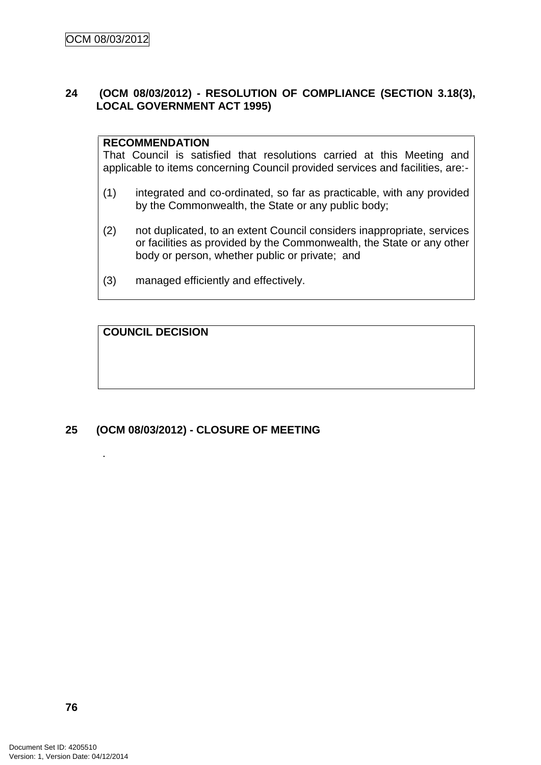## 24 (OCM 08/03/2012) - RESOLUTION OF COMPLIANCE (SECTION 3.18(3), LOCAL GOVERNMENT ACT 1995)

**RECOMMENDATION**

That Council is satisfied that resolutions carried at this Meeting and applicable to items concerning Council provided services and facilities, are:-

(1) integrated and co-ordinated, so far as practicable, with any provided by the Commonwealth, the State or any public body;

(2) not duplicated, to an extent Council considers inappropriate, services or facilities as provided by the Commonwealth, the State or any other body or person, whether public or private; and

(3) managed efficiently and effectively.

**COUNCIL DECISION**

## 25 (OCM 08/03/2012) - CLOSURE OF MEETING

.

Document Set ID: 4205510
Version: 1, Version Date: 04/12/2014